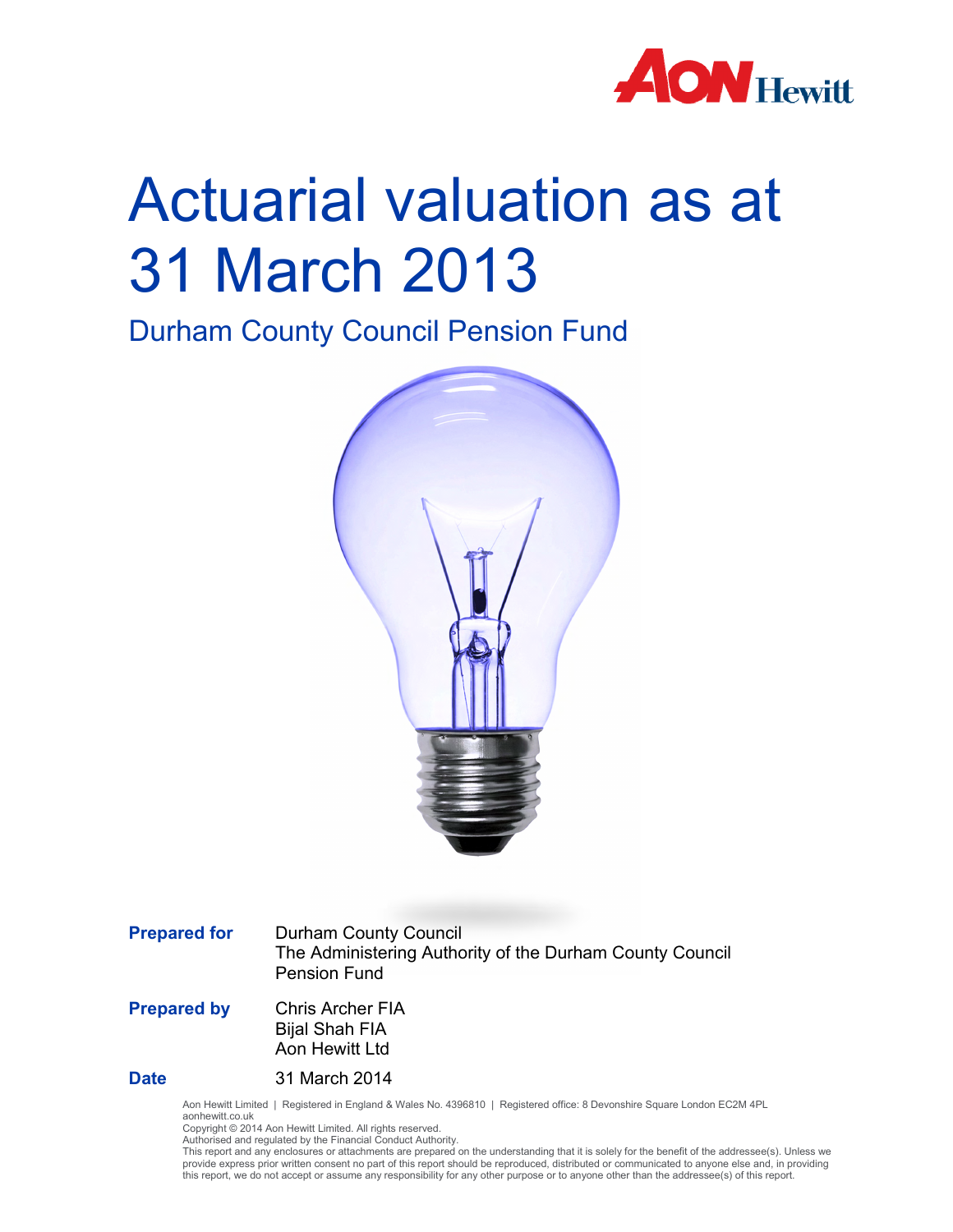# Actuarial valuation as at 31 March 2013

## Durham County Council Pension Fund

**Prepared for** Durham County Council
The Administering Authority of the Durham County Council Pension Fund

**Prepared by** Chris Archer FIA
Bijal Shah FIA
Aon Hewitt Ltd

**Date** 31 March 2014

Aon Hewitt Limited | Registered in England & Wales No. 4396810 | Registered office: 8 Devonshire Square London EC2M 4PL
aonhewitt.co.uk
Copyright © 2014 Aon Hewitt Limited. All rights reserved.
Authorised and regulated by the Financial Conduct Authority.
This report and any enclosures or attachments are prepared on the understanding that it is solely for the benefit of the addressee(s). Unless we provide express prior written consent no part of this report should be reproduced, distributed or communicated to anyone else and, in providing this report, we do not accept or assume any responsibility for any other purpose or to anyone other than the addressee(s) of this report.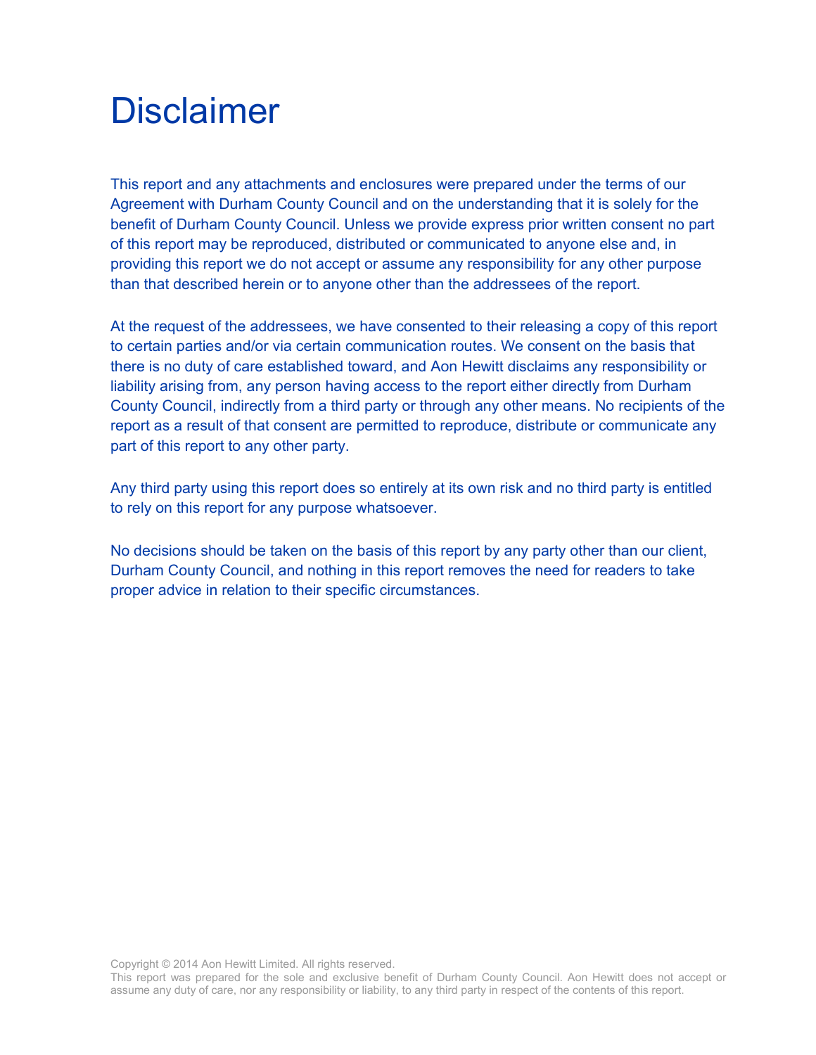# Disclaimer

This report and any attachments and enclosures were prepared under the terms of our Agreement with Durham County Council and on the understanding that it is solely for the benefit of Durham County Council. Unless we provide express prior written consent no part of this report may be reproduced, distributed or communicated to anyone else and, in providing this report we do not accept or assume any responsibility for any other purpose than that described herein or to anyone other than the addressees of the report.

At the request of the addressees, we have consented to their releasing a copy of this report to certain parties and/or via certain communication routes. We consent on the basis that there is no duty of care established toward, and Aon Hewitt disclaims any responsibility or liability arising from, any person having access to the report either directly from Durham County Council, indirectly from a third party or through any other means. No recipients of the report as a result of that consent are permitted to reproduce, distribute or communicate any part of this report to any other party.

Any third party using this report does so entirely at its own risk and no third party is entitled to rely on this report for any purpose whatsoever.

No decisions should be taken on the basis of this report by any party other than our client, Durham County Council, and nothing in this report removes the need for readers to take proper advice in relation to their specific circumstances.

Copyright © 2014 Aon Hewitt Limited. All rights reserved.
This report was prepared for the sole and exclusive benefit of Durham County Council. Aon Hewitt does not accept or assume any duty of care, nor any responsibility or liability, to any third party in respect of the contents of this report.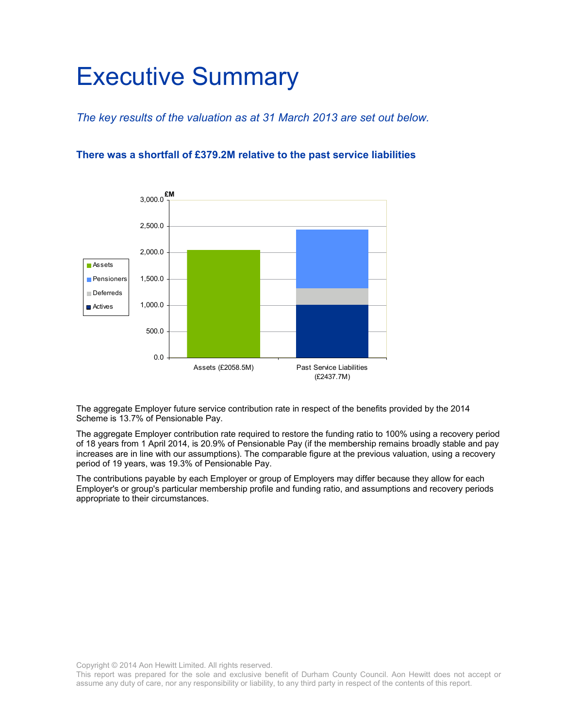# Executive Summary

*The key results of the valuation as at 31 March 2013 are set out below.*

### There was a shortfall of £379.2M relative to the past service liabilities

The aggregate Employer future service contribution rate in respect of the benefits provided by the 2014 Scheme is 13.7% of Pensionable Pay.

The aggregate Employer contribution rate required to restore the funding ratio to 100% using a recovery period of 18 years from 1 April 2014, is 20.9% of Pensionable Pay (if the membership remains broadly stable and pay increases are in line with our assumptions). The comparable figure at the previous valuation, using a recovery period of 19 years, was 19.3% of Pensionable Pay.

The contributions payable by each Employer or group of Employers may differ because they allow for each Employer's or group's particular membership profile and funding ratio, and assumptions and recovery periods appropriate to their circumstances.

Copyright © 2014 Aon Hewitt Limited. All rights reserved.
This report was prepared for the sole and exclusive benefit of Durham County Council. Aon Hewitt does not accept or assume any duty of care, nor any responsibility or liability, to any third party in respect of the contents of this report.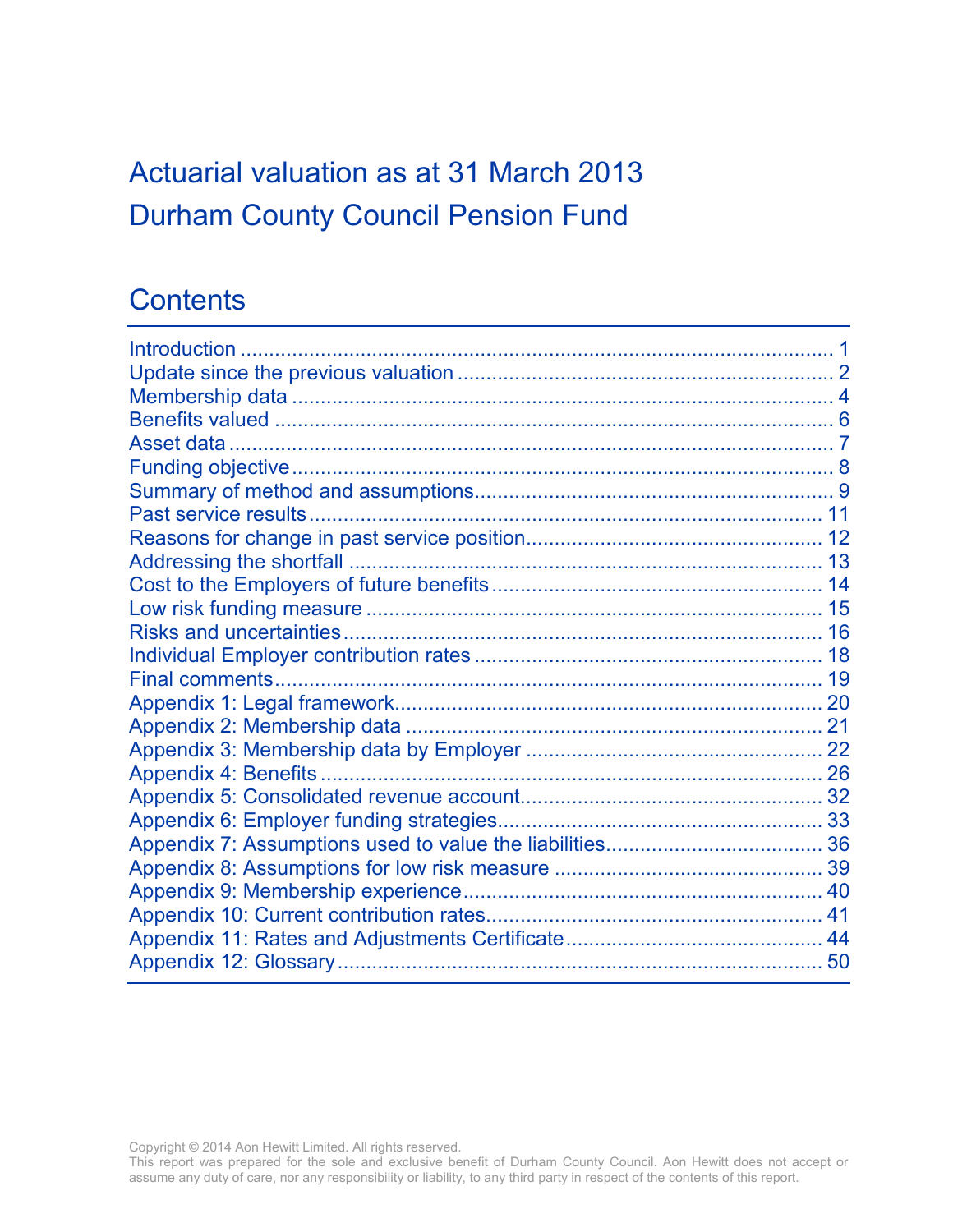# Actuarial valuation as at 31 March 2013

# Durham County Council Pension Fund

## Contents

| | |
|---|---|
| Introduction | 1 |
| Update since the previous valuation | 2 |
| Membership data | 4 |
| Benefits valued | 6 |
| Asset data | 7 |
| Funding objective | 8 |
| Summary of method and assumptions | 9 |
| Past service results | 11 |
| Reasons for change in past service position | 12 |
| Addressing the shortfall | 13 |
| Cost to the Employers of future benefits | 14 |
| Low risk funding measure | 15 |
| Risks and uncertainties | 16 |
| Individual Employer contribution rates | 18 |
| Final comments | 19 |
| Appendix 1: Legal framework | 20 |
| Appendix 2: Membership data | 21 |
| Appendix 3: Membership data by Employer | 22 |
| Appendix 4: Benefits | 26 |
| Appendix 5: Consolidated revenue account | 32 |
| Appendix 6: Employer funding strategies | 33 |
| Appendix 7: Assumptions used to value the liabilities | 36 |
| Appendix 8: Assumptions for low risk measure | 39 |
| Appendix 9: Membership experience | 40 |
| Appendix 10: Current contribution rates | 41 |
| Appendix 11: Rates and Adjustments Certificate | 44 |
| Appendix 12: Glossary | 50 |

Copyright © 2014 Aon Hewitt Limited. All rights reserved.
This report was prepared for the sole and exclusive benefit of Durham County Council. Aon Hewitt does not accept or assume any duty of care, nor any responsibility or liability, to any third party in respect of the contents of this report.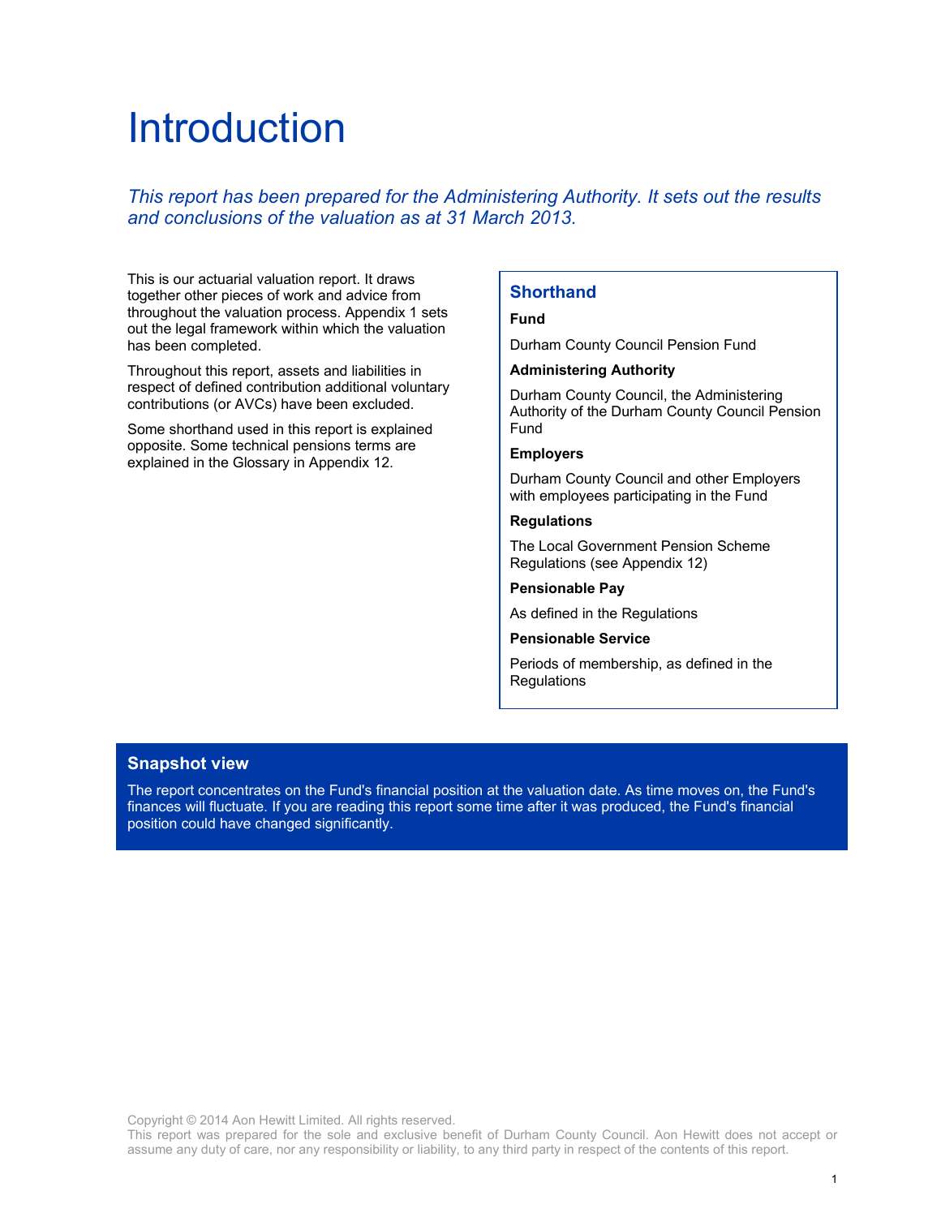# Introduction

*This report has been prepared for the Administering Authority. It sets out the results and conclusions of the valuation as at 31 March 2013.*

This is our actuarial valuation report. It draws together other pieces of work and advice from throughout the valuation process. Appendix 1 sets out the legal framework within which the valuation has been completed.

Throughout this report, assets and liabilities in respect of defined contribution additional voluntary contributions (or AVCs) have been excluded.

Some shorthand used in this report is explained opposite. Some technical pensions terms are explained in the Glossary in Appendix 12.

## Shorthand

**Fund**

Durham County Council Pension Fund

**Administering Authority**

Durham County Council, the Administering Authority of the Durham County Council Pension Fund

**Employers**

Durham County Council and other Employers with employees participating in the Fund

**Regulations**

The Local Government Pension Scheme Regulations (see Appendix 12)

**Pensionable Pay**

As defined in the Regulations

**Pensionable Service**

Periods of membership, as defined in the Regulations

## Snapshot view

The report concentrates on the Fund's financial position at the valuation date. As time moves on, the Fund's finances will fluctuate. If you are reading this report some time after it was produced, the Fund's financial position could have changed significantly.

Copyright © 2014 Aon Hewitt Limited. All rights reserved.
This report was prepared for the sole and exclusive benefit of Durham County Council. Aon Hewitt does not accept or assume any duty of care, nor any responsibility or liability, to any third party in respect of the contents of this report.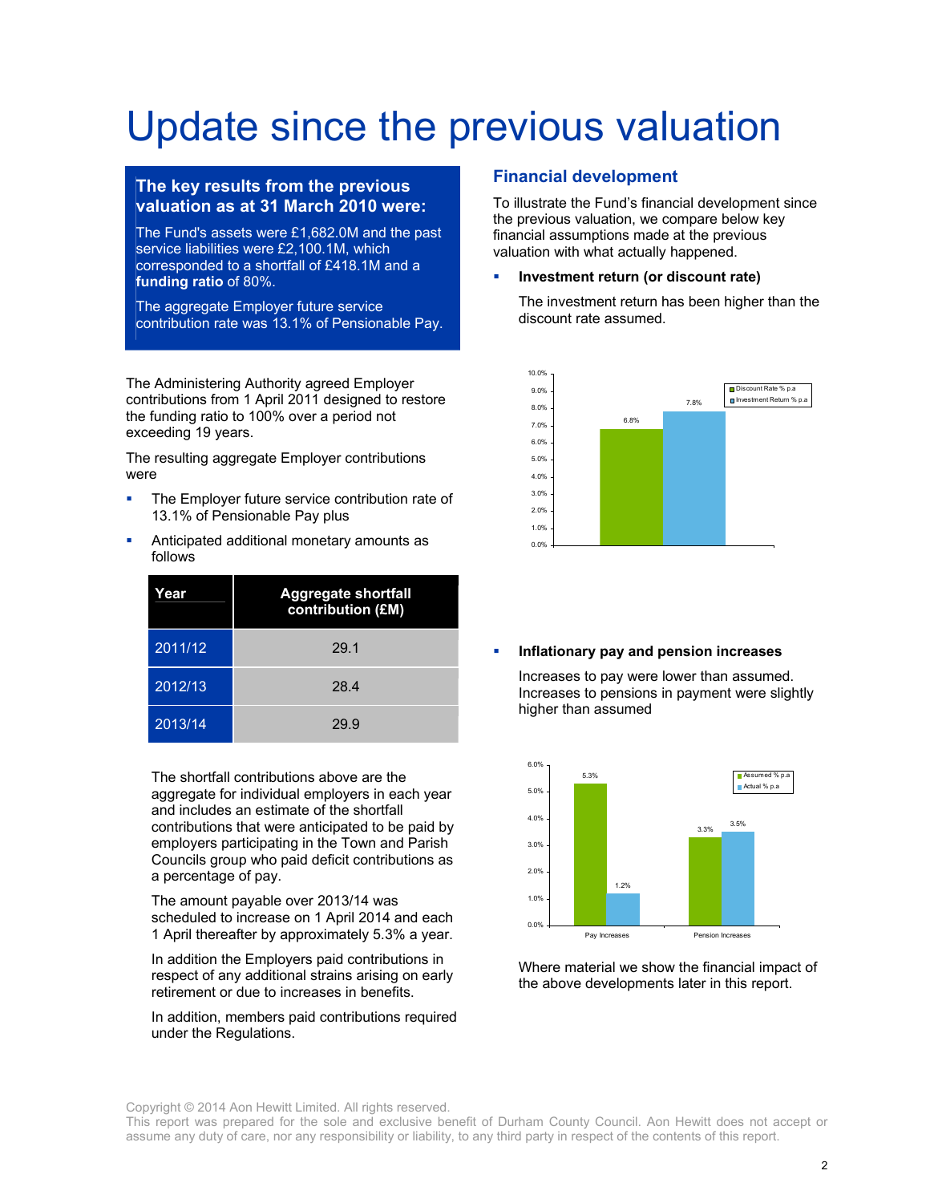# Update since the previous valuation

### The key results from the previous valuation as at 31 March 2010 were:

The Fund's assets were £1,682.0M and the past service liabilities were £2,100.1M, which corresponded to a shortfall of £418.1M and a **funding ratio** of 80%.

The aggregate Employer future service contribution rate was 13.1% of Pensionable Pay.

The Administering Authority agreed Employer contributions from 1 April 2011 designed to restore the funding ratio to 100% over a period not exceeding 19 years.

The resulting aggregate Employer contributions were

- The Employer future service contribution rate of 13.1% of Pensionable Pay plus
- Anticipated additional monetary amounts as follows

| Year | Aggregate shortfall contribution (£M) |
|---|---|
| 2011/12 | 29.1 |
| 2012/13 | 28.4 |
| 2013/14 | 29.9 |

The shortfall contributions above are the aggregate for individual employers in each year and includes an estimate of the shortfall contributions that were anticipated to be paid by employers participating in the Town and Parish Councils group who paid deficit contributions as a percentage of pay.

The amount payable over 2013/14 was scheduled to increase on 1 April 2014 and each 1 April thereafter by approximately 5.3% a year.

In addition the Employers paid contributions in respect of any additional strains arising on early retirement or due to increases in benefits.

In addition, members paid contributions required under the Regulations.

## Financial development

To illustrate the Fund's financial development since the previous valuation, we compare below key financial assumptions made at the previous valuation with what actually happened.

- **Investment return (or discount rate)**

  The investment return has been higher than the discount rate assumed.

| | Discount Rate % p.a | Investment Return % p.a |
|---|---|---|
| | 6.8% | 7.8% |

- **Inflationary pay and pension increases**

  Increases to pay were lower than assumed. Increases to pensions in payment were slightly higher than assumed

| | Assumed % p.a | Actual % p.a |
|---|---|---|
| Pay Increases | 5.3% | 1.2% |
| Pension Increases | 3.3% | 3.5% |

Where material we show the financial impact of the above developments later in this report.

Copyright © 2014 Aon Hewitt Limited. All rights reserved.
This report was prepared for the sole and exclusive benefit of Durham County Council. Aon Hewitt does not accept or assume any duty of care, nor any responsibility or liability, to any third party in respect of the contents of this report.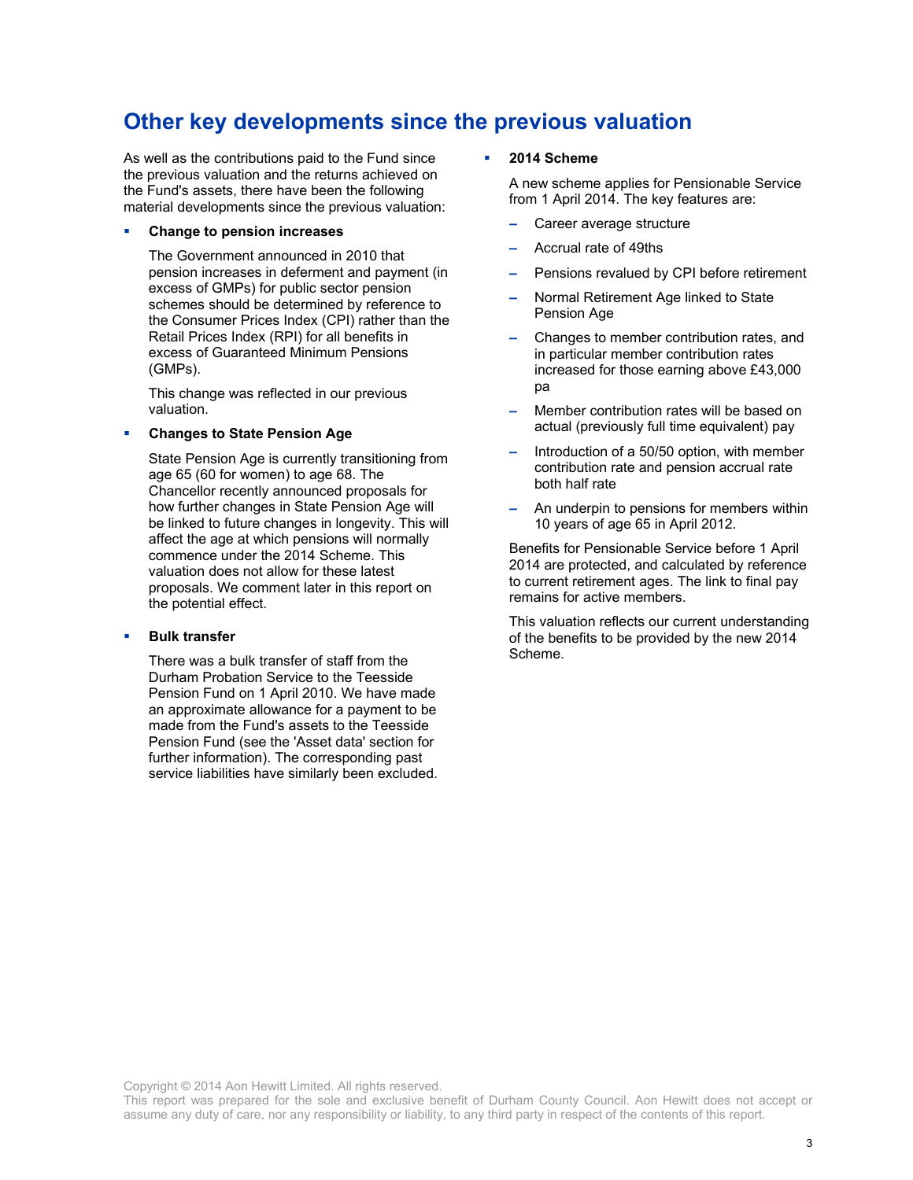## Other key developments since the previous valuation

As well as the contributions paid to the Fund since the previous valuation and the returns achieved on the Fund's assets, there have been the following material developments since the previous valuation:

- **Change to pension increases**

  The Government announced in 2010 that pension increases in deferment and payment (in excess of GMPs) for public sector pension schemes should be determined by reference to the Consumer Prices Index (CPI) rather than the Retail Prices Index (RPI) for all benefits in excess of Guaranteed Minimum Pensions (GMPs).

  This change was reflected in our previous valuation.

- **Changes to State Pension Age**

  State Pension Age is currently transitioning from age 65 (60 for women) to age 68. The Chancellor recently announced proposals for how further changes in State Pension Age will be linked to future changes in longevity. This will affect the age at which pensions will normally commence under the 2014 Scheme. This valuation does not allow for these latest proposals. We comment later in this report on the potential effect.

- **Bulk transfer**

  There was a bulk transfer of staff from the Durham Probation Service to the Teesside Pension Fund on 1 April 2010. We have made an approximate allowance for a payment to be made from the Fund's assets to the Teesside Pension Fund (see the 'Asset data' section for further information). The corresponding past service liabilities have similarly been excluded.

- **2014 Scheme**

  A new scheme applies for Pensionable Service from 1 April 2014. The key features are:

  - Career average structure
  - Accrual rate of 49ths
  - Pensions revalued by CPI before retirement
  - Normal Retirement Age linked to State Pension Age
  - Changes to member contribution rates, and in particular member contribution rates increased for those earning above £43,000 pa
  - Member contribution rates will be based on actual (previously full time equivalent) pay
  - Introduction of a 50/50 option, with member contribution rate and pension accrual rate both half rate
  - An underpin to pensions for members within 10 years of age 65 in April 2012.

  Benefits for Pensionable Service before 1 April 2014 are protected, and calculated by reference to current retirement ages. The link to final pay remains for active members.

  This valuation reflects our current understanding of the benefits to be provided by the new 2014 Scheme.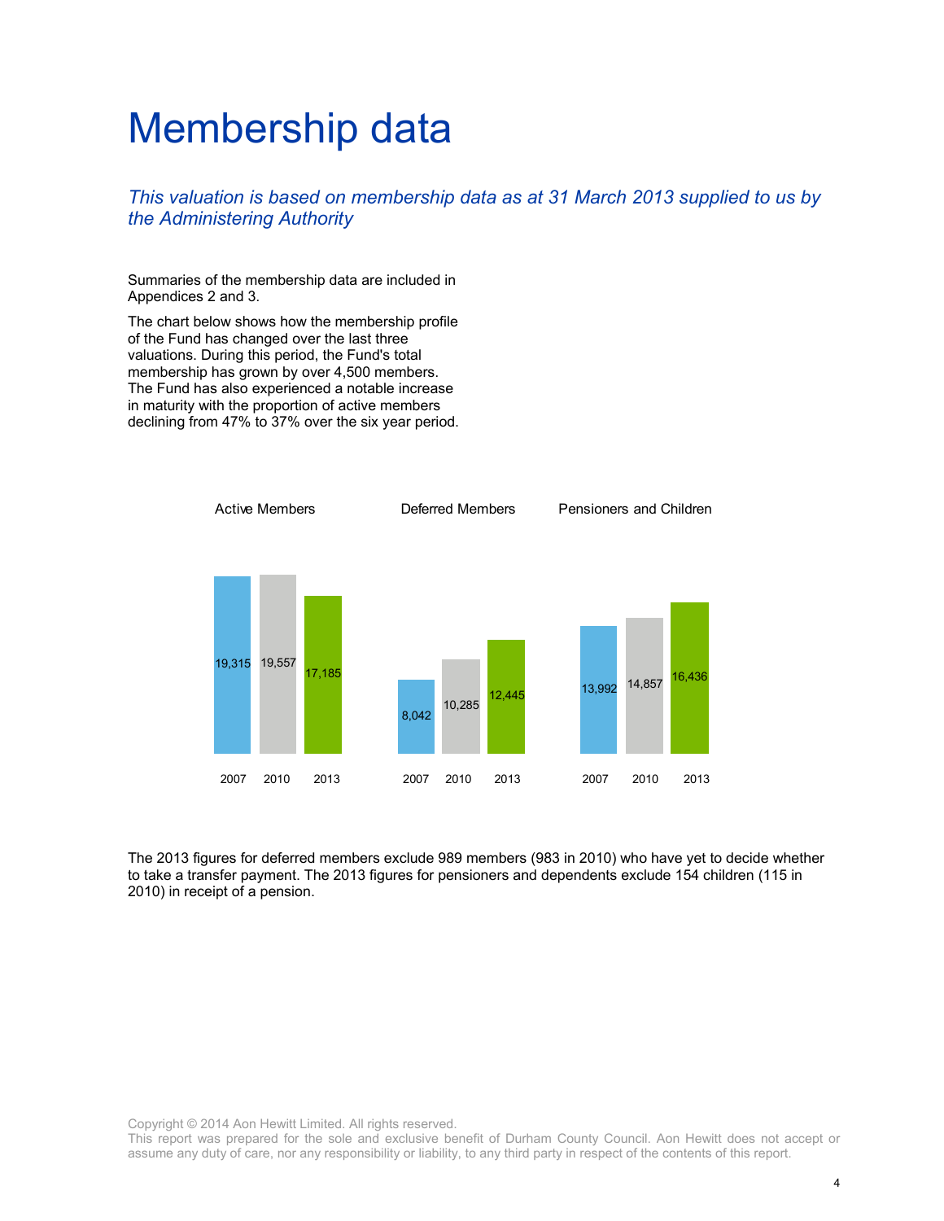# Membership data

*This valuation is based on membership data as at 31 March 2013 supplied to us by the Administering Authority*

Summaries of the membership data are included in Appendices 2 and 3.

The chart below shows how the membership profile of the Fund has changed over the last three valuations. During this period, the Fund's total membership has grown by over 4,500 members. The Fund has also experienced a notable increase in maturity with the proportion of active members declining from 47% to 37% over the six year period.

| | 2007 | 2010 | 2013 |
|---|---|---|---|
| Active Members | 19,315 | 19,557 | 17,185 |
| Deferred Members | 8,042 | 10,285 | 12,445 |
| Pensioners and Children | 13,992 | 14,857 | 16,436 |

The 2013 figures for deferred members exclude 989 members (983 in 2010) who have yet to decide whether to take a transfer payment. The 2013 figures for pensioners and dependents exclude 154 children (115 in 2010) in receipt of a pension.

Copyright © 2014 Aon Hewitt Limited. All rights reserved.
This report was prepared for the sole and exclusive benefit of Durham County Council. Aon Hewitt does not accept or assume any duty of care, nor any responsibility or liability, to any third party in respect of the contents of this report.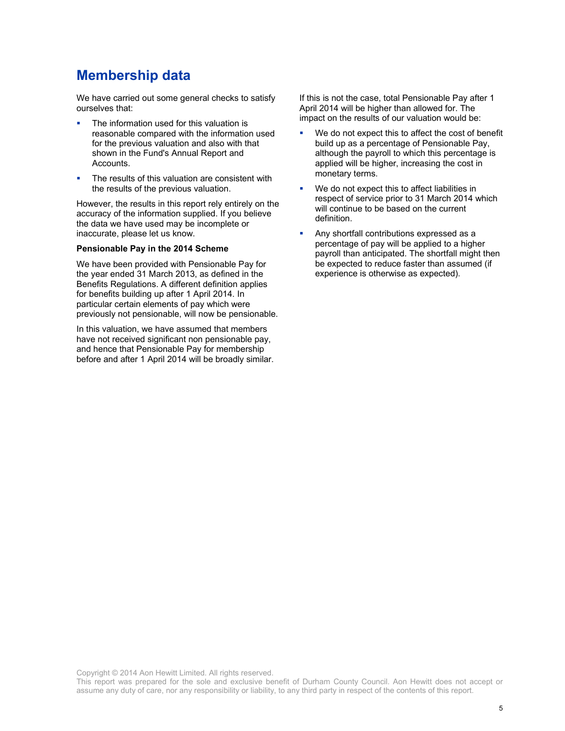# Membership data

We have carried out some general checks to satisfy ourselves that:

- The information used for this valuation is reasonable compared with the information used for the previous valuation and also with that shown in the Fund's Annual Report and Accounts.
- The results of this valuation are consistent with the results of the previous valuation.

However, the results in this report rely entirely on the accuracy of the information supplied. If you believe the data we have used may be incomplete or inaccurate, please let us know.

**Pensionable Pay in the 2014 Scheme**

We have been provided with Pensionable Pay for the year ended 31 March 2013, as defined in the Benefits Regulations. A different definition applies for benefits building up after 1 April 2014. In particular certain elements of pay which were previously not pensionable, will now be pensionable.

In this valuation, we have assumed that members have not received significant non pensionable pay, and hence that Pensionable Pay for membership before and after 1 April 2014 will be broadly similar.

If this is not the case, total Pensionable Pay after 1 April 2014 will be higher than allowed for. The impact on the results of our valuation would be:

- We do not expect this to affect the cost of benefit build up as a percentage of Pensionable Pay, although the payroll to which this percentage is applied will be higher, increasing the cost in monetary terms.
- We do not expect this to affect liabilities in respect of service prior to 31 March 2014 which will continue to be based on the current definition.
- Any shortfall contributions expressed as a percentage of pay will be applied to a higher payroll than anticipated. The shortfall might then be expected to reduce faster than assumed (if experience is otherwise as expected).

Copyright © 2014 Aon Hewitt Limited. All rights reserved.
This report was prepared for the sole and exclusive benefit of Durham County Council. Aon Hewitt does not accept or assume any duty of care, nor any responsibility or liability, to any third party in respect of the contents of this report.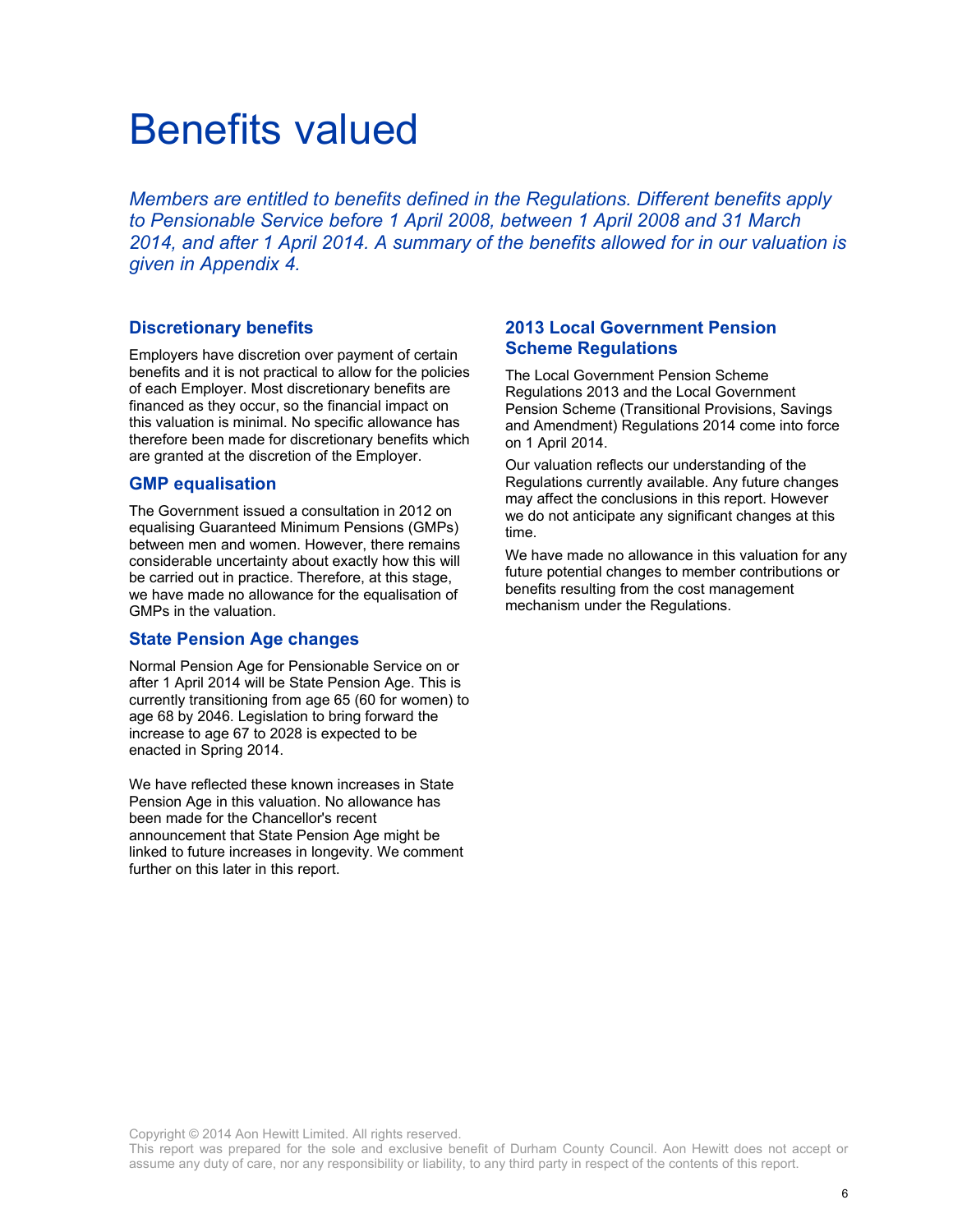# Benefits valued

*Members are entitled to benefits defined in the Regulations. Different benefits apply to Pensionable Service before 1 April 2008, between 1 April 2008 and 31 March 2014, and after 1 April 2014. A summary of the benefits allowed for in our valuation is given in Appendix 4.*

## Discretionary benefits

Employers have discretion over payment of certain benefits and it is not practical to allow for the policies of each Employer. Most discretionary benefits are financed as they occur, so the financial impact on this valuation is minimal. No specific allowance has therefore been made for discretionary benefits which are granted at the discretion of the Employer.

## GMP equalisation

The Government issued a consultation in 2012 on equalising Guaranteed Minimum Pensions (GMPs) between men and women. However, there remains considerable uncertainty about exactly how this will be carried out in practice. Therefore, at this stage, we have made no allowance for the equalisation of GMPs in the valuation.

## State Pension Age changes

Normal Pension Age for Pensionable Service on or after 1 April 2014 will be State Pension Age. This is currently transitioning from age 65 (60 for women) to age 68 by 2046. Legislation to bring forward the increase to age 67 to 2028 is expected to be enacted in Spring 2014.

We have reflected these known increases in State Pension Age in this valuation. No allowance has been made for the Chancellor's recent announcement that State Pension Age might be linked to future increases in longevity. We comment further on this later in this report.

## 2013 Local Government Pension Scheme Regulations

The Local Government Pension Scheme Regulations 2013 and the Local Government Pension Scheme (Transitional Provisions, Savings and Amendment) Regulations 2014 come into force on 1 April 2014.

Our valuation reflects our understanding of the Regulations currently available. Any future changes may affect the conclusions in this report. However we do not anticipate any significant changes at this time.

We have made no allowance in this valuation for any future potential changes to member contributions or benefits resulting from the cost management mechanism under the Regulations.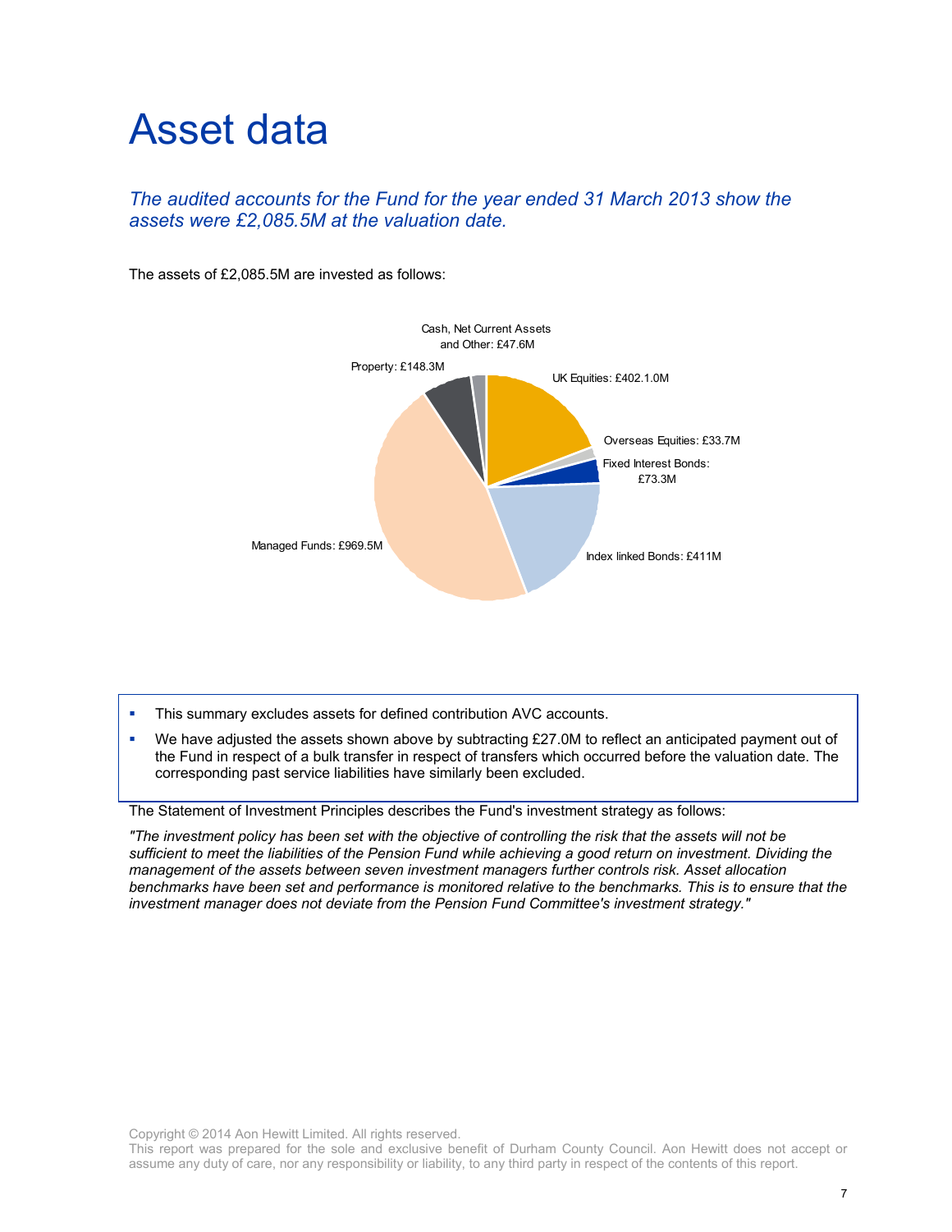# Asset data

*The audited accounts for the Fund for the year ended 31 March 2013 show the assets were £2,085.5M at the valuation date.*

The assets of £2,085.5M are invested as follows:

Cash, Net Current Assets and Other: £47.6M

Property: £148.3M

UK Equities: £402.1.0M

Overseas Equities: £33.7M

Fixed Interest Bonds: £73.3M

Index linked Bonds: £411M

Managed Funds: £969.5M

- This summary excludes assets for defined contribution AVC accounts.
- We have adjusted the assets shown above by subtracting £27.0M to reflect an anticipated payment out of the Fund in respect of a bulk transfer in respect of transfers which occurred before the valuation date. The corresponding past service liabilities have similarly been excluded.

The Statement of Investment Principles describes the Fund's investment strategy as follows:

*"The investment policy has been set with the objective of controlling the risk that the assets will not be sufficient to meet the liabilities of the Pension Fund while achieving a good return on investment. Dividing the management of the assets between seven investment managers further controls risk. Asset allocation benchmarks have been set and performance is monitored relative to the benchmarks. This is to ensure that the investment manager does not deviate from the Pension Fund Committee's investment strategy."*

Copyright © 2014 Aon Hewitt Limited. All rights reserved.
This report was prepared for the sole and exclusive benefit of Durham County Council. Aon Hewitt does not accept or assume any duty of care, nor any responsibility or liability, to any third party in respect of the contents of this report.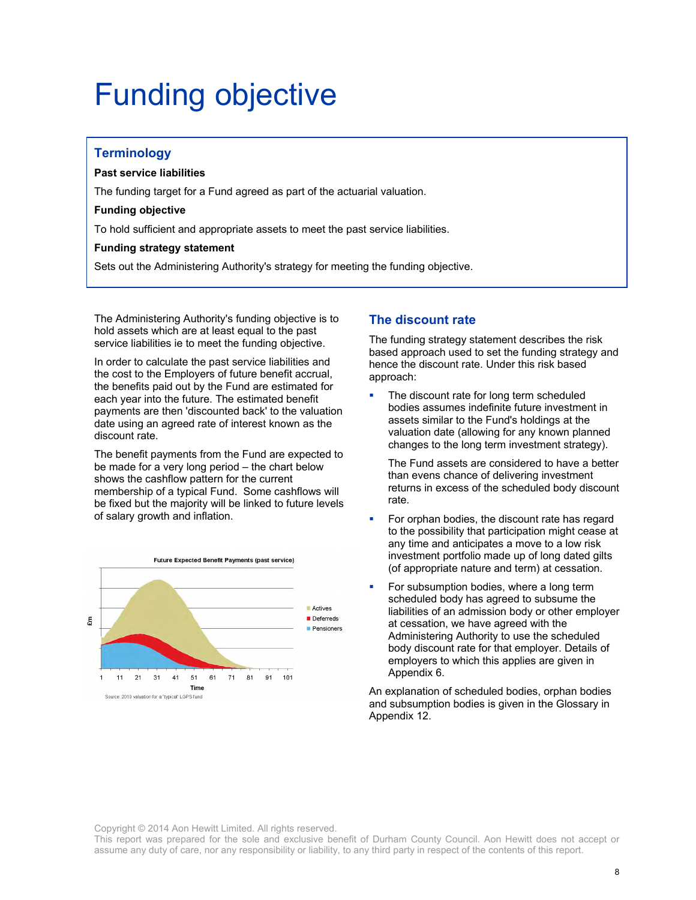# Funding objective

## Terminology

**Past service liabilities**

The funding target for a Fund agreed as part of the actuarial valuation.

**Funding objective**

To hold sufficient and appropriate assets to meet the past service liabilities.

**Funding strategy statement**

Sets out the Administering Authority's strategy for meeting the funding objective.

The Administering Authority's funding objective is to hold assets which are at least equal to the past service liabilities ie to meet the funding objective.

In order to calculate the past service liabilities and the cost to the Employers of future benefit accrual, the benefits paid out by the Fund are estimated for each year into the future. The estimated benefit payments are then 'discounted back' to the valuation date using an agreed rate of interest known as the discount rate.

The benefit payments from the Fund are expected to be made for a very long period – the chart below shows the cashflow pattern for the current membership of a typical Fund. Some cashflows will be fixed but the majority will be linked to future levels of salary growth and inflation.

Future Expected Benefit Payments (past service)

Source: 2010 valuation for a "typical" LGPS fund

## The discount rate

The funding strategy statement describes the risk based approach used to set the funding strategy and hence the discount rate. Under this risk based approach:

- The discount rate for long term scheduled bodies assumes indefinite future investment in assets similar to the Fund's holdings at the valuation date (allowing for any known planned changes to the long term investment strategy).

  The Fund assets are considered to have a better than evens chance of delivering investment returns in excess of the scheduled body discount rate.

- For orphan bodies, the discount rate has regard to the possibility that participation might cease at any time and anticipates a move to a low risk investment portfolio made up of long dated gilts (of appropriate nature and term) at cessation.

- For subsumption bodies, where a long term scheduled body has agreed to subsume the liabilities of an admission body or other employer at cessation, we have agreed with the Administering Authority to use the scheduled body discount rate for that employer. Details of employers to which this applies are given in Appendix 6.

An explanation of scheduled bodies, orphan bodies and subsumption bodies is given in the Glossary in Appendix 12.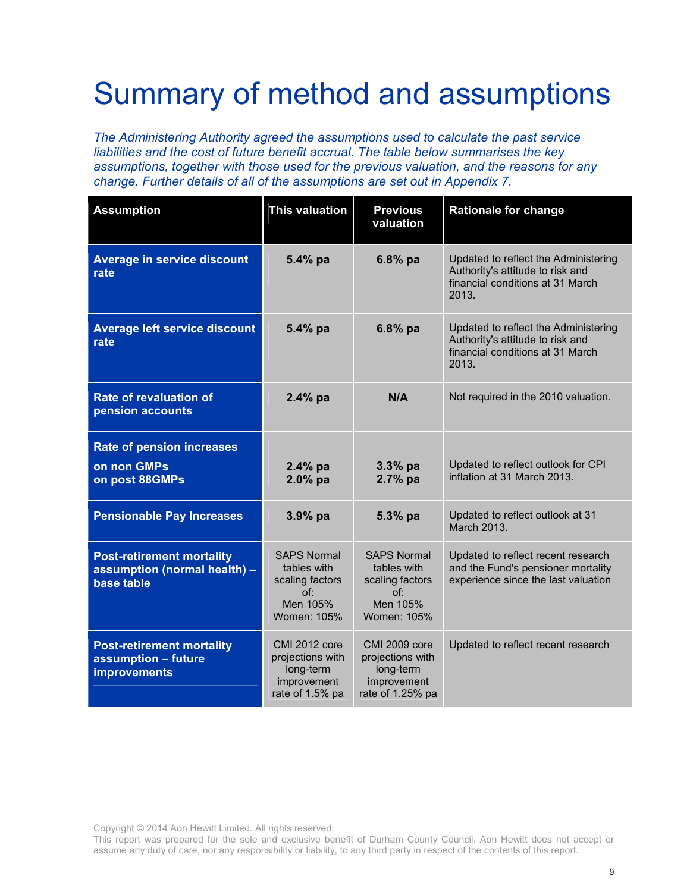# Summary of method and assumptions

*The Administering Authority agreed the assumptions used to calculate the past service liabilities and the cost of future benefit accrual. The table below summarises the key assumptions, together with those used for the previous valuation, and the reasons for any change. Further details of all of the assumptions are set out in Appendix 7.*

| Assumption | This valuation | Previous valuation | Rationale for change |
|---|---|---|---|
| **Average in service discount rate** | **5.4% pa** | **6.8% pa** | Updated to reflect the Administering Authority's attitude to risk and financial conditions at 31 March 2013. |
| **Average left service discount rate** | **5.4% pa** | **6.8% pa** | Updated to reflect the Administering Authority's attitude to risk and financial conditions at 31 March 2013. |
| **Rate of revaluation of pension accounts** | **2.4% pa** | **N/A** | Not required in the 2010 valuation. |
| **Rate of pension increases**<br>**on non GMPs**<br>**on post 88GMPs** | <br>**2.4% pa**<br>**2.0% pa** | <br>**3.3% pa**<br>**2.7% pa** | Updated to reflect outlook for CPI inflation at 31 March 2013. |
| **Pensionable Pay Increases** | **3.9% pa** | **5.3% pa** | Updated to reflect outlook at 31 March 2013. |
| **Post-retirement mortality assumption (normal health) – base table** | SAPS Normal tables with scaling factors of:<br>Men 105%<br>Women: 105% | SAPS Normal tables with scaling factors of:<br>Men 105%<br>Women: 105% | Updated to reflect recent research and the Fund's pensioner mortality experience since the last valuation |
| **Post-retirement mortality assumption – future improvements** | CMI 2012 core projections with long-term improvement rate of 1.5% pa | CMI 2009 core projections with long-term improvement rate of 1.25% pa | Updated to reflect recent research |

Copyright © 2014 Aon Hewitt Limited. All rights reserved.
This report was prepared for the sole and exclusive benefit of Durham County Council. Aon Hewitt does not accept or assume any duty of care, nor any responsibility or liability, to any third party in respect of the contents of this report.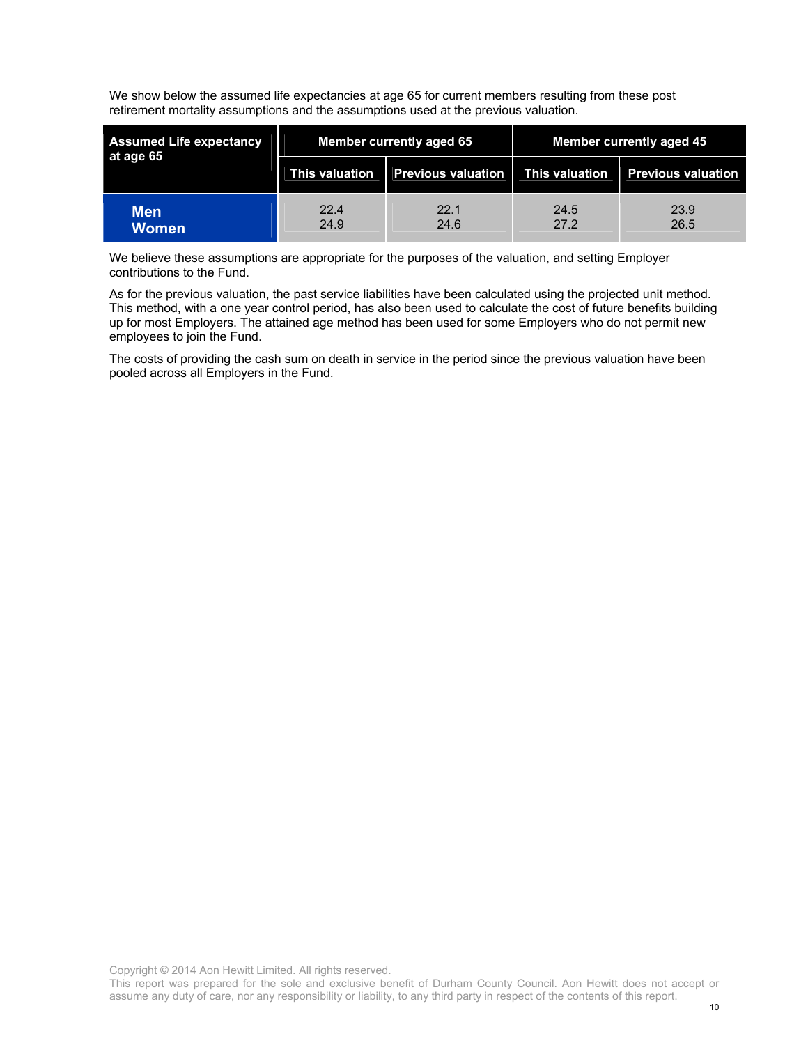We show below the assumed life expectancies at age 65 for current members resulting from these post retirement mortality assumptions and the assumptions used at the previous valuation.

| Assumed Life expectancy at age 65 | Member currently aged 65 | | Member currently aged 45 | |
|---|---|---|---|---|
| | This valuation | Previous valuation | This valuation | Previous valuation |
| **Men** | 22.4 | 22.1 | 24.5 | 23.9 |
| **Women** | 24.9 | 24.6 | 27.2 | 26.5 |

We believe these assumptions are appropriate for the purposes of the valuation, and setting Employer contributions to the Fund.

As for the previous valuation, the past service liabilities have been calculated using the projected unit method. This method, with a one year control period, has also been used to calculate the cost of future benefits building up for most Employers. The attained age method has been used for some Employers who do not permit new employees to join the Fund.

The costs of providing the cash sum on death in service in the period since the previous valuation have been pooled across all Employers in the Fund.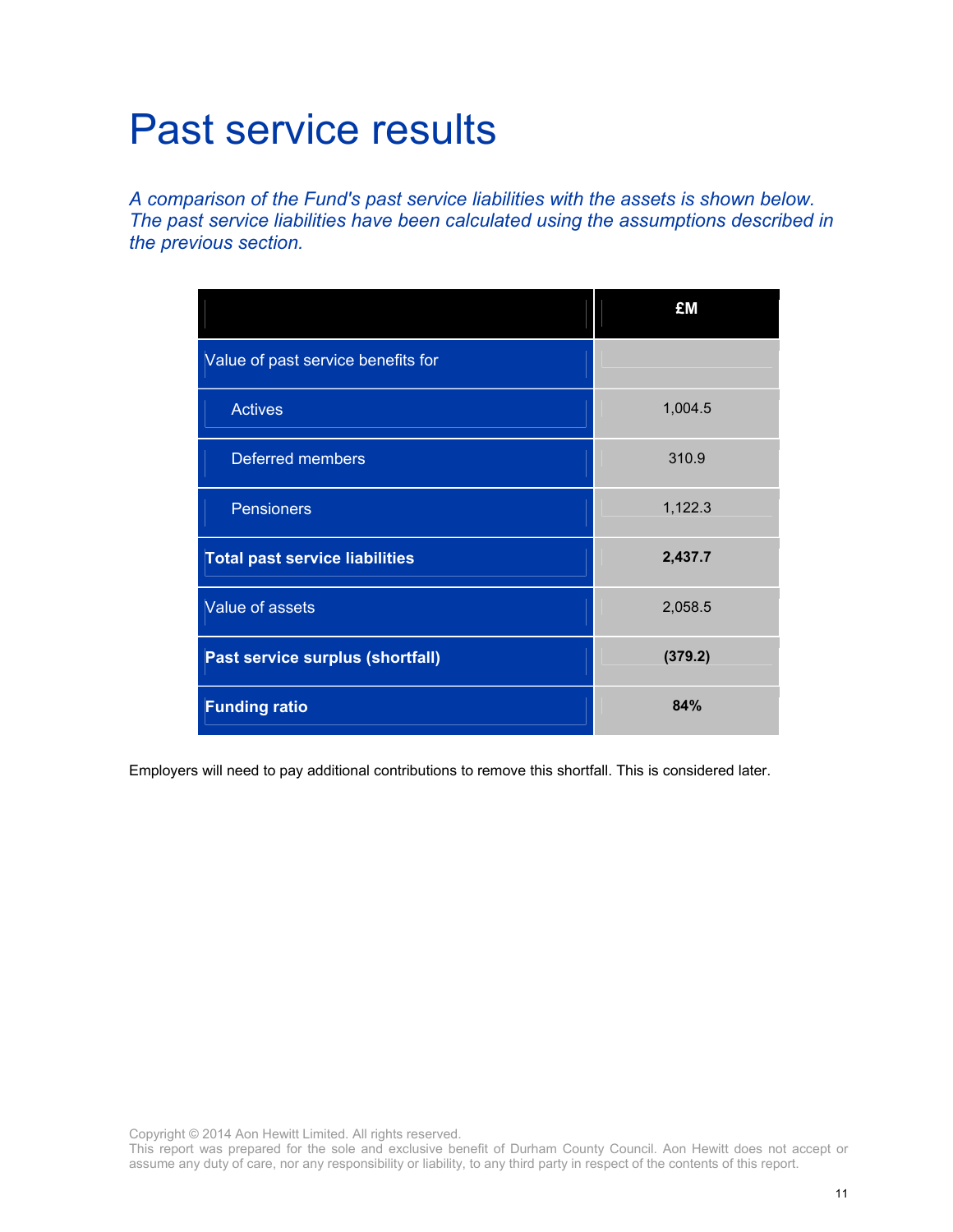# Past service results

*A comparison of the Fund's past service liabilities with the assets is shown below. The past service liabilities have been calculated using the assumptions described in the previous section.*

| | £M |
|---|---|
| Value of past service benefits for | |
| Actives | 1,004.5 |
| Deferred members | 310.9 |
| Pensioners | 1,122.3 |
| **Total past service liabilities** | **2,437.7** |
| Value of assets | 2,058.5 |
| **Past service surplus (shortfall)** | **(379.2)** |
| **Funding ratio** | **84%** |

Employers will need to pay additional contributions to remove this shortfall. This is considered later.

Copyright © 2014 Aon Hewitt Limited. All rights reserved.
This report was prepared for the sole and exclusive benefit of Durham County Council. Aon Hewitt does not accept or assume any duty of care, nor any responsibility or liability, to any third party in respect of the contents of this report.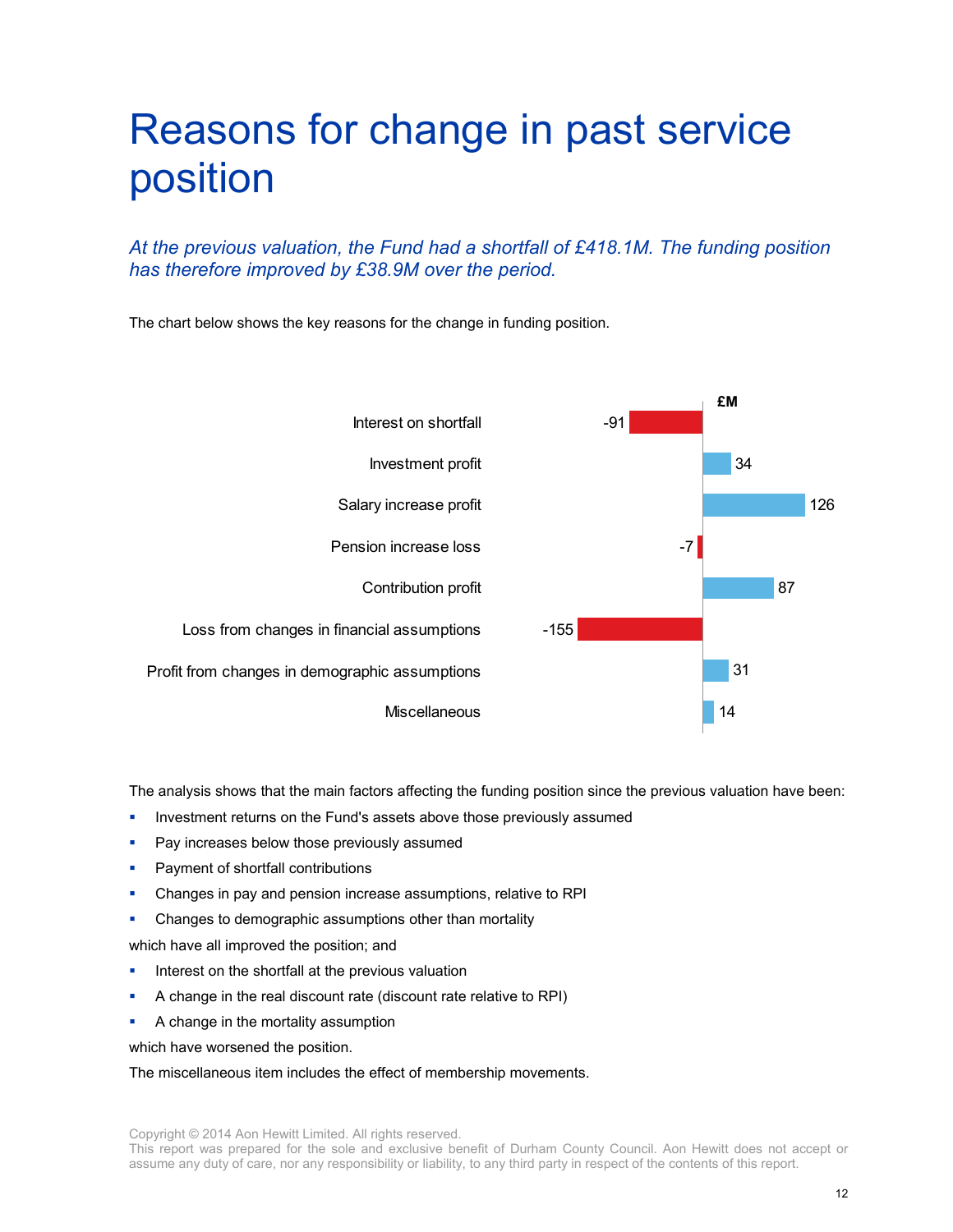# Reasons for change in past service position

*At the previous valuation, the Fund had a shortfall of £418.1M. The funding position has therefore improved by £38.9M over the period.*

The chart below shows the key reasons for the change in funding position.

| | £M |
|---|---|
| Interest on shortfall | -91 |
| Investment profit | 34 |
| Salary increase profit | 126 |
| Pension increase loss | -7 |
| Contribution profit | 87 |
| Loss from changes in financial assumptions | -155 |
| Profit from changes in demographic assumptions | 31 |
| Miscellaneous | 14 |

The analysis shows that the main factors affecting the funding position since the previous valuation have been:

- Investment returns on the Fund's assets above those previously assumed
- Pay increases below those previously assumed
- Payment of shortfall contributions
- Changes in pay and pension increase assumptions, relative to RPI
- Changes to demographic assumptions other than mortality

which have all improved the position; and

- Interest on the shortfall at the previous valuation
- A change in the real discount rate (discount rate relative to RPI)
- A change in the mortality assumption

which have worsened the position.

The miscellaneous item includes the effect of membership movements.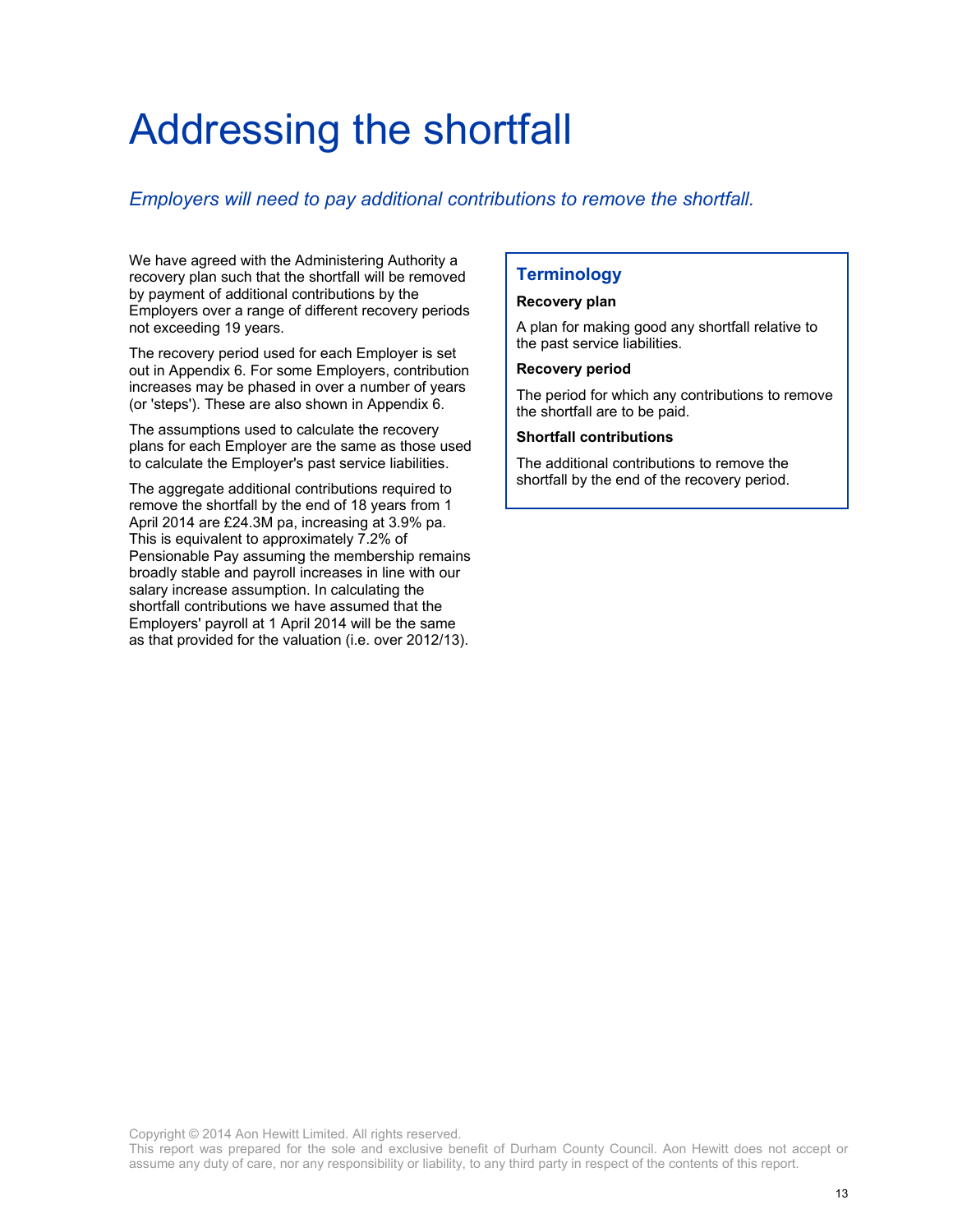# Addressing the shortfall

*Employers will need to pay additional contributions to remove the shortfall.*

We have agreed with the Administering Authority a recovery plan such that the shortfall will be removed by payment of additional contributions by the Employers over a range of different recovery periods not exceeding 19 years.

The recovery period used for each Employer is set out in Appendix 6. For some Employers, contribution increases may be phased in over a number of years (or 'steps'). These are also shown in Appendix 6.

The assumptions used to calculate the recovery plans for each Employer are the same as those used to calculate the Employer's past service liabilities.

The aggregate additional contributions required to remove the shortfall by the end of 18 years from 1 April 2014 are £24.3M pa, increasing at 3.9% pa. This is equivalent to approximately 7.2% of Pensionable Pay assuming the membership remains broadly stable and payroll increases in line with our salary increase assumption. In calculating the shortfall contributions we have assumed that the Employers' payroll at 1 April 2014 will be the same as that provided for the valuation (i.e. over 2012/13).

## Terminology

**Recovery plan**

A plan for making good any shortfall relative to the past service liabilities.

**Recovery period**

The period for which any contributions to remove the shortfall are to be paid.

**Shortfall contributions**

The additional contributions to remove the shortfall by the end of the recovery period.

Copyright © 2014 Aon Hewitt Limited. All rights reserved.
This report was prepared for the sole and exclusive benefit of Durham County Council. Aon Hewitt does not accept or assume any duty of care, nor any responsibility or liability, to any third party in respect of the contents of this report.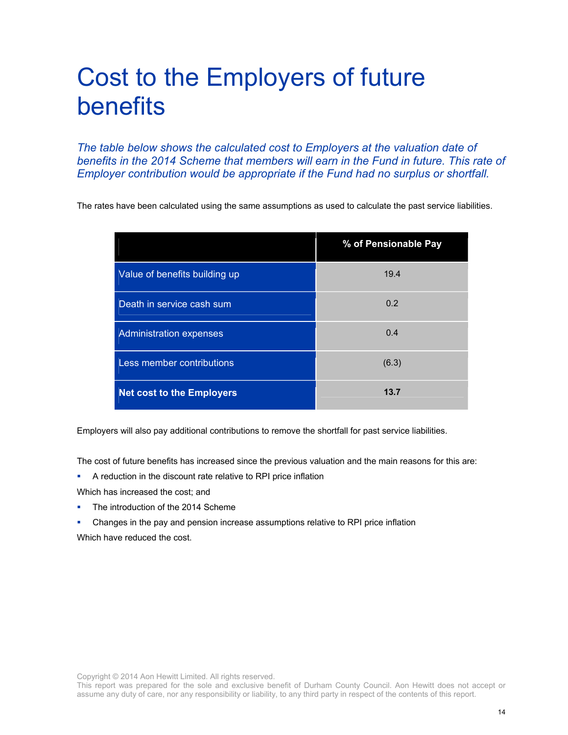# Cost to the Employers of future benefits

*The table below shows the calculated cost to Employers at the valuation date of benefits in the 2014 Scheme that members will earn in the Fund in future. This rate of Employer contribution would be appropriate if the Fund had no surplus or shortfall.*

The rates have been calculated using the same assumptions as used to calculate the past service liabilities.

| | % of Pensionable Pay |
|---|---|
| Value of benefits building up | 19.4 |
| Death in service cash sum | 0.2 |
| Administration expenses | 0.4 |
| Less member contributions | (6.3) |
| **Net cost to the Employers** | **13.7** |

Employers will also pay additional contributions to remove the shortfall for past service liabilities.

The cost of future benefits has increased since the previous valuation and the main reasons for this are:

- A reduction in the discount rate relative to RPI price inflation

Which has increased the cost; and

- The introduction of the 2014 Scheme
- Changes in the pay and pension increase assumptions relative to RPI price inflation

Which have reduced the cost.

Copyright © 2014 Aon Hewitt Limited. All rights reserved.
This report was prepared for the sole and exclusive benefit of Durham County Council. Aon Hewitt does not accept or assume any duty of care, nor any responsibility or liability, to any third party in respect of the contents of this report.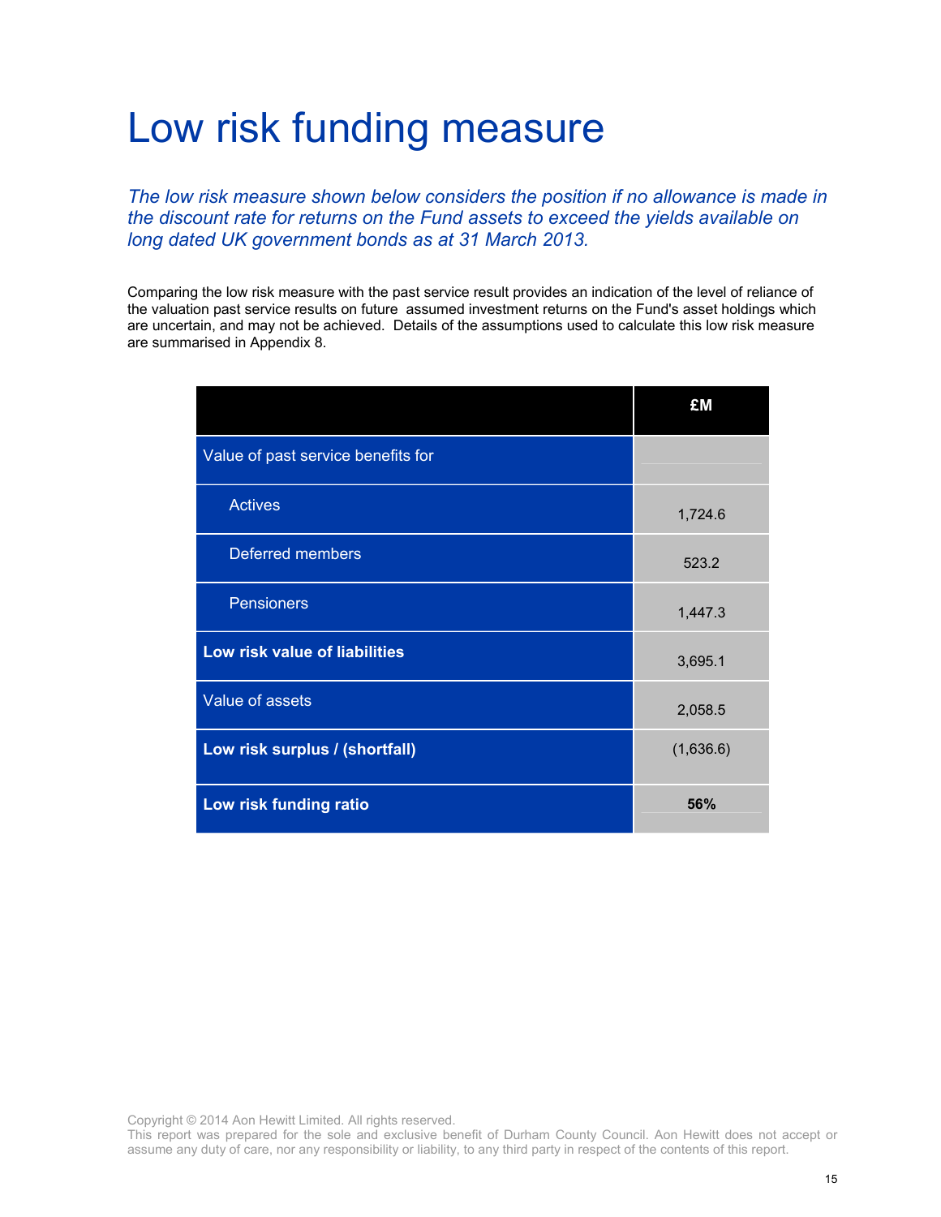# Low risk funding measure

*The low risk measure shown below considers the position if no allowance is made in the discount rate for returns on the Fund assets to exceed the yields available on long dated UK government bonds as at 31 March 2013.*

Comparing the low risk measure with the past service result provides an indication of the level of reliance of the valuation past service results on future assumed investment returns on the Fund's asset holdings which are uncertain, and may not be achieved. Details of the assumptions used to calculate this low risk measure are summarised in Appendix 8.

| | £M |
|---|---|
| Value of past service benefits for | |
| Actives | 1,724.6 |
| Deferred members | 523.2 |
| Pensioners | 1,447.3 |
| **Low risk value of liabilities** | 3,695.1 |
| Value of assets | 2,058.5 |
| **Low risk surplus / (shortfall)** | (1,636.6) |
| **Low risk funding ratio** | **56%** |

Copyright © 2014 Aon Hewitt Limited. All rights reserved.
This report was prepared for the sole and exclusive benefit of Durham County Council. Aon Hewitt does not accept or assume any duty of care, nor any responsibility or liability, to any third party in respect of the contents of this report.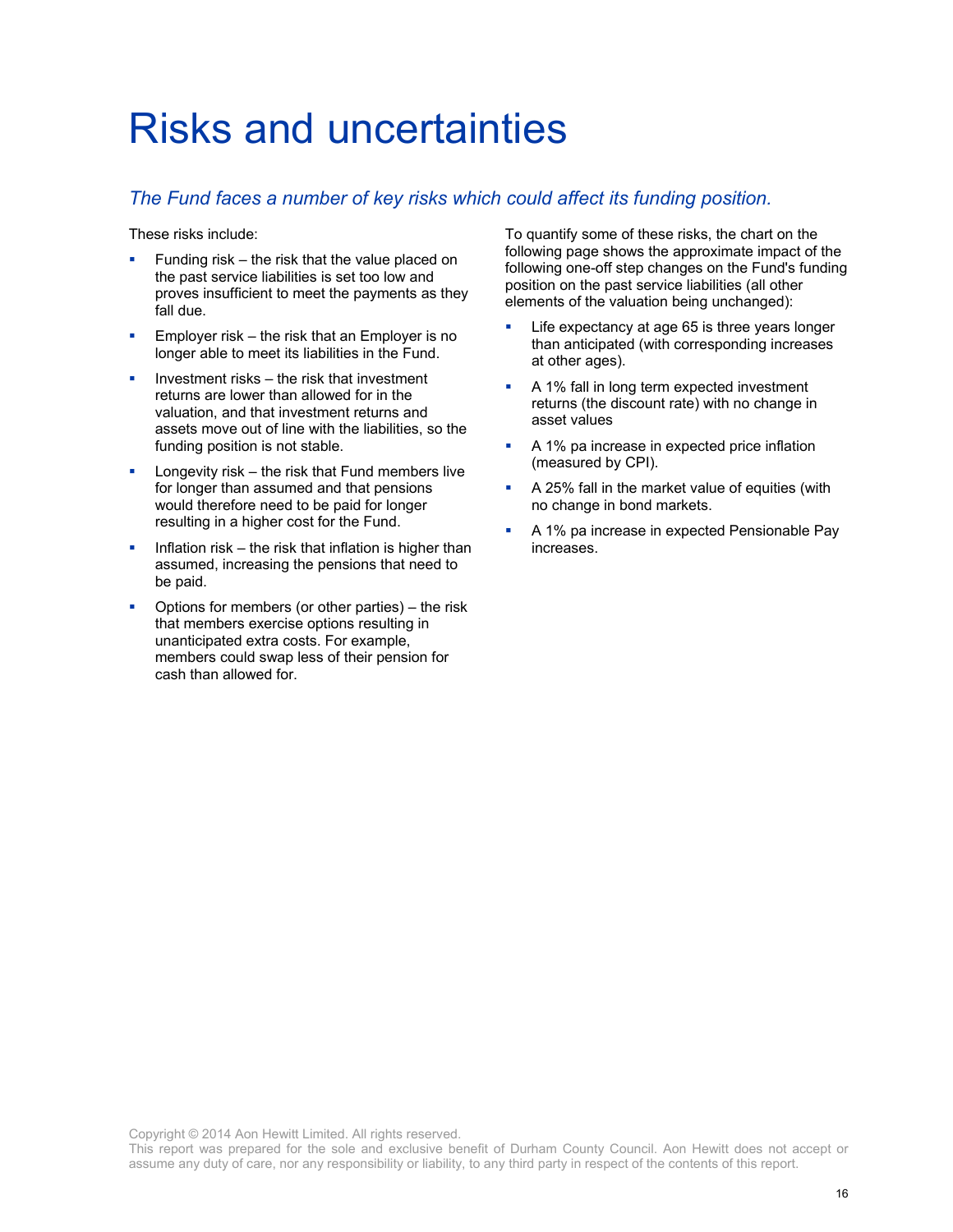# Risks and uncertainties

*The Fund faces a number of key risks which could affect its funding position.*

These risks include:

- Funding risk – the risk that the value placed on the past service liabilities is set too low and proves insufficient to meet the payments as they fall due.
- Employer risk – the risk that an Employer is no longer able to meet its liabilities in the Fund.
- Investment risks – the risk that investment returns are lower than allowed for in the valuation, and that investment returns and assets move out of line with the liabilities, so the funding position is not stable.
- Longevity risk – the risk that Fund members live for longer than assumed and that pensions would therefore need to be paid for longer resulting in a higher cost for the Fund.
- Inflation risk – the risk that inflation is higher than assumed, increasing the pensions that need to be paid.
- Options for members (or other parties) – the risk that members exercise options resulting in unanticipated extra costs. For example, members could swap less of their pension for cash than allowed for.

To quantify some of these risks, the chart on the following page shows the approximate impact of the following one-off step changes on the Fund's funding position on the past service liabilities (all other elements of the valuation being unchanged):

- Life expectancy at age 65 is three years longer than anticipated (with corresponding increases at other ages).
- A 1% fall in long term expected investment returns (the discount rate) with no change in asset values
- A 1% pa increase in expected price inflation (measured by CPI).
- A 25% fall in the market value of equities (with no change in bond markets.
- A 1% pa increase in expected Pensionable Pay increases.

Copyright © 2014 Aon Hewitt Limited. All rights reserved.
This report was prepared for the sole and exclusive benefit of Durham County Council. Aon Hewitt does not accept or assume any duty of care, nor any responsibility or liability, to any third party in respect of the contents of this report.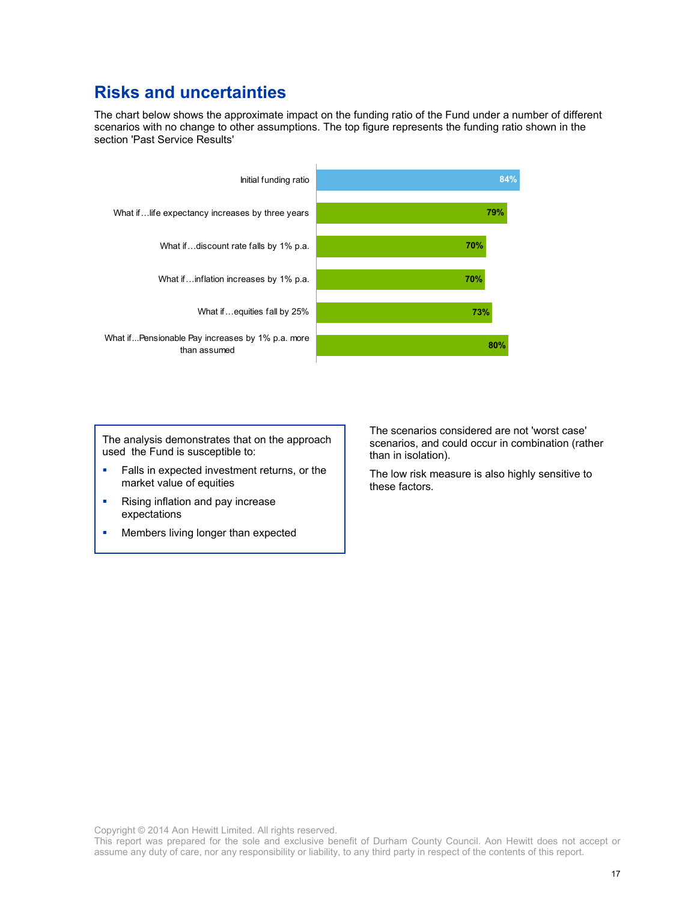## Risks and uncertainties

The chart below shows the approximate impact on the funding ratio of the Fund under a number of different scenarios with no change to other assumptions. The top figure represents the funding ratio shown in the section 'Past Service Results'

| Scenario | Funding ratio |
|---|---|
| Initial funding ratio | 84% |
| What if…life expectancy increases by three years | 79% |
| What if…discount rate falls by 1% p.a. | 70% |
| What if…inflation increases by 1% p.a. | 70% |
| What if…equities fall by 25% | 73% |
| What if...Pensionable Pay increases by 1% p.a. more than assumed | 80% |

The analysis demonstrates that on the approach used the Fund is susceptible to:

- Falls in expected investment returns, or the market value of equities
- Rising inflation and pay increase expectations
- Members living longer than expected

The scenarios considered are not 'worst case' scenarios, and could occur in combination (rather than in isolation).

The low risk measure is also highly sensitive to these factors.

Copyright © 2014 Aon Hewitt Limited. All rights reserved.
This report was prepared for the sole and exclusive benefit of Durham County Council. Aon Hewitt does not accept or assume any duty of care, nor any responsibility or liability, to any third party in respect of the contents of this report.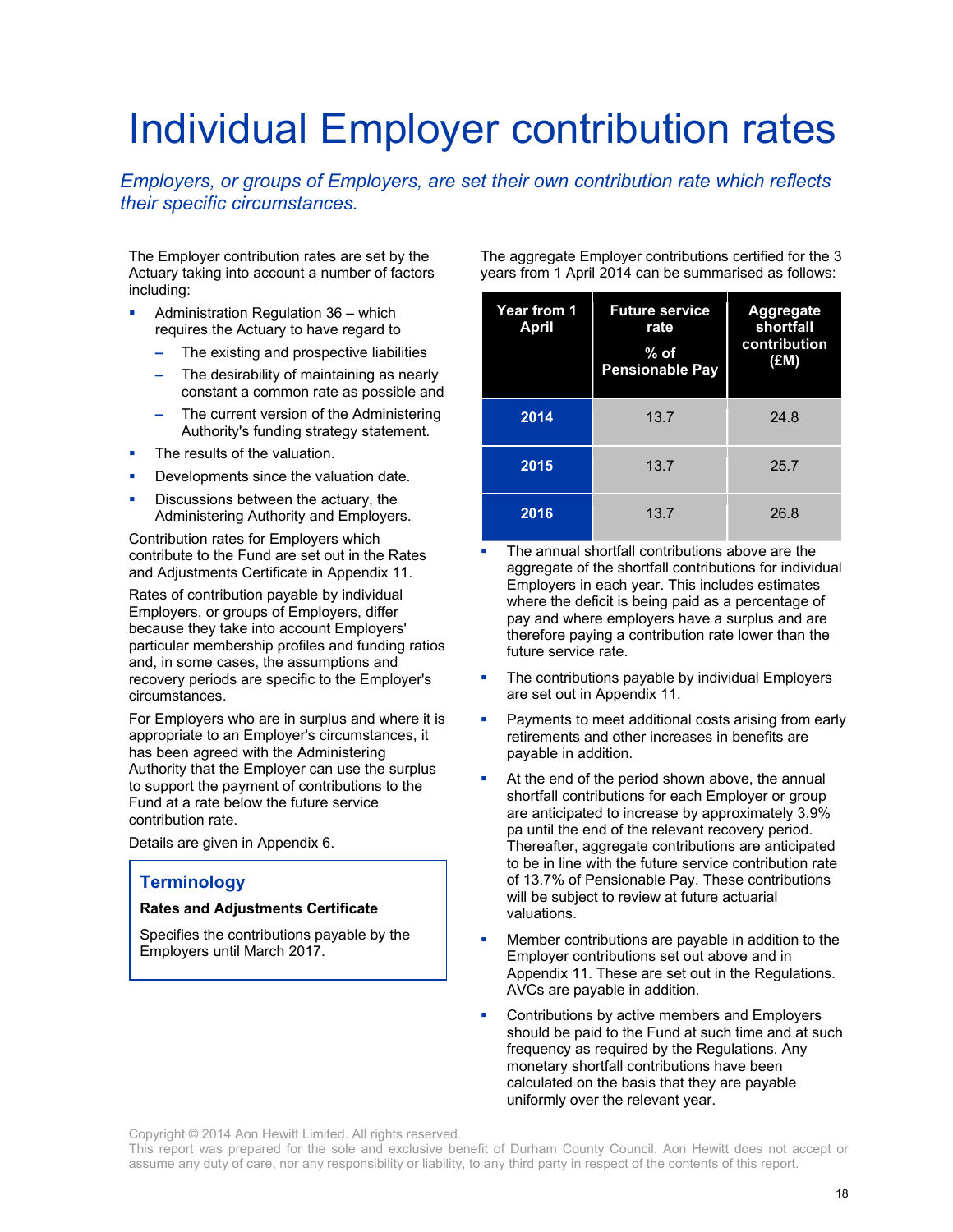# Individual Employer contribution rates

*Employers, or groups of Employers, are set their own contribution rate which reflects their specific circumstances.*

The Employer contribution rates are set by the Actuary taking into account a number of factors including:

- Administration Regulation 36 – which requires the Actuary to have regard to
  - The existing and prospective liabilities
  - The desirability of maintaining as nearly constant a common rate as possible and
  - The current version of the Administering Authority's funding strategy statement.
- The results of the valuation.
- Developments since the valuation date.
- Discussions between the actuary, the Administering Authority and Employers.

Contribution rates for Employers which contribute to the Fund are set out in the Rates and Adjustments Certificate in Appendix 11.

Rates of contribution payable by individual Employers, or groups of Employers, differ because they take into account Employers' particular membership profiles and funding ratios and, in some cases, the assumptions and recovery periods are specific to the Employer's circumstances.

For Employers who are in surplus and where it is appropriate to an Employer's circumstances, it has been agreed with the Administering Authority that the Employer can use the surplus to support the payment of contributions to the Fund at a rate below the future service contribution rate.

Details are given in Appendix 6.

> **Terminology**
>
> **Rates and Adjustments Certificate**
>
> Specifies the contributions payable by the Employers until March 2017.

The aggregate Employer contributions certified for the 3 years from 1 April 2014 can be summarised as follows:

| Year from 1 April | Future service rate % of Pensionable Pay | Aggregate shortfall contribution (£M) |
| --- | --- | --- |
| 2014 | 13.7 | 24.8 |
| 2015 | 13.7 | 25.7 |
| 2016 | 13.7 | 26.8 |

- The annual shortfall contributions above are the aggregate of the shortfall contributions for individual Employers in each year. This includes estimates where the deficit is being paid as a percentage of pay and where employers have a surplus and are therefore paying a contribution rate lower than the future service rate.
- The contributions payable by individual Employers are set out in Appendix 11.
- Payments to meet additional costs arising from early retirements and other increases in benefits are payable in addition.
- At the end of the period shown above, the annual shortfall contributions for each Employer or group are anticipated to increase by approximately 3.9% pa until the end of the relevant recovery period. Thereafter, aggregate contributions are anticipated to be in line with the future service contribution rate of 13.7% of Pensionable Pay. These contributions will be subject to review at future actuarial valuations.
- Member contributions are payable in addition to the Employer contributions set out above and in Appendix 11. These are set out in the Regulations. AVCs are payable in addition.
- Contributions by active members and Employers should be paid to the Fund at such time and at such frequency as required by the Regulations. Any monetary shortfall contributions have been calculated on the basis that they are payable uniformly over the relevant year.

Copyright © 2014 Aon Hewitt Limited. All rights reserved.
This report was prepared for the sole and exclusive benefit of Durham County Council. Aon Hewitt does not accept or assume any duty of care, nor any responsibility or liability, to any third party in respect of the contents of this report.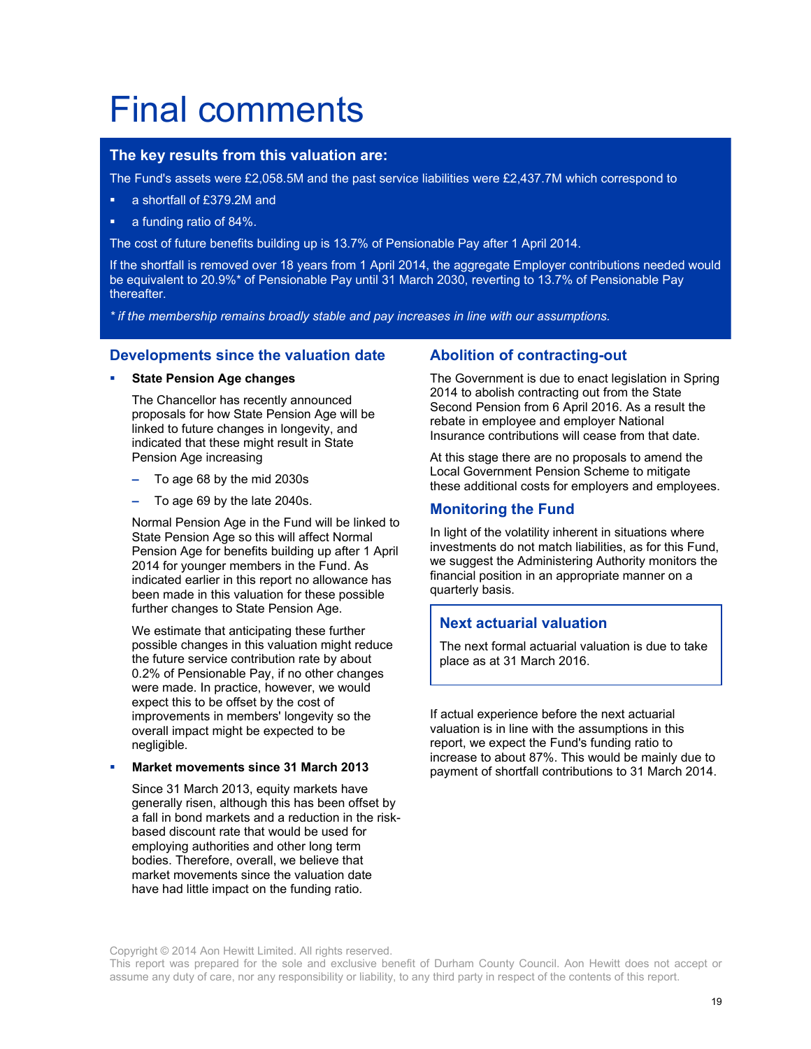# Final comments

## The key results from this valuation are:

The Fund's assets were £2,058.5M and the past service liabilities were £2,437.7M which correspond to

- a shortfall of £379.2M and
- a funding ratio of 84%.

The cost of future benefits building up is 13.7% of Pensionable Pay after 1 April 2014.

If the shortfall is removed over 18 years from 1 April 2014, the aggregate Employer contributions needed would be equivalent to 20.9%* of Pensionable Pay until 31 March 2030, reverting to 13.7% of Pensionable Pay thereafter.

*\* if the membership remains broadly stable and pay increases in line with our assumptions.*

## Developments since the valuation date

- **State Pension Age changes**

  The Chancellor has recently announced proposals for how State Pension Age will be linked to future changes in longevity, and indicated that these might result in State Pension Age increasing

  - To age 68 by the mid 2030s
  - To age 69 by the late 2040s.

  Normal Pension Age in the Fund will be linked to State Pension Age so this will affect Normal Pension Age for benefits building up after 1 April 2014 for younger members in the Fund. As indicated earlier in this report no allowance has been made in this valuation for these possible further changes to State Pension Age.

  We estimate that anticipating these further possible changes in this valuation might reduce the future service contribution rate by about 0.2% of Pensionable Pay, if no other changes were made. In practice, however, we would expect this to be offset by the cost of improvements in members' longevity so the overall impact might be expected to be negligible.

- **Market movements since 31 March 2013**

  Since 31 March 2013, equity markets have generally risen, although this has been offset by a fall in bond markets and a reduction in the risk-based discount rate that would be used for employing authorities and other long term bodies. Therefore, overall, we believe that market movements since the valuation date have had little impact on the funding ratio.

## Abolition of contracting-out

The Government is due to enact legislation in Spring 2014 to abolish contracting out from the State Second Pension from 6 April 2016. As a result the rebate in employee and employer National Insurance contributions will cease from that date.

At this stage there are no proposals to amend the Local Government Pension Scheme to mitigate these additional costs for employers and employees.

## Monitoring the Fund

In light of the volatility inherent in situations where investments do not match liabilities, as for this Fund, we suggest the Administering Authority monitors the financial position in an appropriate manner on a quarterly basis.

## Next actuarial valuation

The next formal actuarial valuation is due to take place as at 31 March 2016.

If actual experience before the next actuarial valuation is in line with the assumptions in this report, we expect the Fund's funding ratio to increase to about 87%. This would be mainly due to payment of shortfall contributions to 31 March 2014.

Copyright © 2014 Aon Hewitt Limited. All rights reserved.
This report was prepared for the sole and exclusive benefit of Durham County Council. Aon Hewitt does not accept or assume any duty of care, nor any responsibility or liability, to any third party in respect of the contents of this report.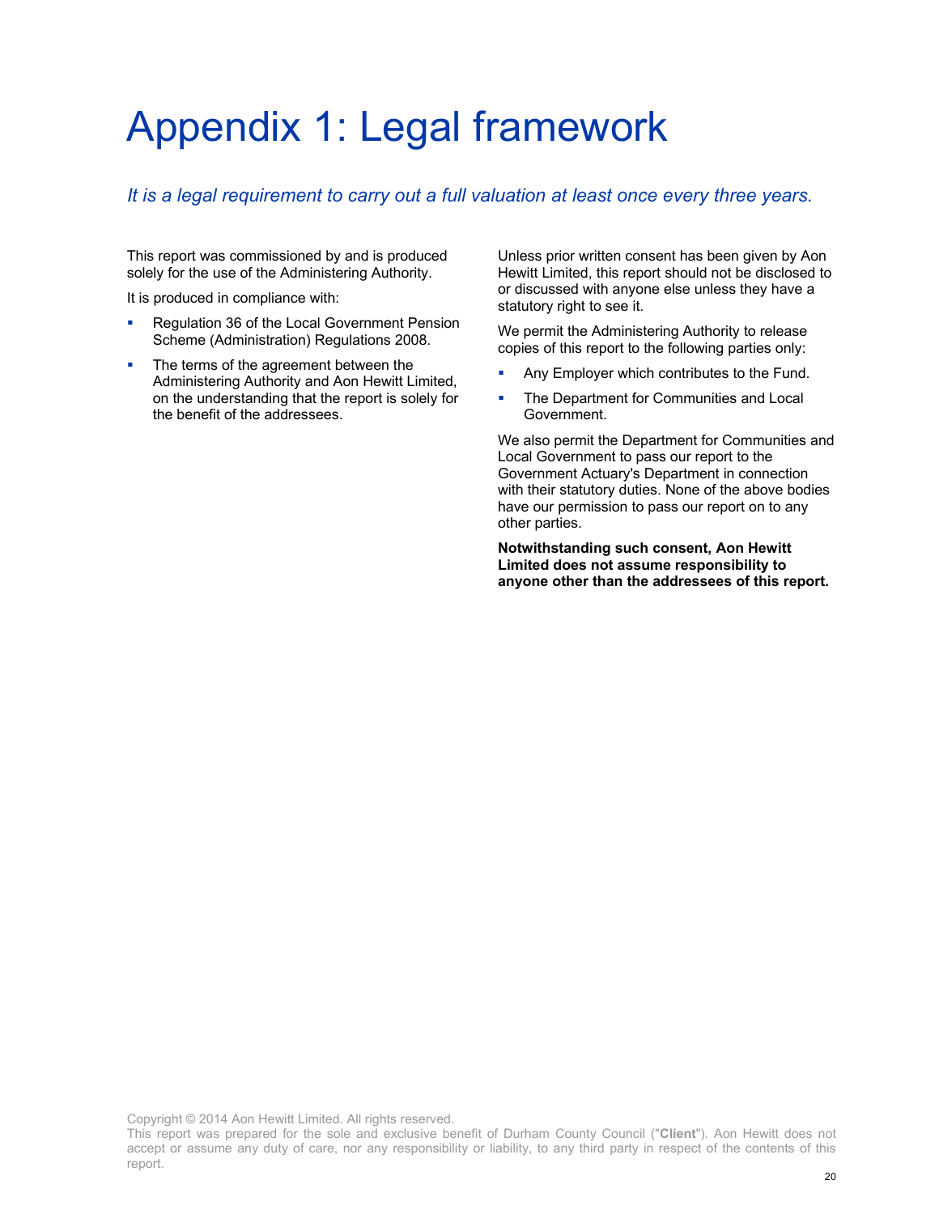# Appendix 1: Legal framework

*It is a legal requirement to carry out a full valuation at least once every three years.*

This report was commissioned by and is produced solely for the use of the Administering Authority.

It is produced in compliance with:

- Regulation 36 of the Local Government Pension Scheme (Administration) Regulations 2008.
- The terms of the agreement between the Administering Authority and Aon Hewitt Limited, on the understanding that the report is solely for the benefit of the addressees.

Unless prior written consent has been given by Aon Hewitt Limited, this report should not be disclosed to or discussed with anyone else unless they have a statutory right to see it.

We permit the Administering Authority to release copies of this report to the following parties only:

- Any Employer which contributes to the Fund.
- The Department for Communities and Local Government.

We also permit the Department for Communities and Local Government to pass our report to the Government Actuary's Department in connection with their statutory duties. None of the above bodies have our permission to pass our report on to any other parties.

**Notwithstanding such consent, Aon Hewitt Limited does not assume responsibility to anyone other than the addressees of this report.**

Copyright © 2014 Aon Hewitt Limited. All rights reserved.
This report was prepared for the sole and exclusive benefit of Durham County Council ("**Client**"). Aon Hewitt does not accept or assume any duty of care, nor any responsibility or liability, to any third party in respect of the contents of this report.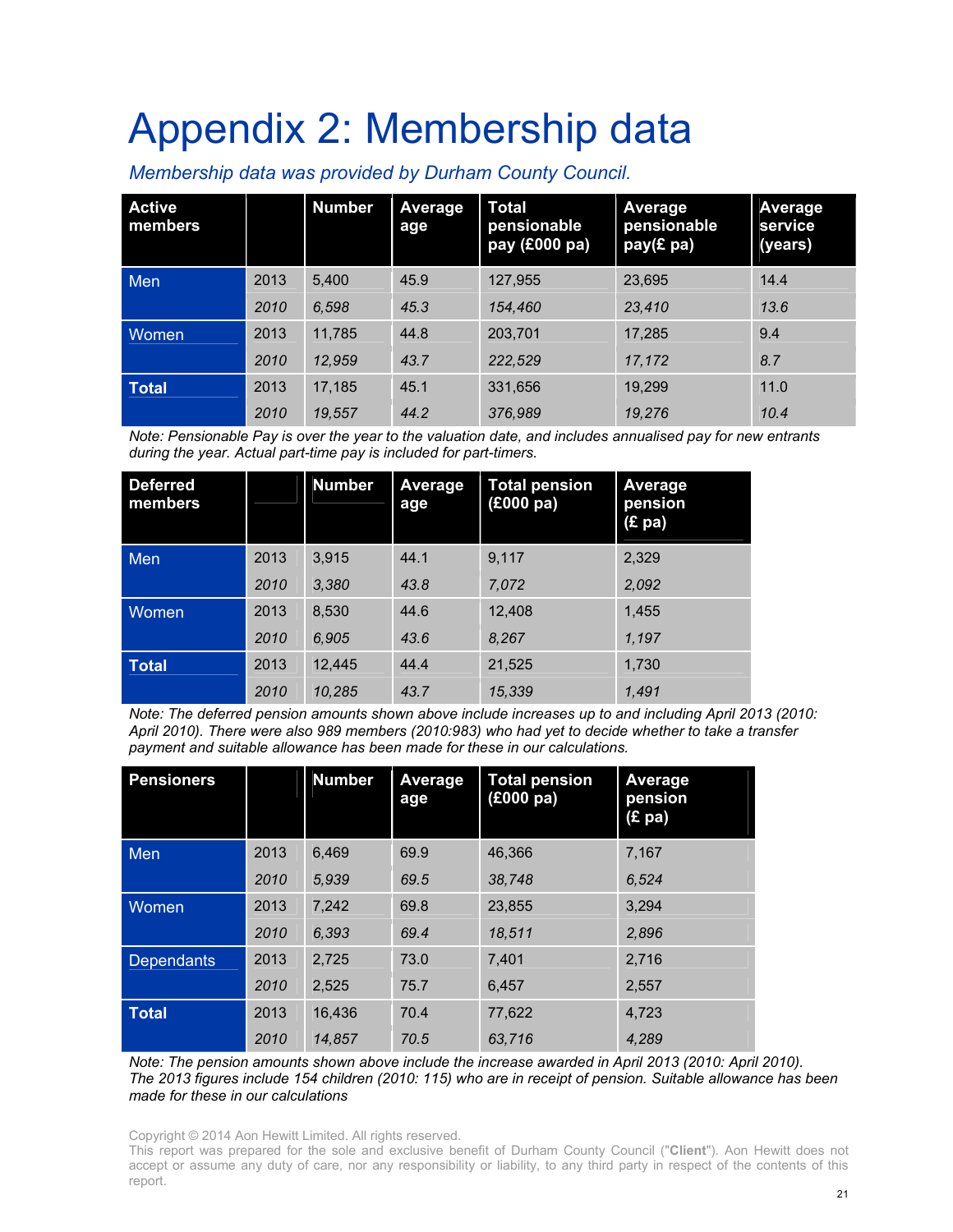# Appendix 2: Membership data

*Membership data was provided by Durham County Council.*

| Active members | | Number | Average age | Total pensionable pay (£000 pa) | Average pensionable pay(£ pa) | Average service (years) |
|---|---|---|---|---|---|---|
| Men | 2013 | 5,400 | 45.9 | 127,955 | 23,695 | 14.4 |
| | *2010* | *6,598* | *45.3* | *154,460* | *23,410* | *13.6* |
| Women | 2013 | 11,785 | 44.8 | 203,701 | 17,285 | 9.4 |
| | *2010* | *12,959* | *43.7* | *222,529* | *17,172* | *8.7* |
| **Total** | 2013 | 17,185 | 45.1 | 331,656 | 19,299 | 11.0 |
| | *2010* | *19,557* | *44.2* | *376,989* | *19,276* | *10.4* |

*Note: Pensionable Pay is over the year to the valuation date, and includes annualised pay for new entrants during the year. Actual part-time pay is included for part-timers.*

| Deferred members | | Number | Average age | Total pension (£000 pa) | Average pension (£ pa) |
|---|---|---|---|---|---|
| Men | 2013 | 3,915 | 44.1 | 9,117 | 2,329 |
| | *2010* | *3,380* | *43.8* | *7,072* | *2,092* |
| Women | 2013 | 8,530 | 44.6 | 12,408 | 1,455 |
| | *2010* | *6,905* | *43.6* | *8,267* | *1,197* |
| **Total** | 2013 | 12,445 | 44.4 | 21,525 | 1,730 |
| | *2010* | *10,285* | *43.7* | *15,339* | *1,491* |

*Note: The deferred pension amounts shown above include increases up to and including April 2013 (2010: April 2010). There were also 989 members (2010:983) who had yet to decide whether to take a transfer payment and suitable allowance has been made for these in our calculations.*

| Pensioners | | Number | Average age | Total pension (£000 pa) | Average pension (£ pa) |
|---|---|---|---|---|---|
| Men | 2013 | 6,469 | 69.9 | 46,366 | 7,167 |
| | *2010* | *5,939* | *69.5* | *38,748* | *6,524* |
| Women | 2013 | 7,242 | 69.8 | 23,855 | 3,294 |
| | *2010* | *6,393* | *69.4* | *18,511* | *2,896* |
| Dependants | 2013 | 2,725 | 73.0 | 7,401 | 2,716 |
| | 2010 | 2,525 | 75.7 | 6,457 | 2,557 |
| **Total** | 2013 | 16,436 | 70.4 | 77,622 | 4,723 |
| | *2010* | *14,857* | *70.5* | *63,716* | *4,289* |

*Note: The pension amounts shown above include the increase awarded in April 2013 (2010: April 2010). The 2013 figures include 154 children (2010: 115) who are in receipt of pension. Suitable allowance has been made for these in our calculations*

Copyright © 2014 Aon Hewitt Limited. All rights reserved.
This report was prepared for the sole and exclusive benefit of Durham County Council ("**Client**"). Aon Hewitt does not accept or assume any duty of care, nor any responsibility or liability, to any third party in respect of the contents of this report.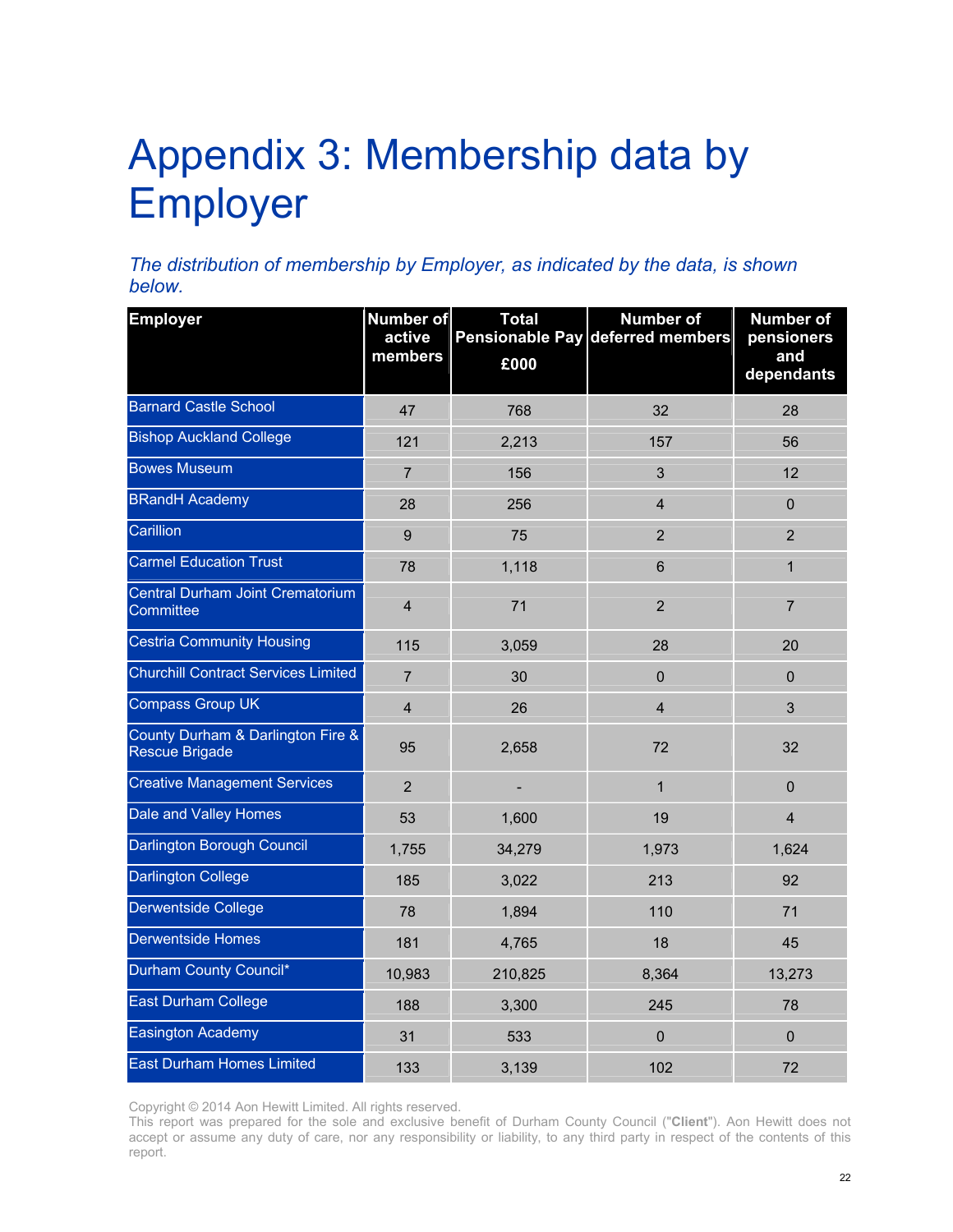# Appendix 3: Membership data by Employer

*The distribution of membership by Employer, as indicated by the data, is shown below.*

| Employer | Number of active members | Total Pensionable Pay £000 | Number of deferred members | Number of pensioners and dependants |
|---|---|---|---|---|
| Barnard Castle School | 47 | 768 | 32 | 28 |
| Bishop Auckland College | 121 | 2,213 | 157 | 56 |
| Bowes Museum | 7 | 156 | 3 | 12 |
| BRandH Academy | 28 | 256 | 4 | 0 |
| Carillion | 9 | 75 | 2 | 2 |
| Carmel Education Trust | 78 | 1,118 | 6 | 1 |
| Central Durham Joint Crematorium Committee | 4 | 71 | 2 | 7 |
| Cestria Community Housing | 115 | 3,059 | 28 | 20 |
| Churchill Contract Services Limited | 7 | 30 | 0 | 0 |
| Compass Group UK | 4 | 26 | 4 | 3 |
| County Durham & Darlington Fire & Rescue Brigade | 95 | 2,658 | 72 | 32 |
| Creative Management Services | 2 | - | 1 | 0 |
| Dale and Valley Homes | 53 | 1,600 | 19 | 4 |
| Darlington Borough Council | 1,755 | 34,279 | 1,973 | 1,624 |
| Darlington College | 185 | 3,022 | 213 | 92 |
| Derwentside College | 78 | 1,894 | 110 | 71 |
| Derwentside Homes | 181 | 4,765 | 18 | 45 |
| Durham County Council* | 10,983 | 210,825 | 8,364 | 13,273 |
| East Durham College | 188 | 3,300 | 245 | 78 |
| Easington Academy | 31 | 533 | 0 | 0 |
| East Durham Homes Limited | 133 | 3,139 | 102 | 72 |

Copyright © 2014 Aon Hewitt Limited. All rights reserved.
This report was prepared for the sole and exclusive benefit of Durham County Council ("**Client**"). Aon Hewitt does not accept or assume any duty of care, nor any responsibility or liability, to any third party in respect of the contents of this report.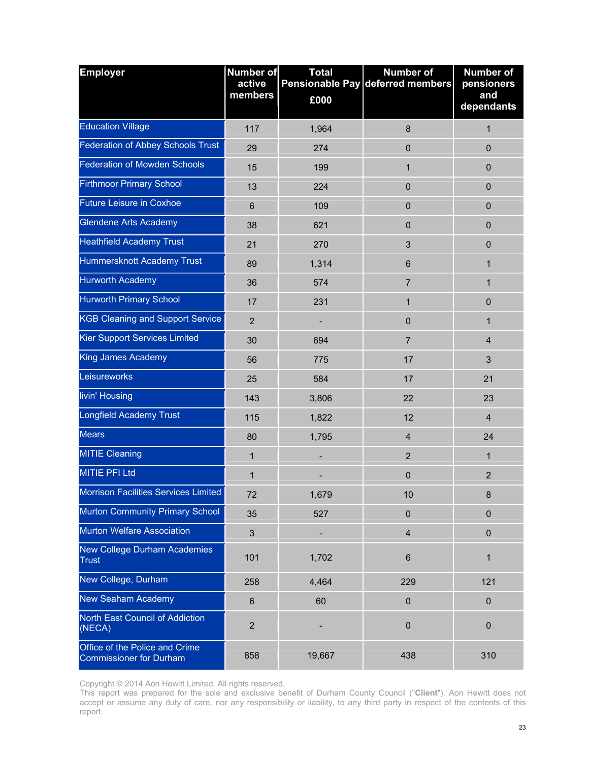| Employer | Number of active members | Total Pensionable Pay £000 | Number of deferred members | Number of pensioners and dependants |
|---|---|---|---|---|
| Education Village | 117 | 1,964 | 8 | 1 |
| Federation of Abbey Schools Trust | 29 | 274 | 0 | 0 |
| Federation of Mowden Schools | 15 | 199 | 1 | 0 |
| Firthmoor Primary School | 13 | 224 | 0 | 0 |
| Future Leisure in Coxhoe | 6 | 109 | 0 | 0 |
| Glendene Arts Academy | 38 | 621 | 0 | 0 |
| Heathfield Academy Trust | 21 | 270 | 3 | 0 |
| Hummersknott Academy Trust | 89 | 1,314 | 6 | 1 |
| Hurworth Academy | 36 | 574 | 7 | 1 |
| Hurworth Primary School | 17 | 231 | 1 | 0 |
| KGB Cleaning and Support Service | 2 | - | 0 | 1 |
| Kier Support Services Limited | 30 | 694 | 7 | 4 |
| King James Academy | 56 | 775 | 17 | 3 |
| Leisureworks | 25 | 584 | 17 | 21 |
| livin' Housing | 143 | 3,806 | 22 | 23 |
| Longfield Academy Trust | 115 | 1,822 | 12 | 4 |
| Mears | 80 | 1,795 | 4 | 24 |
| MITIE Cleaning | 1 | - | 2 | 1 |
| MITIE PFI Ltd | 1 | - | 0 | 2 |
| Morrison Facilities Services Limited | 72 | 1,679 | 10 | 8 |
| Murton Community Primary School | 35 | 527 | 0 | 0 |
| Murton Welfare Association | 3 | - | 4 | 0 |
| New College Durham Academies Trust | 101 | 1,702 | 6 | 1 |
| New College, Durham | 258 | 4,464 | 229 | 121 |
| New Seaham Academy | 6 | 60 | 0 | 0 |
| North East Council of Addiction (NECA) | 2 | - | 0 | 0 |
| Office of the Police and Crime Commissioner for Durham | 858 | 19,667 | 438 | 310 |

Copyright © 2014 Aon Hewitt Limited. All rights reserved.
This report was prepared for the sole and exclusive benefit of Durham County Council ("**Client**"). Aon Hewitt does not accept or assume any duty of care, nor any responsibility or liability, to any third party in respect of the contents of this report.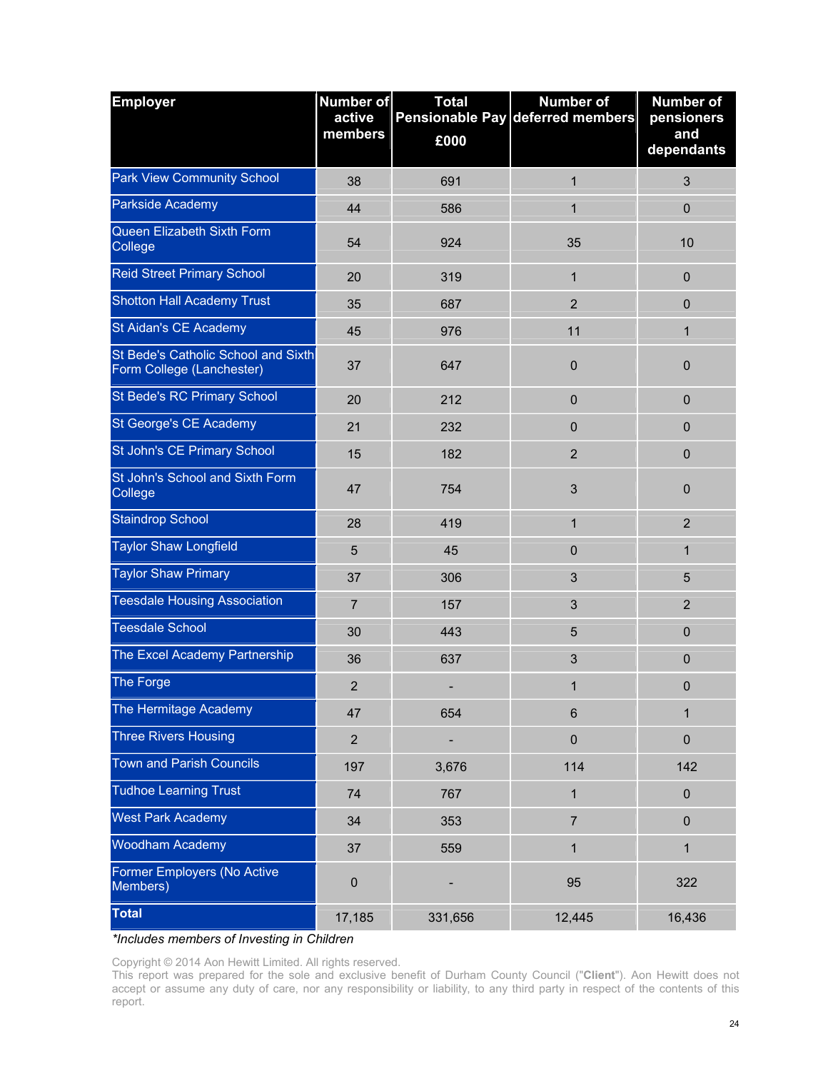| Employer | Number of active members | Total Pensionable Pay £000 | Number of deferred members | Number of pensioners and dependants |
|---|---|---|---|---|
| Park View Community School | 38 | 691 | 1 | 3 |
| Parkside Academy | 44 | 586 | 1 | 0 |
| Queen Elizabeth Sixth Form College | 54 | 924 | 35 | 10 |
| Reid Street Primary School | 20 | 319 | 1 | 0 |
| Shotton Hall Academy Trust | 35 | 687 | 2 | 0 |
| St Aidan's CE Academy | 45 | 976 | 11 | 1 |
| St Bede's Catholic School and Sixth Form College (Lanchester) | 37 | 647 | 0 | 0 |
| St Bede's RC Primary School | 20 | 212 | 0 | 0 |
| St George's CE Academy | 21 | 232 | 0 | 0 |
| St John's CE Primary School | 15 | 182 | 2 | 0 |
| St John's School and Sixth Form College | 47 | 754 | 3 | 0 |
| Staindrop School | 28 | 419 | 1 | 2 |
| Taylor Shaw Longfield | 5 | 45 | 0 | 1 |
| Taylor Shaw Primary | 37 | 306 | 3 | 5 |
| Teesdale Housing Association | 7 | 157 | 3 | 2 |
| Teesdale School | 30 | 443 | 5 | 0 |
| The Excel Academy Partnership | 36 | 637 | 3 | 0 |
| The Forge | 2 | - | 1 | 0 |
| The Hermitage Academy | 47 | 654 | 6 | 1 |
| Three Rivers Housing | 2 | - | 0 | 0 |
| Town and Parish Councils | 197 | 3,676 | 114 | 142 |
| Tudhoe Learning Trust | 74 | 767 | 1 | 0 |
| West Park Academy | 34 | 353 | 7 | 0 |
| Woodham Academy | 37 | 559 | 1 | 1 |
| Former Employers (No Active Members) | 0 | - | 95 | 322 |
| **Total** | 17,185 | 331,656 | 12,445 | 16,436 |

*\*Includes members of Investing in Children*

Copyright © 2014 Aon Hewitt Limited. All rights reserved.
This report was prepared for the sole and exclusive benefit of Durham County Council ("**Client**"). Aon Hewitt does not accept or assume any duty of care, nor any responsibility or liability, to any third party in respect of the contents of this report.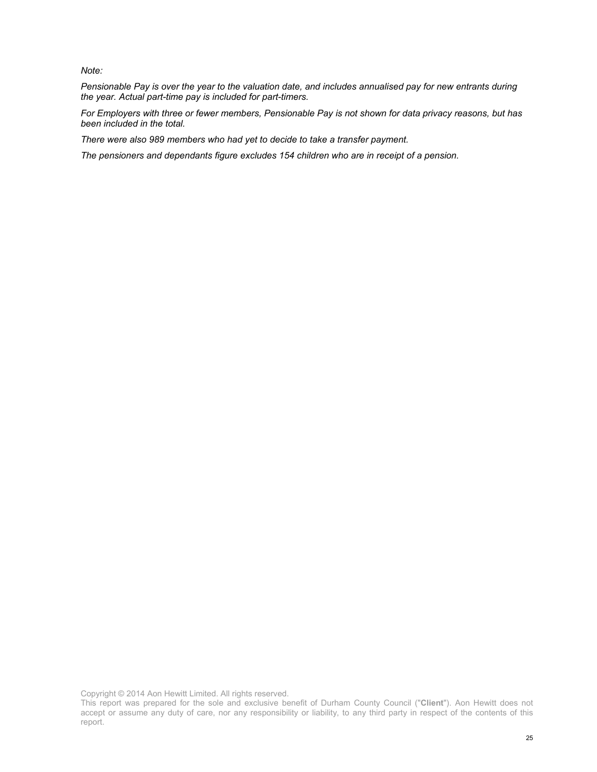*Note:*

*Pensionable Pay is over the year to the valuation date, and includes annualised pay for new entrants during the year. Actual part-time pay is included for part-timers.*

*For Employers with three or fewer members, Pensionable Pay is not shown for data privacy reasons, but has been included in the total.*

*There were also 989 members who had yet to decide to take a transfer payment.*

*The pensioners and dependants figure excludes 154 children who are in receipt of a pension.*

Copyright © 2014 Aon Hewitt Limited. All rights reserved.
This report was prepared for the sole and exclusive benefit of Durham County Council ("**Client**"). Aon Hewitt does not accept or assume any duty of care, nor any responsibility or liability, to any third party in respect of the contents of this report.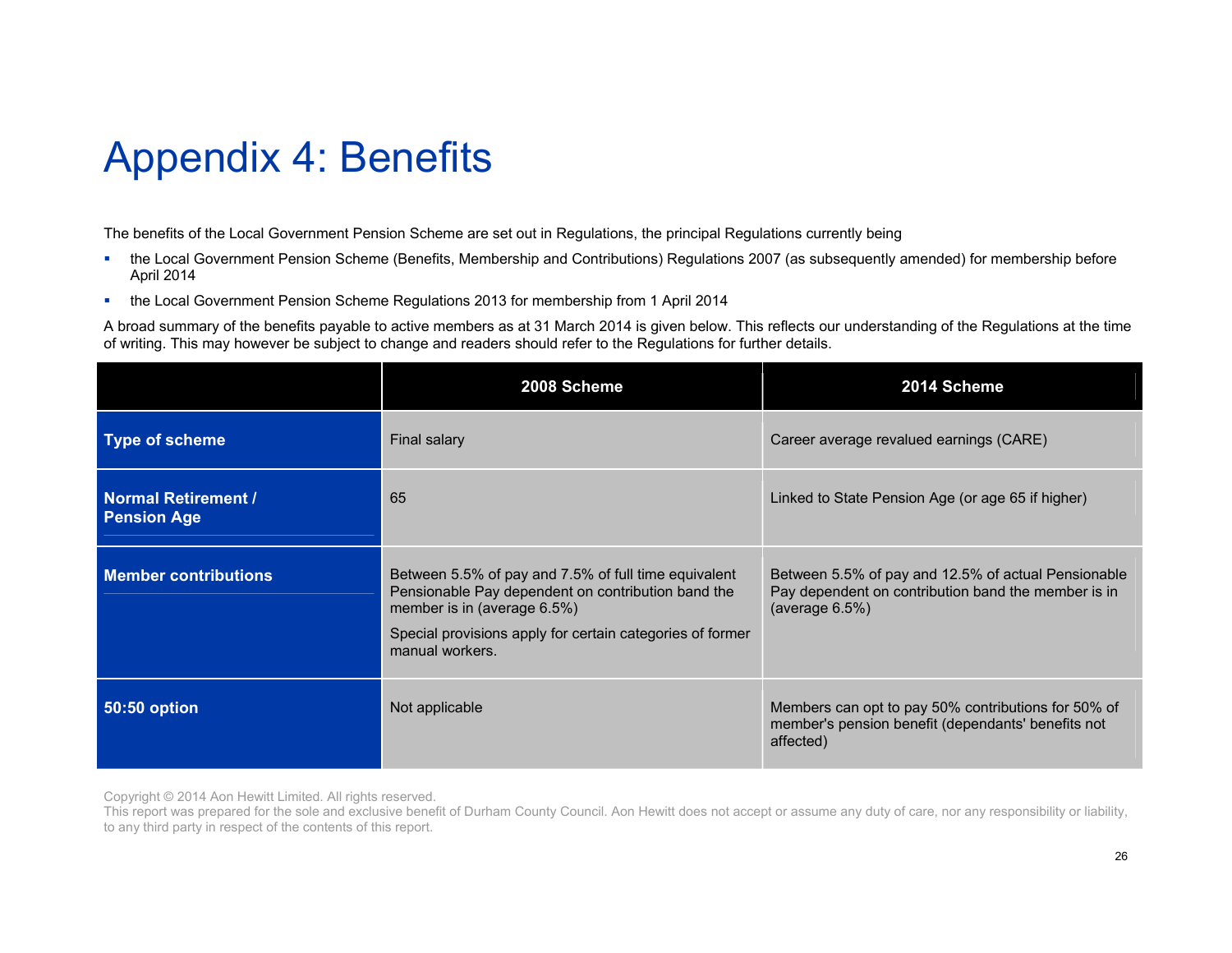# Appendix 4: Benefits

The benefits of the Local Government Pension Scheme are set out in Regulations, the principal Regulations currently being

- the Local Government Pension Scheme (Benefits, Membership and Contributions) Regulations 2007 (as subsequently amended) for membership before April 2014
- the Local Government Pension Scheme Regulations 2013 for membership from 1 April 2014

A broad summary of the benefits payable to active members as at 31 March 2014 is given below. This reflects our understanding of the Regulations at the time of writing. This may however be subject to change and readers should refer to the Regulations for further details.

| | 2008 Scheme | 2014 Scheme |
|---|---|---|
| **Type of scheme** | Final salary | Career average revalued earnings (CARE) |
| **Normal Retirement / Pension Age** | 65 | Linked to State Pension Age (or age 65 if higher) |
| **Member contributions** | Between 5.5% of pay and 7.5% of full time equivalent Pensionable Pay dependent on contribution band the member is in (average 6.5%)<br><br>Special provisions apply for certain categories of former manual workers. | Between 5.5% of pay and 12.5% of actual Pensionable Pay dependent on contribution band the member is in (average 6.5%) |
| **50:50 option** | Not applicable | Members can opt to pay 50% contributions for 50% of member's pension benefit (dependants' benefits not affected) |

Copyright © 2014 Aon Hewitt Limited. All rights reserved.
This report was prepared for the sole and exclusive benefit of Durham County Council. Aon Hewitt does not accept or assume any duty of care, nor any responsibility or liability, to any third party in respect of the contents of this report.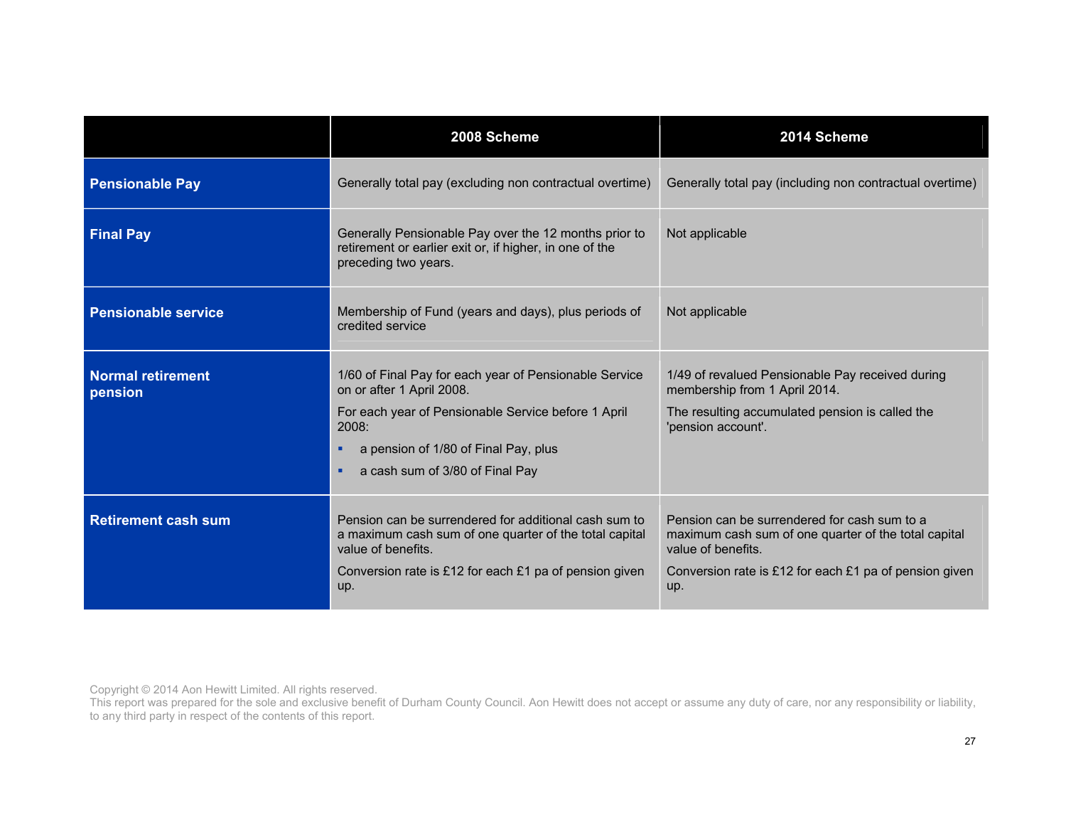| | 2008 Scheme | 2014 Scheme |
|---|---|---|
| **Pensionable Pay** | Generally total pay (excluding non contractual overtime) | Generally total pay (including non contractual overtime) |
| **Final Pay** | Generally Pensionable Pay over the 12 months prior to retirement or earlier exit or, if higher, in one of the preceding two years. | Not applicable |
| **Pensionable service** | Membership of Fund (years and days), plus periods of credited service | Not applicable |
| **Normal retirement pension** | 1/60 of Final Pay for each year of Pensionable Service on or after 1 April 2008.<br><br>For each year of Pensionable Service before 1 April 2008:<br>▪ a pension of 1/80 of Final Pay, plus<br>▪ a cash sum of 3/80 of Final Pay | 1/49 of revalued Pensionable Pay received during membership from 1 April 2014.<br><br>The resulting accumulated pension is called the 'pension account'. |
| **Retirement cash sum** | Pension can be surrendered for additional cash sum to a maximum cash sum of one quarter of the total capital value of benefits.<br><br>Conversion rate is £12 for each £1 pa of pension given up. | Pension can be surrendered for cash sum to a maximum cash sum of one quarter of the total capital value of benefits.<br><br>Conversion rate is £12 for each £1 pa of pension given up. |

Copyright © 2014 Aon Hewitt Limited. All rights reserved.
This report was prepared for the sole and exclusive benefit of Durham County Council. Aon Hewitt does not accept or assume any duty of care, nor any responsibility or liability, to any third party in respect of the contents of this report.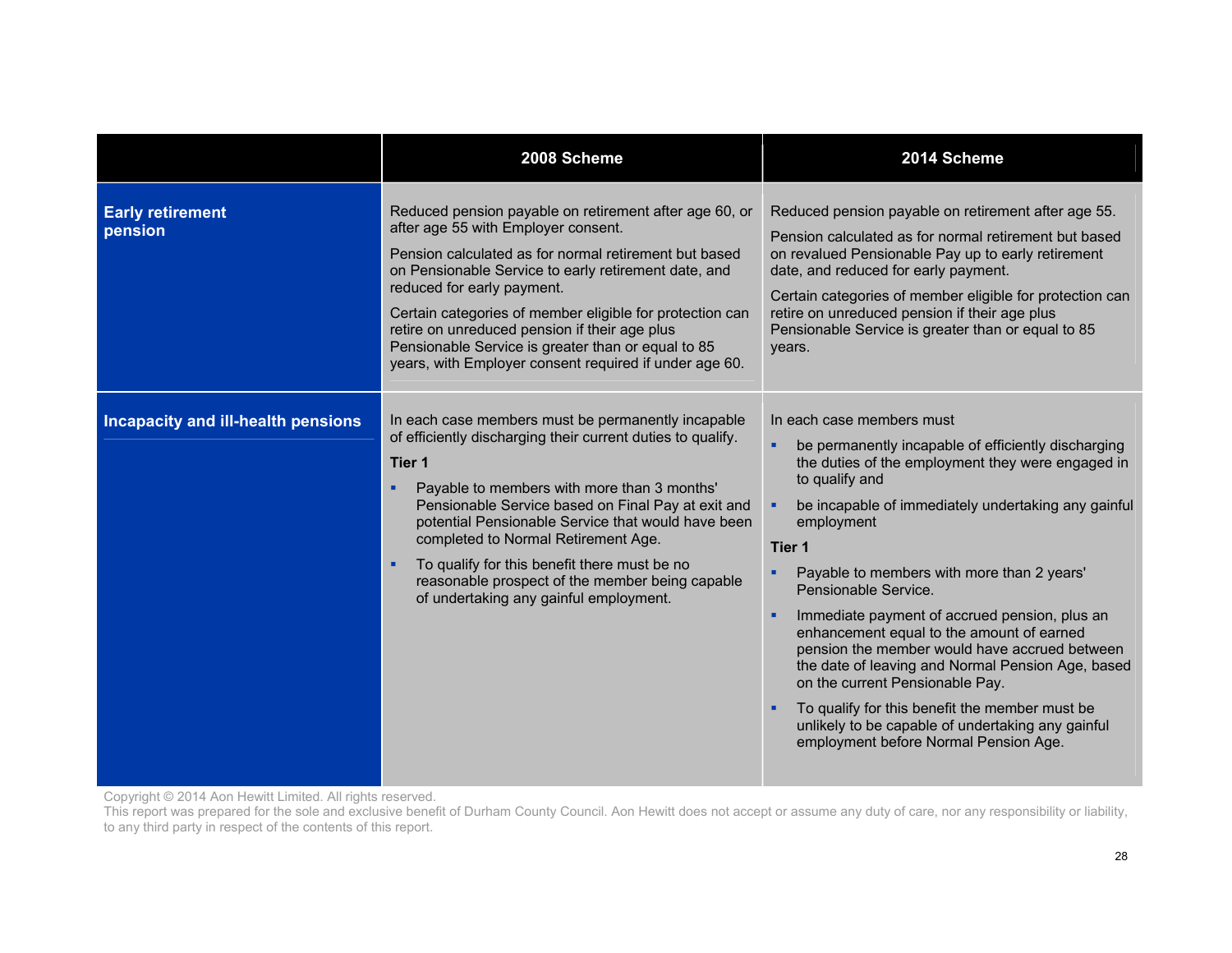| | 2008 Scheme | 2014 Scheme |
|---|---|---|
| **Early retirement pension** | Reduced pension payable on retirement after age 60, or after age 55 with Employer consent.<br><br>Pension calculated as for normal retirement but based on Pensionable Service to early retirement date, and reduced for early payment.<br><br>Certain categories of member eligible for protection can retire on unreduced pension if their age plus Pensionable Service is greater than or equal to 85 years, with Employer consent required if under age 60. | Reduced pension payable on retirement after age 55.<br><br>Pension calculated as for normal retirement but based on revalued Pensionable Pay up to early retirement date, and reduced for early payment.<br><br>Certain categories of member eligible for protection can retire on unreduced pension if their age plus Pensionable Service is greater than or equal to 85 years. |
| **Incapacity and ill-health pensions** | In each case members must be permanently incapable of efficiently discharging their current duties to qualify.<br><br>**Tier 1**<br><br>▪ Payable to members with more than 3 months' Pensionable Service based on Final Pay at exit and potential Pensionable Service that would have been completed to Normal Retirement Age.<br><br>▪ To qualify for this benefit there must be no reasonable prospect of the member being capable of undertaking any gainful employment. | In each case members must<br><br>▪ be permanently incapable of efficiently discharging the duties of the employment they were engaged in to qualify and<br><br>▪ be incapable of immediately undertaking any gainful employment<br><br>**Tier 1**<br><br>▪ Payable to members with more than 2 years' Pensionable Service.<br><br>▪ Immediate payment of accrued pension, plus an enhancement equal to the amount of earned pension the member would have accrued between the date of leaving and Normal Pension Age, based on the current Pensionable Pay.<br><br>▪ To qualify for this benefit the member must be unlikely to be capable of undertaking any gainful employment before Normal Pension Age. |

Copyright © 2014 Aon Hewitt Limited. All rights reserved.
This report was prepared for the sole and exclusive benefit of Durham County Council. Aon Hewitt does not accept or assume any duty of care, nor any responsibility or liability, to any third party in respect of the contents of this report.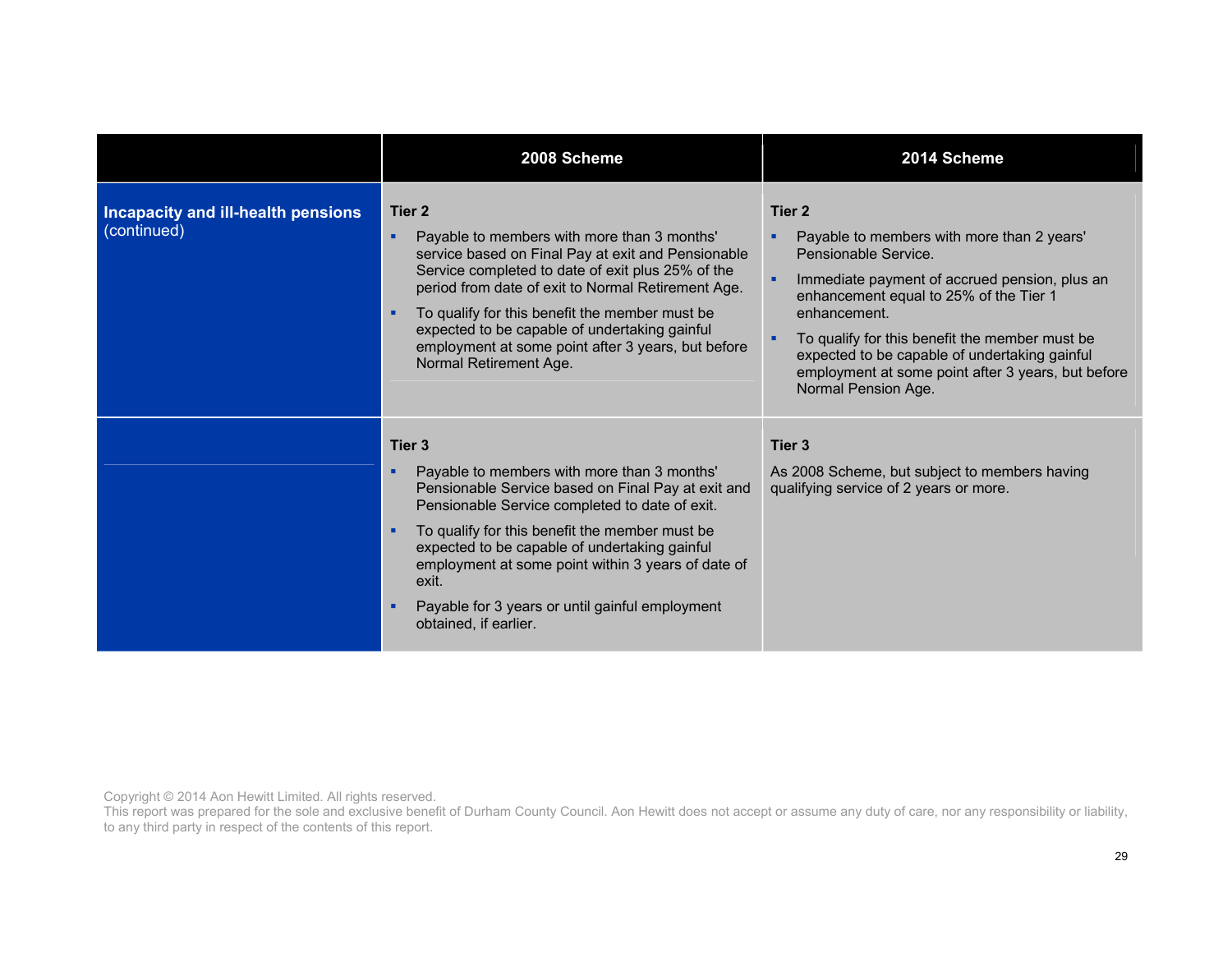| | 2008 Scheme | 2014 Scheme |
|---|---|---|
| **Incapacity and ill-health pensions** (continued) | **Tier 2**<br>▪ Payable to members with more than 3 months' service based on Final Pay at exit and Pensionable Service completed to date of exit plus 25% of the period from date of exit to Normal Retirement Age.<br>▪ To qualify for this benefit the member must be expected to be capable of undertaking gainful employment at some point after 3 years, but before Normal Retirement Age. | **Tier 2**<br>▪ Payable to members with more than 2 years' Pensionable Service.<br>▪ Immediate payment of accrued pension, plus an enhancement equal to 25% of the Tier 1 enhancement.<br>▪ To qualify for this benefit the member must be expected to be capable of undertaking gainful employment at some point after 3 years, but before Normal Pension Age. |
| | **Tier 3**<br>▪ Payable to members with more than 3 months' Pensionable Service based on Final Pay at exit and Pensionable Service completed to date of exit.<br>▪ To qualify for this benefit the member must be expected to be capable of undertaking gainful employment at some point within 3 years of date of exit.<br>▪ Payable for 3 years or until gainful employment obtained, if earlier. | **Tier 3**<br>As 2008 Scheme, but subject to members having qualifying service of 2 years or more. |

Copyright © 2014 Aon Hewitt Limited. All rights reserved.
This report was prepared for the sole and exclusive benefit of Durham County Council. Aon Hewitt does not accept or assume any duty of care, nor any responsibility or liability, to any third party in respect of the contents of this report.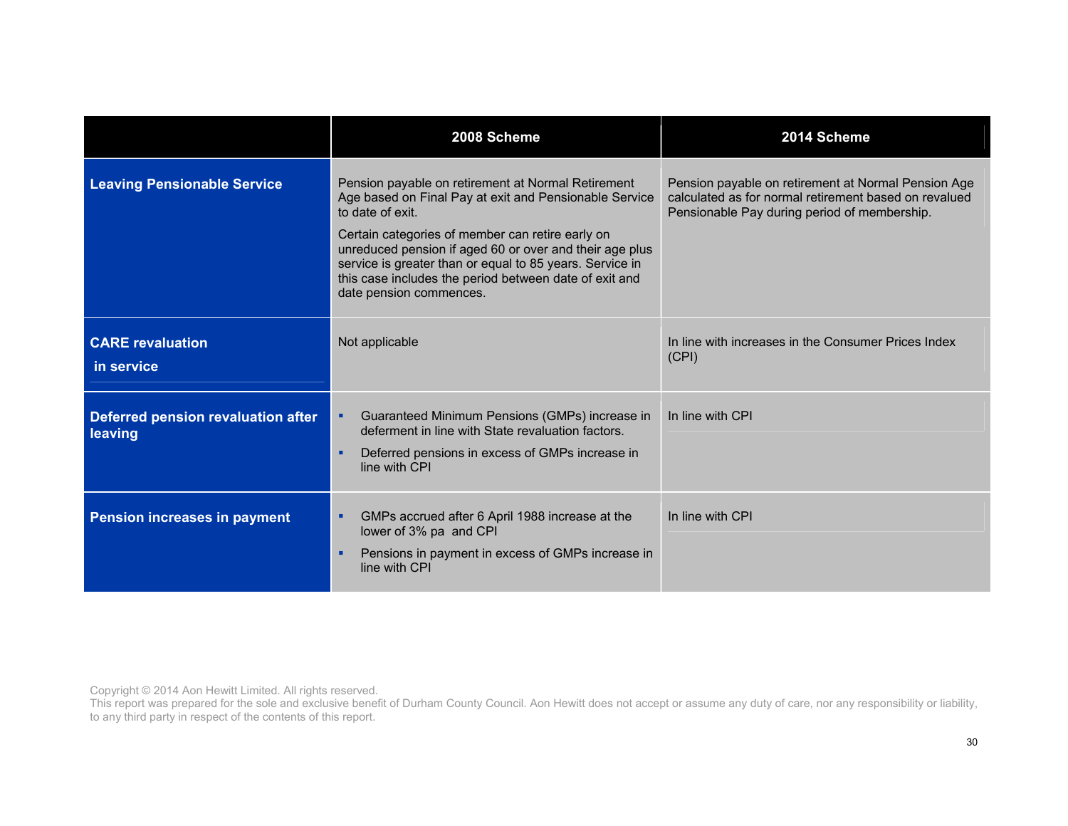| | 2008 Scheme | 2014 Scheme |
|---|---|---|
| **Leaving Pensionable Service** | Pension payable on retirement at Normal Retirement Age based on Final Pay at exit and Pensionable Service to date of exit.<br><br>Certain categories of member can retire early on unreduced pension if aged 60 or over and their age plus service is greater than or equal to 85 years. Service in this case includes the period between date of exit and date pension commences. | Pension payable on retirement at Normal Pension Age calculated as for normal retirement based on revalued Pensionable Pay during period of membership. |
| **CARE revaluation in service** | Not applicable | In line with increases in the Consumer Prices Index (CPI) |
| **Deferred pension revaluation after leaving** | ▪ Guaranteed Minimum Pensions (GMPs) increase in deferment in line with State revaluation factors.<br>▪ Deferred pensions in excess of GMPs increase in line with CPI | In line with CPI |
| **Pension increases in payment** | ▪ GMPs accrued after 6 April 1988 increase at the lower of 3% pa and CPI<br>▪ Pensions in payment in excess of GMPs increase in line with CPI | In line with CPI |

Copyright © 2014 Aon Hewitt Limited. All rights reserved.
This report was prepared for the sole and exclusive benefit of Durham County Council. Aon Hewitt does not accept or assume any duty of care, nor any responsibility or liability, to any third party in respect of the contents of this report.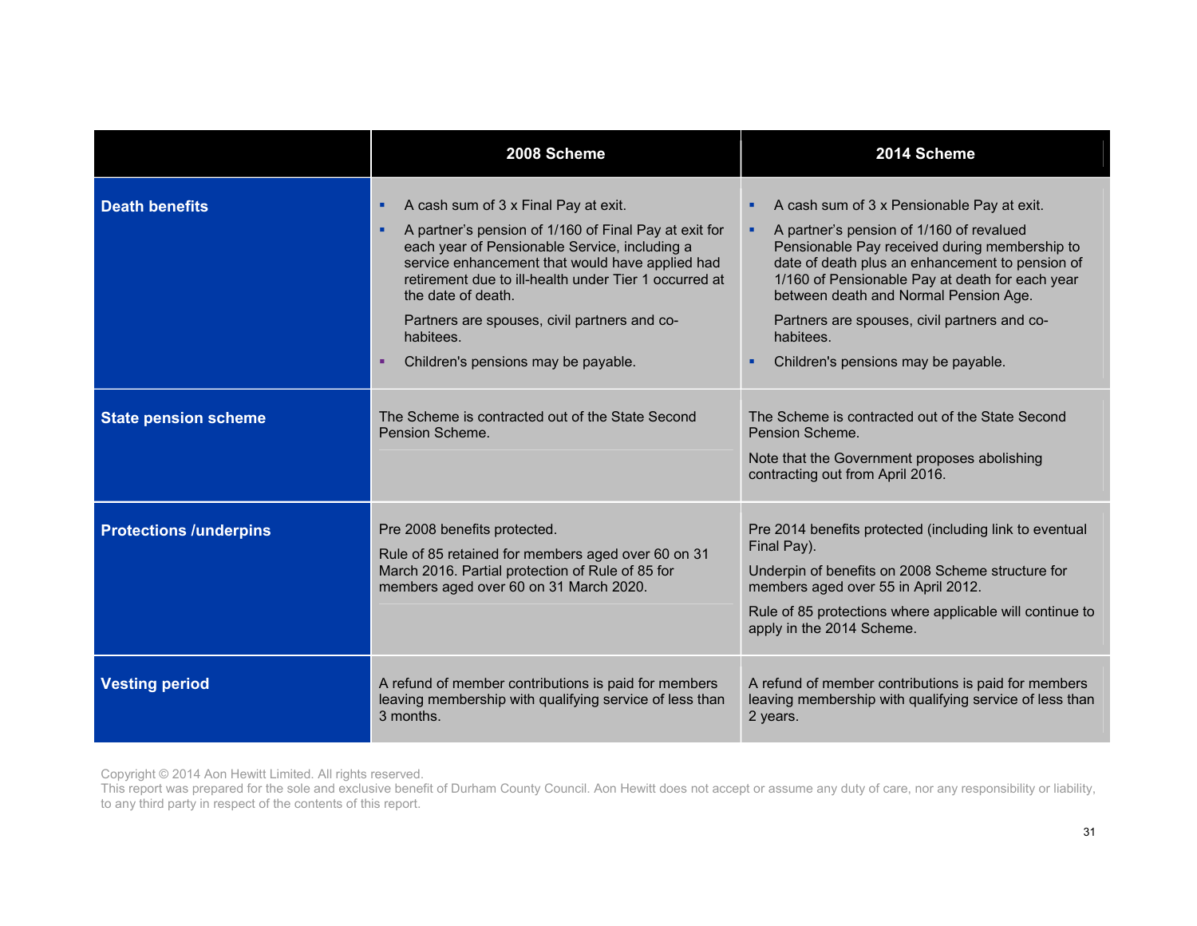| | 2008 Scheme | 2014 Scheme |
|---|---|---|
| **Death benefits** | ▪ A cash sum of 3 x Final Pay at exit.<br>▪ A partner's pension of 1/160 of Final Pay at exit for each year of Pensionable Service, including a service enhancement that would have applied had retirement due to ill-health under Tier 1 occurred at the date of death.<br>Partners are spouses, civil partners and co-habitees.<br>▪ Children's pensions may be payable. | ▪ A cash sum of 3 x Pensionable Pay at exit.<br>▪ A partner's pension of 1/160 of revalued Pensionable Pay received during membership to date of death plus an enhancement to pension of 1/160 of Pensionable Pay at death for each year between death and Normal Pension Age.<br>Partners are spouses, civil partners and co-habitees.<br>▪ Children's pensions may be payable. |
| **State pension scheme** | The Scheme is contracted out of the State Second Pension Scheme. | The Scheme is contracted out of the State Second Pension Scheme.<br>Note that the Government proposes abolishing contracting out from April 2016. |
| **Protections /underpins** | Pre 2008 benefits protected.<br>Rule of 85 retained for members aged over 60 on 31 March 2016. Partial protection of Rule of 85 for members aged over 60 on 31 March 2020. | Pre 2014 benefits protected (including link to eventual Final Pay).<br>Underpin of benefits on 2008 Scheme structure for members aged over 55 in April 2012.<br>Rule of 85 protections where applicable will continue to apply in the 2014 Scheme. |
| **Vesting period** | A refund of member contributions is paid for members leaving membership with qualifying service of less than 3 months. | A refund of member contributions is paid for members leaving membership with qualifying service of less than 2 years. |

Copyright © 2014 Aon Hewitt Limited. All rights reserved.
This report was prepared for the sole and exclusive benefit of Durham County Council. Aon Hewitt does not accept or assume any duty of care, nor any responsibility or liability, to any third party in respect of the contents of this report.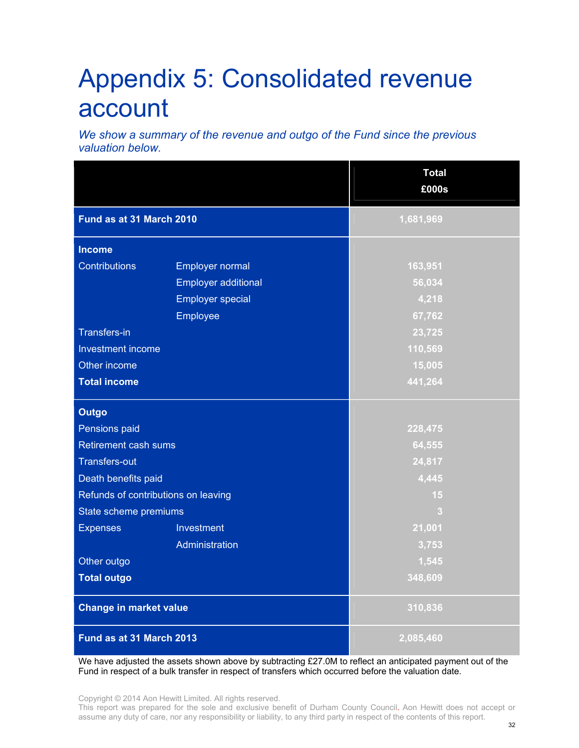# Appendix 5: Consolidated revenue account

*We show a summary of the revenue and outgo of the Fund since the previous valuation below.*

| | | Total £000s |
|---|---|---|
| **Fund as at 31 March 2010** | | 1,681,969 |
| **Income** | | |
| Contributions | Employer normal | 163,951 |
| | Employer additional | 56,034 |
| | Employer special | 4,218 |
| | Employee | 67,762 |
| Transfers-in | | 23,725 |
| Investment income | | 110,569 |
| Other income | | 15,005 |
| **Total income** | | 441,264 |
| **Outgo** | | |
| Pensions paid | | 228,475 |
| Retirement cash sums | | 64,555 |
| Transfers-out | | 24,817 |
| Death benefits paid | | 4,445 |
| Refunds of contributions on leaving | | 15 |
| State scheme premiums | | 3 |
| Expenses | Investment | 21,001 |
| | Administration | 3,753 |
| Other outgo | | 1,545 |
| **Total outgo** | | 348,609 |
| **Change in market value** | | 310,836 |
| **Fund as at 31 March 2013** | | 2,085,460 |

We have adjusted the assets shown above by subtracting £27.0M to reflect an anticipated payment out of the Fund in respect of a bulk transfer in respect of transfers which occurred before the valuation date.

Copyright © 2014 Aon Hewitt Limited. All rights reserved.
This report was prepared for the sole and exclusive benefit of Durham County Council. Aon Hewitt does not accept or assume any duty of care, nor any responsibility or liability, to any third party in respect of the contents of this report.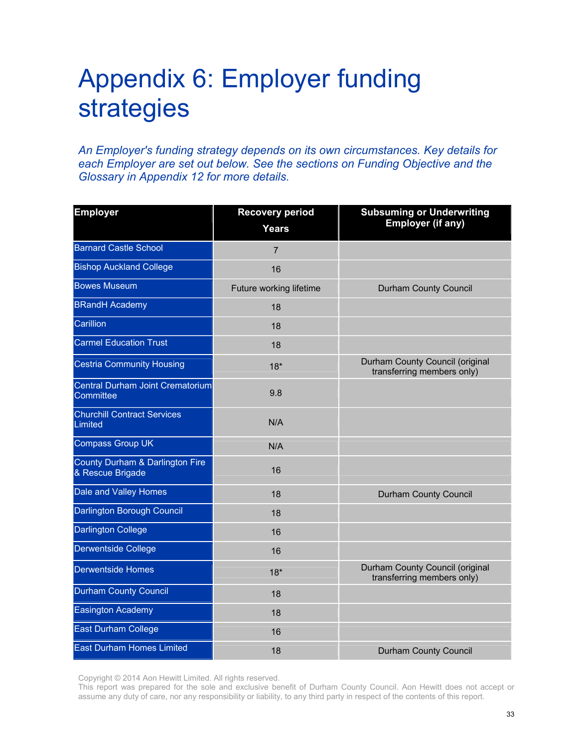# Appendix 6: Employer funding strategies

*An Employer's funding strategy depends on its own circumstances. Key details for each Employer are set out below. See the sections on Funding Objective and the Glossary in Appendix 12 for more details.*

| Employer | Recovery period Years | Subsuming or Underwriting Employer (if any) |
|---|---|---|
| Barnard Castle School | 7 | |
| Bishop Auckland College | 16 | |
| Bowes Museum | Future working lifetime | Durham County Council |
| BRandH Academy | 18 | |
| Carillion | 18 | |
| Carmel Education Trust | 18 | |
| Cestria Community Housing | 18* | Durham County Council (original transferring members only) |
| Central Durham Joint Crematorium Committee | 9.8 | |
| Churchill Contract Services Limited | N/A | |
| Compass Group UK | N/A | |
| County Durham & Darlington Fire & Rescue Brigade | 16 | |
| Dale and Valley Homes | 18 | Durham County Council |
| Darlington Borough Council | 18 | |
| Darlington College | 16 | |
| Derwentside College | 16 | |
| Derwentside Homes | 18* | Durham County Council (original transferring members only) |
| Durham County Council | 18 | |
| Easington Academy | 18 | |
| East Durham College | 16 | |
| East Durham Homes Limited | 18 | Durham County Council |

Copyright © 2014 Aon Hewitt Limited. All rights reserved.
This report was prepared for the sole and exclusive benefit of Durham County Council. Aon Hewitt does not accept or assume any duty of care, nor any responsibility or liability, to any third party in respect of the contents of this report.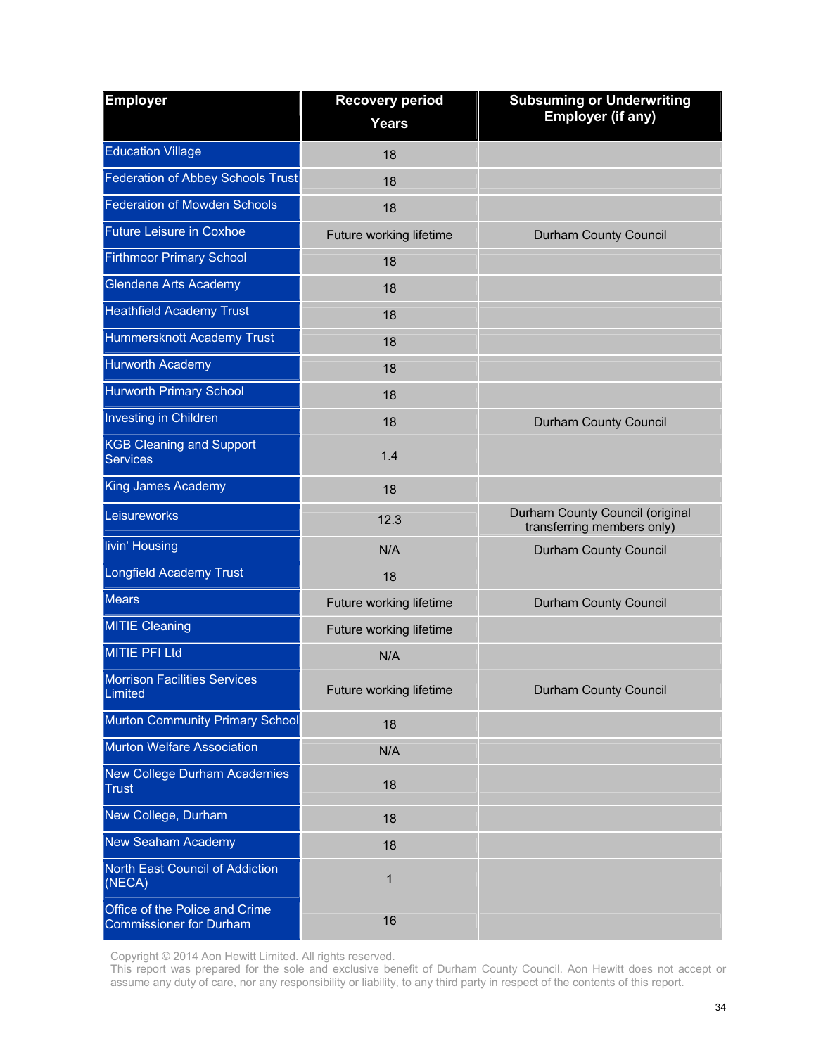| Employer | Recovery period Years | Subsuming or Underwriting Employer (if any) |
|---|---|---|
| Education Village | 18 | |
| Federation of Abbey Schools Trust | 18 | |
| Federation of Mowden Schools | 18 | |
| Future Leisure in Coxhoe | Future working lifetime | Durham County Council |
| Firthmoor Primary School | 18 | |
| Glendene Arts Academy | 18 | |
| Heathfield Academy Trust | 18 | |
| Hummersknott Academy Trust | 18 | |
| Hurworth Academy | 18 | |
| Hurworth Primary School | 18 | |
| Investing in Children | 18 | Durham County Council |
| KGB Cleaning and Support Services | 1.4 | |
| King James Academy | 18 | |
| Leisureworks | 12.3 | Durham County Council (original transferring members only) |
| livin' Housing | N/A | Durham County Council |
| Longfield Academy Trust | 18 | |
| Mears | Future working lifetime | Durham County Council |
| MITIE Cleaning | Future working lifetime | |
| MITIE PFI Ltd | N/A | |
| Morrison Facilities Services Limited | Future working lifetime | Durham County Council |
| Murton Community Primary School | 18 | |
| Murton Welfare Association | N/A | |
| New College Durham Academies Trust | 18 | |
| New College, Durham | 18 | |
| New Seaham Academy | 18 | |
| North East Council of Addiction (NECA) | 1 | |
| Office of the Police and Crime Commissioner for Durham | 16 | |

Copyright © 2014 Aon Hewitt Limited. All rights reserved.
This report was prepared for the sole and exclusive benefit of Durham County Council. Aon Hewitt does not accept or assume any duty of care, nor any responsibility or liability, to any third party in respect of the contents of this report.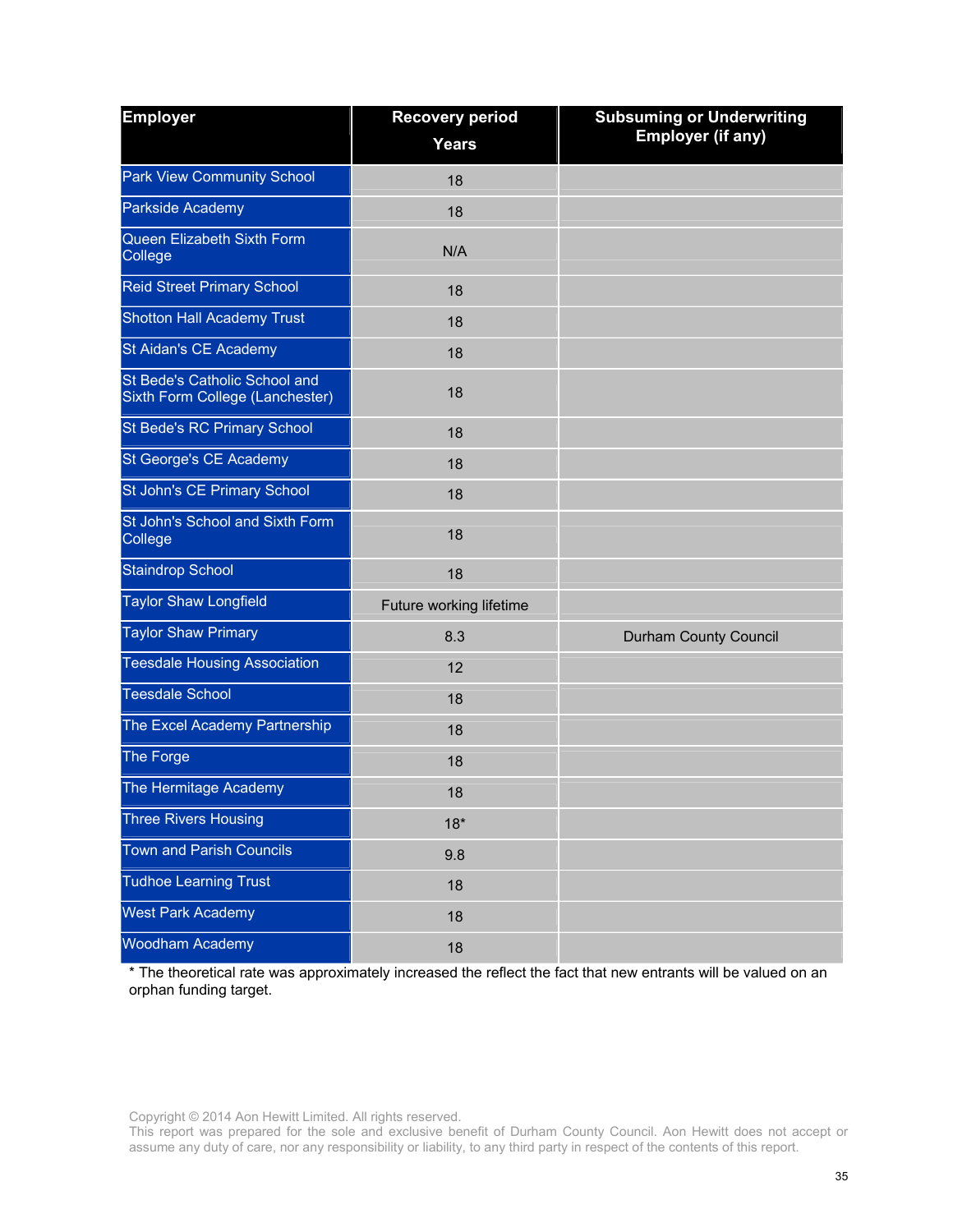| Employer | Recovery period Years | Subsuming or Underwriting Employer (if any) |
|---|---|---|
| Park View Community School | 18 | |
| Parkside Academy | 18 | |
| Queen Elizabeth Sixth Form College | N/A | |
| Reid Street Primary School | 18 | |
| Shotton Hall Academy Trust | 18 | |
| St Aidan's CE Academy | 18 | |
| St Bede's Catholic School and Sixth Form College (Lanchester) | 18 | |
| St Bede's RC Primary School | 18 | |
| St George's CE Academy | 18 | |
| St John's CE Primary School | 18 | |
| St John's School and Sixth Form College | 18 | |
| Staindrop School | 18 | |
| Taylor Shaw Longfield | Future working lifetime | |
| Taylor Shaw Primary | 8.3 | Durham County Council |
| Teesdale Housing Association | 12 | |
| Teesdale School | 18 | |
| The Excel Academy Partnership | 18 | |
| The Forge | 18 | |
| The Hermitage Academy | 18 | |
| Three Rivers Housing | 18* | |
| Town and Parish Councils | 9.8 | |
| Tudhoe Learning Trust | 18 | |
| West Park Academy | 18 | |
| Woodham Academy | 18 | |

* The theoretical rate was approximately increased the reflect the fact that new entrants will be valued on an orphan funding target.

Copyright © 2014 Aon Hewitt Limited. All rights reserved.
This report was prepared for the sole and exclusive benefit of Durham County Council. Aon Hewitt does not accept or assume any duty of care, nor any responsibility or liability, to any third party in respect of the contents of this report.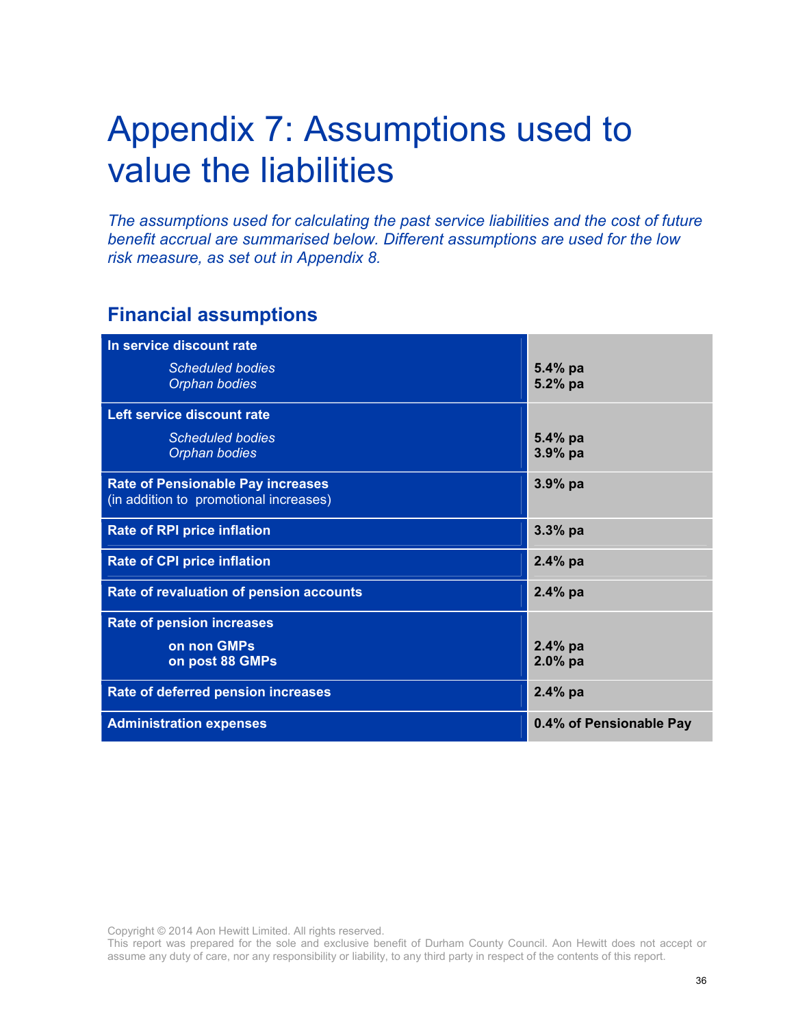# Appendix 7: Assumptions used to value the liabilities

*The assumptions used for calculating the past service liabilities and the cost of future benefit accrual are summarised below. Different assumptions are used for the low risk measure, as set out in Appendix 8.*

## Financial assumptions

| Assumption | Value |
|---|---|
| **In service discount rate** | |
| *Scheduled bodies* | **5.4% pa** |
| *Orphan bodies* | **5.2% pa** |
| **Left service discount rate** | |
| *Scheduled bodies* | **5.4% pa** |
| *Orphan bodies* | **3.9% pa** |
| **Rate of Pensionable Pay increases** (in addition to promotional increases) | **3.9% pa** |
| **Rate of RPI price inflation** | **3.3% pa** |
| **Rate of CPI price inflation** | **2.4% pa** |
| **Rate of revaluation of pension accounts** | **2.4% pa** |
| **Rate of pension increases** | |
| **on non GMPs** | **2.4% pa** |
| **on post 88 GMPs** | **2.0% pa** |
| **Rate of deferred pension increases** | **2.4% pa** |
| **Administration expenses** | **0.4% of Pensionable Pay** |

Copyright © 2014 Aon Hewitt Limited. All rights reserved.
This report was prepared for the sole and exclusive benefit of Durham County Council. Aon Hewitt does not accept or assume any duty of care, nor any responsibility or liability, to any third party in respect of the contents of this report.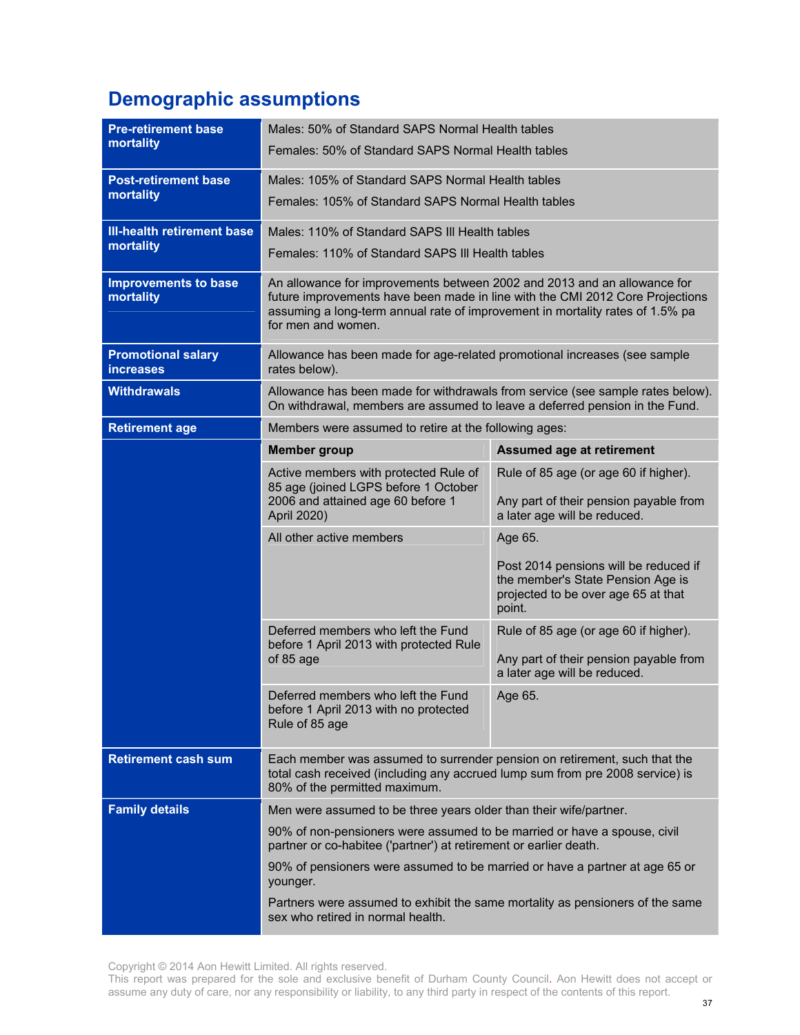## Demographic assumptions

| | | |
|---|---|---|
| **Pre-retirement base mortality** | Males: 50% of Standard SAPS Normal Health tables<br><br>Females: 50% of Standard SAPS Normal Health tables | |
| **Post-retirement base mortality** | Males: 105% of Standard SAPS Normal Health tables<br><br>Females: 105% of Standard SAPS Normal Health tables | |
| **Ill-health retirement base mortality** | Males: 110% of Standard SAPS Ill Health tables<br><br>Females: 110% of Standard SAPS Ill Health tables | |
| **Improvements to base mortality** | An allowance for improvements between 2002 and 2013 and an allowance for future improvements have been made in line with the CMI 2012 Core Projections assuming a long-term annual rate of improvement in mortality rates of 1.5% pa for men and women. | |
| **Promotional salary increases** | Allowance has been made for age-related promotional increases (see sample rates below). | |
| **Withdrawals** | Allowance has been made for withdrawals from service (see sample rates below). On withdrawal, members are assumed to leave a deferred pension in the Fund. | |
| **Retirement age** | Members were assumed to retire at the following ages: | |
| | **Member group** | **Assumed age at retirement** |
| | Active members with protected Rule of 85 age (joined LGPS before 1 October 2006 and attained age 60 before 1 April 2020) | Rule of 85 age (or age 60 if higher).<br><br>Any part of their pension payable from a later age will be reduced. |
| | All other active members | Age 65.<br><br>Post 2014 pensions will be reduced if the member's State Pension Age is projected to be over age 65 at that point. |
| | Deferred members who left the Fund before 1 April 2013 with protected Rule of 85 age | Rule of 85 age (or age 60 if higher).<br><br>Any part of their pension payable from a later age will be reduced. |
| | Deferred members who left the Fund before 1 April 2013 with no protected Rule of 85 age | Age 65. |
| **Retirement cash sum** | Each member was assumed to surrender pension on retirement, such that the total cash received (including any accrued lump sum from pre 2008 service) is 80% of the permitted maximum. | |
| **Family details** | Men were assumed to be three years older than their wife/partner.<br><br>90% of non-pensioners were assumed to be married or have a spouse, civil partner or co-habitee ('partner') at retirement or earlier death.<br><br>90% of pensioners were assumed to be married or have a partner at age 65 or younger.<br><br>Partners were assumed to exhibit the same mortality as pensioners of the same sex who retired in normal health. | |

Copyright © 2014 Aon Hewitt Limited. All rights reserved.
This report was prepared for the sole and exclusive benefit of Durham County Council. Aon Hewitt does not accept or assume any duty of care, nor any responsibility or liability, to any third party in respect of the contents of this report.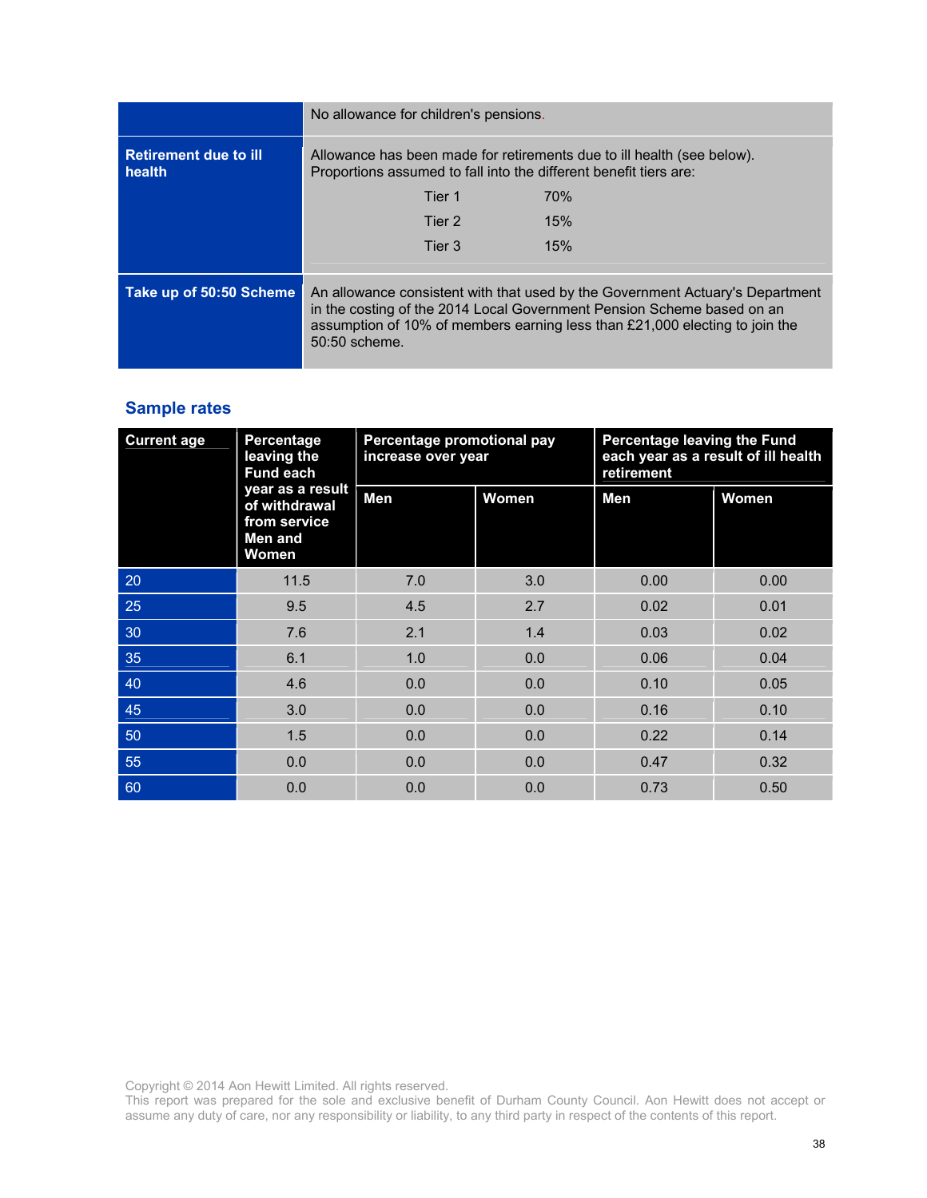| | |
|---|---|
| | No allowance for children's pensions. |
| **Retirement due to ill health** | Allowance has been made for retirements due to ill health (see below). Proportions assumed to fall into the different benefit tiers are:<br>Tier 1 70%<br>Tier 2 15%<br>Tier 3 15% |
| **Take up of 50:50 Scheme** | An allowance consistent with that used by the Government Actuary's Department in the costing of the 2014 Local Government Pension Scheme based on an assumption of 10% of members earning less than £21,000 electing to join the 50:50 scheme. |

## Sample rates

| Current age | Percentage leaving the Fund each year as a result of withdrawal from service Men and Women | Percentage promotional pay increase over year | | Percentage leaving the Fund each year as a result of ill health retirement | |
|---|---|---|---|---|---|
| | | Men | Women | Men | Women |
| 20 | 11.5 | 7.0 | 3.0 | 0.00 | 0.00 |
| 25 | 9.5 | 4.5 | 2.7 | 0.02 | 0.01 |
| 30 | 7.6 | 2.1 | 1.4 | 0.03 | 0.02 |
| 35 | 6.1 | 1.0 | 0.0 | 0.06 | 0.04 |
| 40 | 4.6 | 0.0 | 0.0 | 0.10 | 0.05 |
| 45 | 3.0 | 0.0 | 0.0 | 0.16 | 0.10 |
| 50 | 1.5 | 0.0 | 0.0 | 0.22 | 0.14 |
| 55 | 0.0 | 0.0 | 0.0 | 0.47 | 0.32 |
| 60 | 0.0 | 0.0 | 0.0 | 0.73 | 0.50 |

Copyright © 2014 Aon Hewitt Limited. All rights reserved.
This report was prepared for the sole and exclusive benefit of Durham County Council. Aon Hewitt does not accept or assume any duty of care, nor any responsibility or liability, to any third party in respect of the contents of this report.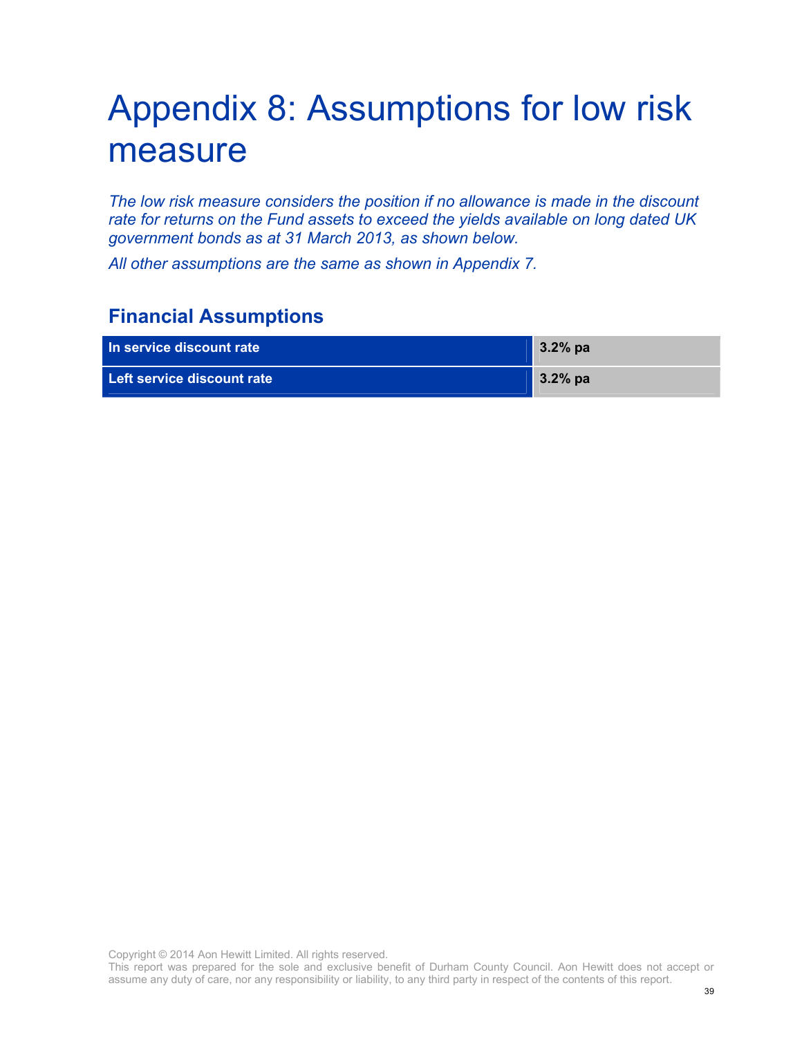# Appendix 8: Assumptions for low risk measure

*The low risk measure considers the position if no allowance is made in the discount rate for returns on the Fund assets to exceed the yields available on long dated UK government bonds as at 31 March 2013, as shown below.*

*All other assumptions are the same as shown in Appendix 7.*

## Financial Assumptions

| | |
|---|---|
| **In service discount rate** | **3.2% pa** |
| **Left service discount rate** | **3.2% pa** |

Copyright © 2014 Aon Hewitt Limited. All rights reserved.
This report was prepared for the sole and exclusive benefit of Durham County Council. Aon Hewitt does not accept or assume any duty of care, nor any responsibility or liability, to any third party in respect of the contents of this report.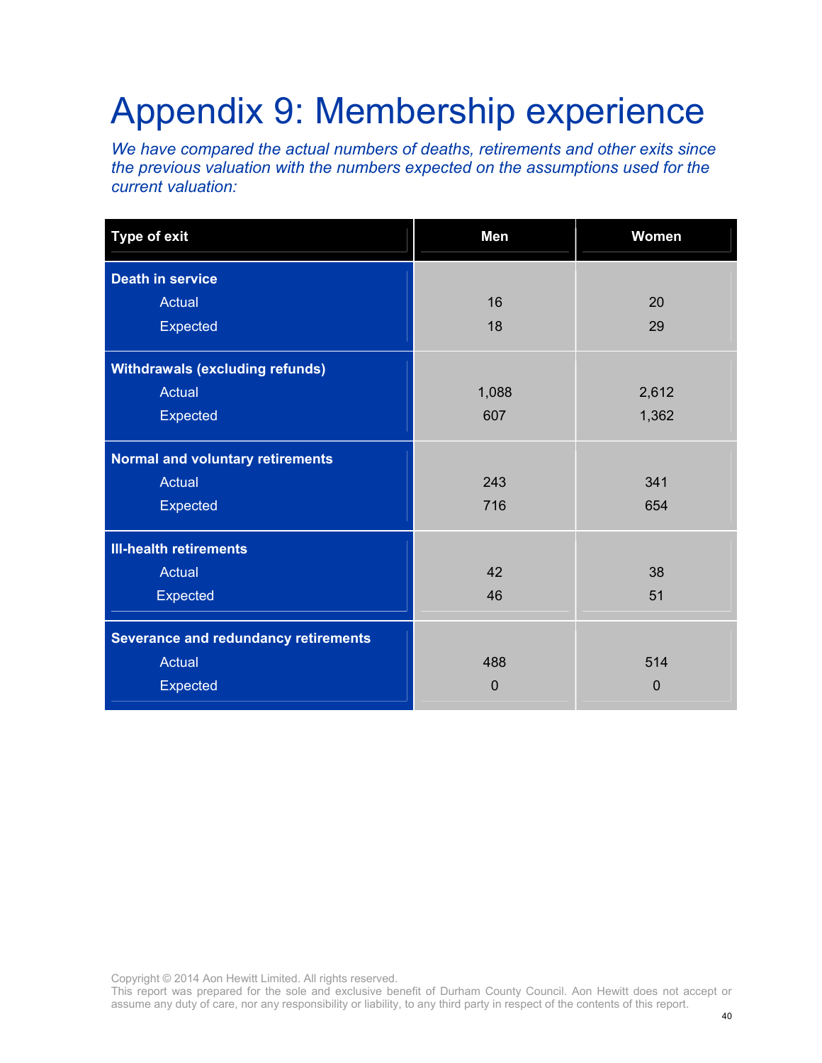# Appendix 9: Membership experience

*We have compared the actual numbers of deaths, retirements and other exits since the previous valuation with the numbers expected on the assumptions used for the current valuation:*

| Type of exit | Men | Women |
|---|---|---|
| **Death in service** | | |
| Actual | 16 | 20 |
| Expected | 18 | 29 |
| **Withdrawals (excluding refunds)** | | |
| Actual | 1,088 | 2,612 |
| Expected | 607 | 1,362 |
| **Normal and voluntary retirements** | | |
| Actual | 243 | 341 |
| Expected | 716 | 654 |
| **Ill-health retirements** | | |
| Actual | 42 | 38 |
| Expected | 46 | 51 |
| **Severance and redundancy retirements** | | |
| Actual | 488 | 514 |
| Expected | 0 | 0 |

Copyright © 2014 Aon Hewitt Limited. All rights reserved.
This report was prepared for the sole and exclusive benefit of Durham County Council. Aon Hewitt does not accept or assume any duty of care, nor any responsibility or liability, to any third party in respect of the contents of this report.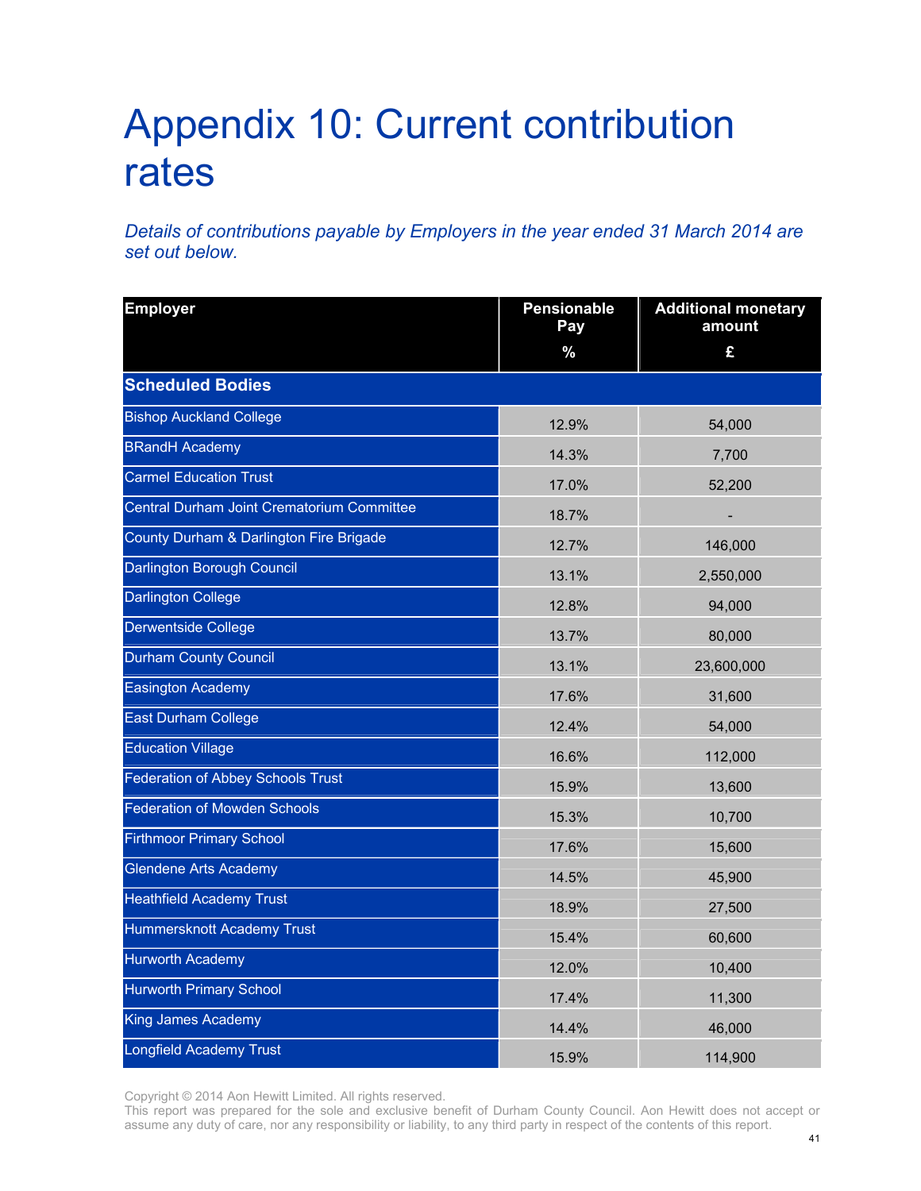# Appendix 10: Current contribution rates

*Details of contributions payable by Employers in the year ended 31 March 2014 are set out below.*

| Employer | Pensionable Pay % | Additional monetary amount £ |
|---|---|---|
| **Scheduled Bodies** | | |
| Bishop Auckland College | 12.9% | 54,000 |
| BRandH Academy | 14.3% | 7,700 |
| Carmel Education Trust | 17.0% | 52,200 |
| Central Durham Joint Crematorium Committee | 18.7% | - |
| County Durham & Darlington Fire Brigade | 12.7% | 146,000 |
| Darlington Borough Council | 13.1% | 2,550,000 |
| Darlington College | 12.8% | 94,000 |
| Derwentside College | 13.7% | 80,000 |
| Durham County Council | 13.1% | 23,600,000 |
| Easington Academy | 17.6% | 31,600 |
| East Durham College | 12.4% | 54,000 |
| Education Village | 16.6% | 112,000 |
| Federation of Abbey Schools Trust | 15.9% | 13,600 |
| Federation of Mowden Schools | 15.3% | 10,700 |
| Firthmoor Primary School | 17.6% | 15,600 |
| Glendene Arts Academy | 14.5% | 45,900 |
| Heathfield Academy Trust | 18.9% | 27,500 |
| Hummersknott Academy Trust | 15.4% | 60,600 |
| Hurworth Academy | 12.0% | 10,400 |
| Hurworth Primary School | 17.4% | 11,300 |
| King James Academy | 14.4% | 46,000 |
| Longfield Academy Trust | 15.9% | 114,900 |

Copyright © 2014 Aon Hewitt Limited. All rights reserved.
This report was prepared for the sole and exclusive benefit of Durham County Council. Aon Hewitt does not accept or assume any duty of care, nor any responsibility or liability, to any third party in respect of the contents of this report.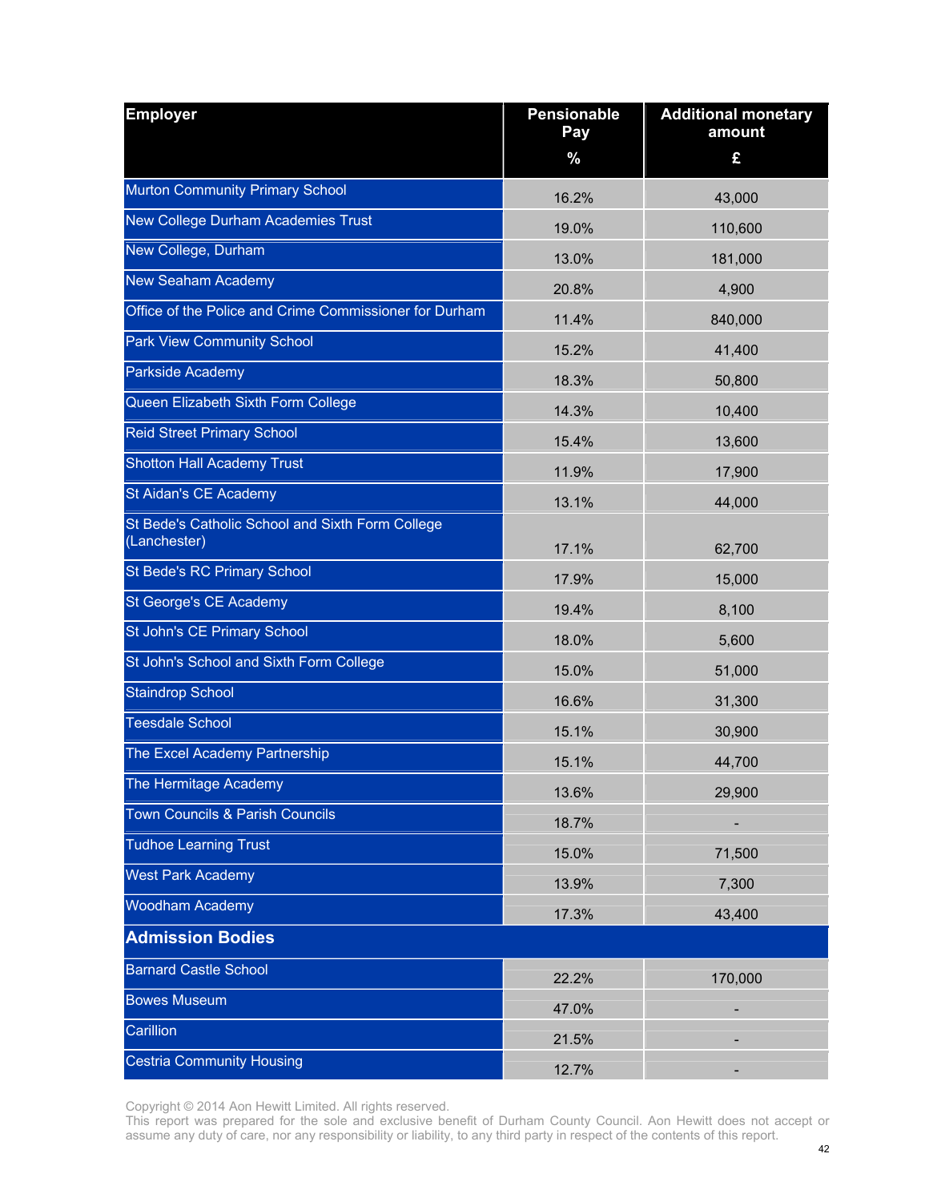| Employer | Pensionable Pay<br>% | Additional monetary amount<br>£ |
|---|---|---|
| Murton Community Primary School | 16.2% | 43,000 |
| New College Durham Academies Trust | 19.0% | 110,600 |
| New College, Durham | 13.0% | 181,000 |
| New Seaham Academy | 20.8% | 4,900 |
| Office of the Police and Crime Commissioner for Durham | 11.4% | 840,000 |
| Park View Community School | 15.2% | 41,400 |
| Parkside Academy | 18.3% | 50,800 |
| Queen Elizabeth Sixth Form College | 14.3% | 10,400 |
| Reid Street Primary School | 15.4% | 13,600 |
| Shotton Hall Academy Trust | 11.9% | 17,900 |
| St Aidan's CE Academy | 13.1% | 44,000 |
| St Bede's Catholic School and Sixth Form College (Lanchester) | 17.1% | 62,700 |
| St Bede's RC Primary School | 17.9% | 15,000 |
| St George's CE Academy | 19.4% | 8,100 |
| St John's CE Primary School | 18.0% | 5,600 |
| St John's School and Sixth Form College | 15.0% | 51,000 |
| Staindrop School | 16.6% | 31,300 |
| Teesdale School | 15.1% | 30,900 |
| The Excel Academy Partnership | 15.1% | 44,700 |
| The Hermitage Academy | 13.6% | 29,900 |
| Town Councils & Parish Councils | 18.7% | - |
| Tudhoe Learning Trust | 15.0% | 71,500 |
| West Park Academy | 13.9% | 7,300 |
| Woodham Academy | 17.3% | 43,400 |
| **Admission Bodies** | | |
| Barnard Castle School | 22.2% | 170,000 |
| Bowes Museum | 47.0% | - |
| Carillion | 21.5% | - |
| Cestria Community Housing | 12.7% | - |

Copyright © 2014 Aon Hewitt Limited. All rights reserved.
This report was prepared for the sole and exclusive benefit of Durham County Council. Aon Hewitt does not accept or assume any duty of care, nor any responsibility or liability, to any third party in respect of the contents of this report.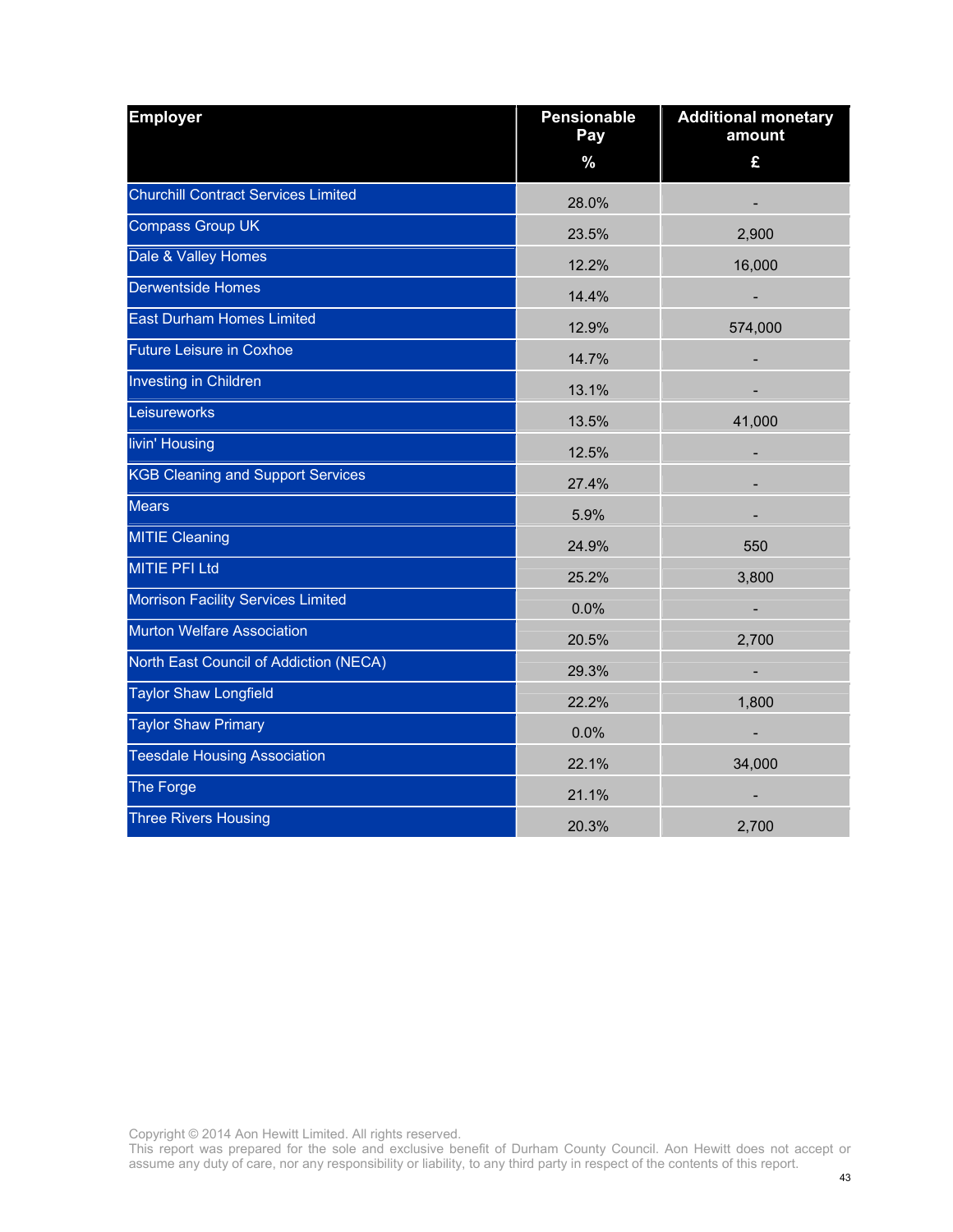| Employer | Pensionable Pay<br>% | Additional monetary amount<br>£ |
|---|---|---|
| Churchill Contract Services Limited | 28.0% | - |
| Compass Group UK | 23.5% | 2,900 |
| Dale & Valley Homes | 12.2% | 16,000 |
| Derwentside Homes | 14.4% | - |
| East Durham Homes Limited | 12.9% | 574,000 |
| Future Leisure in Coxhoe | 14.7% | - |
| Investing in Children | 13.1% | - |
| Leisureworks | 13.5% | 41,000 |
| livin' Housing | 12.5% | - |
| KGB Cleaning and Support Services | 27.4% | - |
| Mears | 5.9% | - |
| MITIE Cleaning | 24.9% | 550 |
| MITIE PFI Ltd | 25.2% | 3,800 |
| Morrison Facility Services Limited | 0.0% | - |
| Murton Welfare Association | 20.5% | 2,700 |
| North East Council of Addiction (NECA) | 29.3% | - |
| Taylor Shaw Longfield | 22.2% | 1,800 |
| Taylor Shaw Primary | 0.0% | - |
| Teesdale Housing Association | 22.1% | 34,000 |
| The Forge | 21.1% | - |
| Three Rivers Housing | 20.3% | 2,700 |

Copyright © 2014 Aon Hewitt Limited. All rights reserved.
This report was prepared for the sole and exclusive benefit of Durham County Council. Aon Hewitt does not accept or assume any duty of care, nor any responsibility or liability, to any third party in respect of the contents of this report.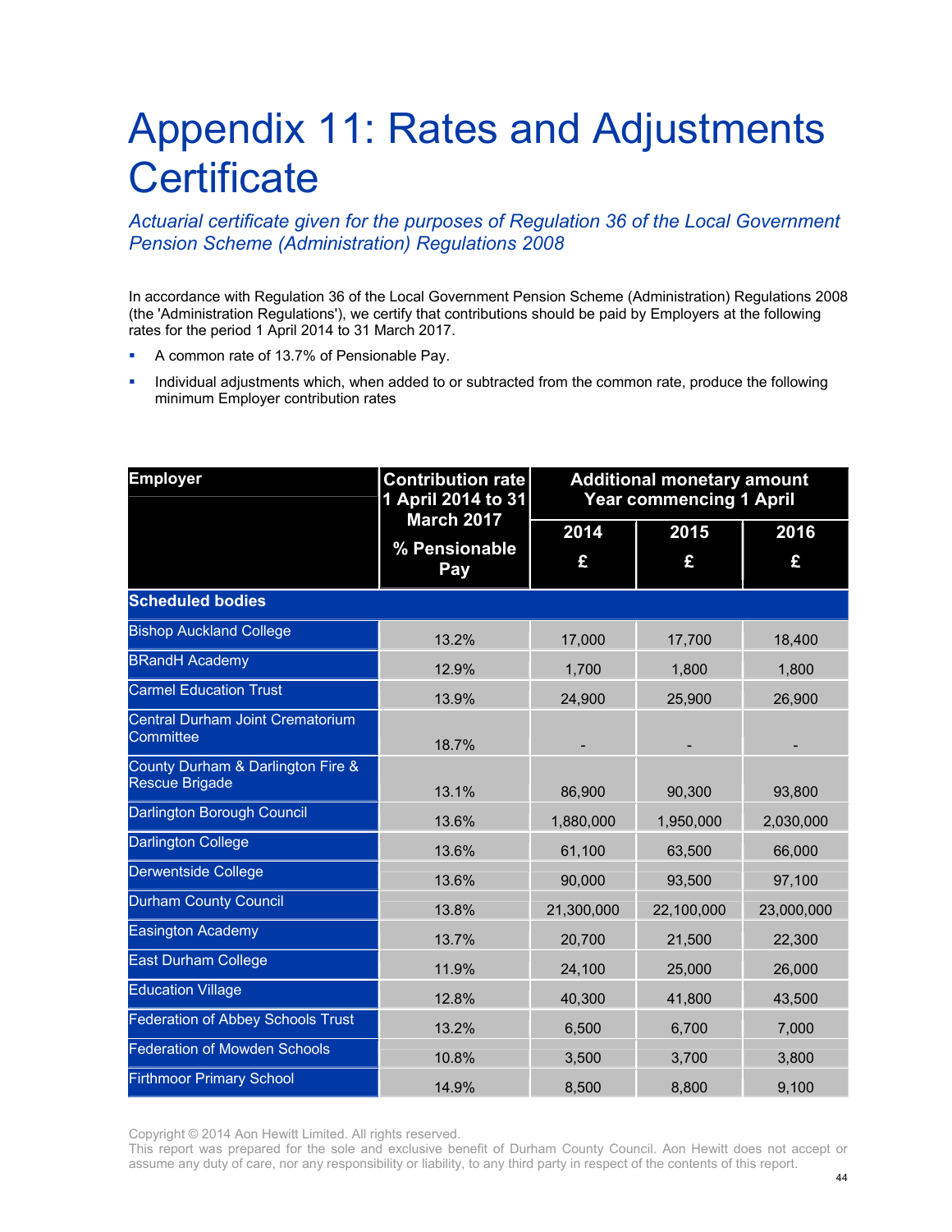# Appendix 11: Rates and Adjustments Certificate

*Actuarial certificate given for the purposes of Regulation 36 of the Local Government Pension Scheme (Administration) Regulations 2008*

In accordance with Regulation 36 of the Local Government Pension Scheme (Administration) Regulations 2008 (the 'Administration Regulations'), we certify that contributions should be paid by Employers at the following rates for the period 1 April 2014 to 31 March 2017.

- A common rate of 13.7% of Pensionable Pay.
- Individual adjustments which, when added to or subtracted from the common rate, produce the following minimum Employer contribution rates

| Employer | Contribution rate 1 April 2014 to 31 March 2017 | Additional monetary amount Year commencing 1 April | | |
|---|---|---|---|---|
| | % Pensionable Pay | 2014 £ | 2015 £ | 2016 £ |
| **Scheduled bodies** | | | | |
| Bishop Auckland College | 13.2% | 17,000 | 17,700 | 18,400 |
| BRandH Academy | 12.9% | 1,700 | 1,800 | 1,800 |
| Carmel Education Trust | 13.9% | 24,900 | 25,900 | 26,900 |
| Central Durham Joint Crematorium Committee | 18.7% | - | - | - |
| County Durham & Darlington Fire & Rescue Brigade | 13.1% | 86,900 | 90,300 | 93,800 |
| Darlington Borough Council | 13.6% | 1,880,000 | 1,950,000 | 2,030,000 |
| Darlington College | 13.6% | 61,100 | 63,500 | 66,000 |
| Derwentside College | 13.6% | 90,000 | 93,500 | 97,100 |
| Durham County Council | 13.8% | 21,300,000 | 22,100,000 | 23,000,000 |
| Easington Academy | 13.7% | 20,700 | 21,500 | 22,300 |
| East Durham College | 11.9% | 24,100 | 25,000 | 26,000 |
| Education Village | 12.8% | 40,300 | 41,800 | 43,500 |
| Federation of Abbey Schools Trust | 13.2% | 6,500 | 6,700 | 7,000 |
| Federation of Mowden Schools | 10.8% | 3,500 | 3,700 | 3,800 |
| Firthmoor Primary School | 14.9% | 8,500 | 8,800 | 9,100 |

Copyright © 2014 Aon Hewitt Limited. All rights reserved.
This report was prepared for the sole and exclusive benefit of Durham County Council. Aon Hewitt does not accept or assume any duty of care, nor any responsibility or liability, to any third party in respect of the contents of this report.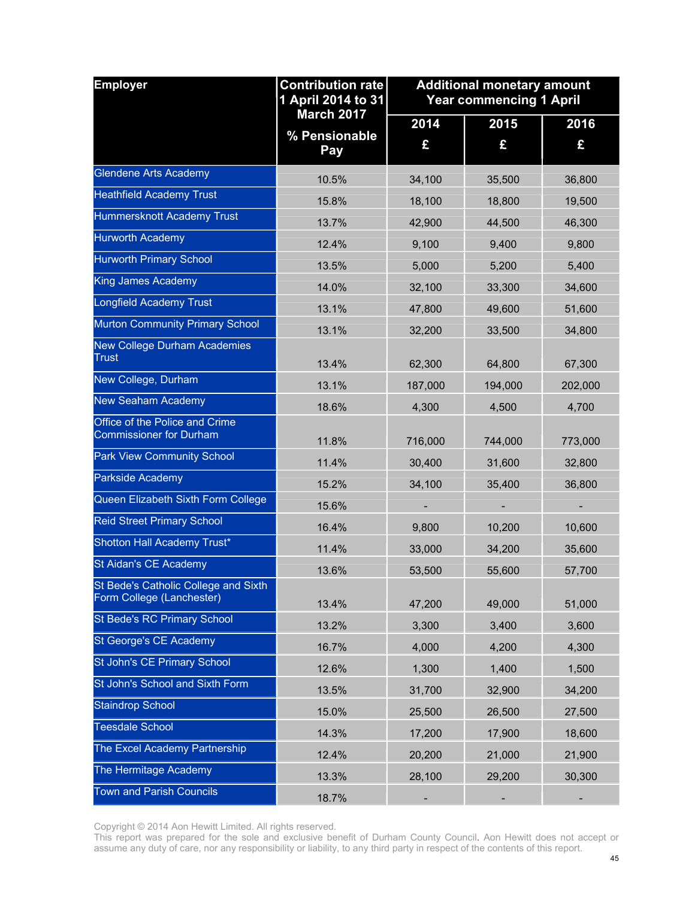| Employer | Contribution rate 1 April 2014 to 31 March 2017 | Additional monetary amount Year commencing 1 April | | |
|---|---|---|---|---|
| | % Pensionable Pay | 2014 £ | 2015 £ | 2016 £ |
| Glendene Arts Academy | 10.5% | 34,100 | 35,500 | 36,800 |
| Heathfield Academy Trust | 15.8% | 18,100 | 18,800 | 19,500 |
| Hummersknott Academy Trust | 13.7% | 42,900 | 44,500 | 46,300 |
| Hurworth Academy | 12.4% | 9,100 | 9,400 | 9,800 |
| Hurworth Primary School | 13.5% | 5,000 | 5,200 | 5,400 |
| King James Academy | 14.0% | 32,100 | 33,300 | 34,600 |
| Longfield Academy Trust | 13.1% | 47,800 | 49,600 | 51,600 |
| Murton Community Primary School | 13.1% | 32,200 | 33,500 | 34,800 |
| New College Durham Academies Trust | 13.4% | 62,300 | 64,800 | 67,300 |
| New College, Durham | 13.1% | 187,000 | 194,000 | 202,000 |
| New Seaham Academy | 18.6% | 4,300 | 4,500 | 4,700 |
| Office of the Police and Crime Commissioner for Durham | 11.8% | 716,000 | 744,000 | 773,000 |
| Park View Community School | 11.4% | 30,400 | 31,600 | 32,800 |
| Parkside Academy | 15.2% | 34,100 | 35,400 | 36,800 |
| Queen Elizabeth Sixth Form College | 15.6% | - | - | - |
| Reid Street Primary School | 16.4% | 9,800 | 10,200 | 10,600 |
| Shotton Hall Academy Trust* | 11.4% | 33,000 | 34,200 | 35,600 |
| St Aidan's CE Academy | 13.6% | 53,500 | 55,600 | 57,700 |
| St Bede's Catholic College and Sixth Form College (Lanchester) | 13.4% | 47,200 | 49,000 | 51,000 |
| St Bede's RC Primary School | 13.2% | 3,300 | 3,400 | 3,600 |
| St George's CE Academy | 16.7% | 4,000 | 4,200 | 4,300 |
| St John's CE Primary School | 12.6% | 1,300 | 1,400 | 1,500 |
| St John's School and Sixth Form | 13.5% | 31,700 | 32,900 | 34,200 |
| Staindrop School | 15.0% | 25,500 | 26,500 | 27,500 |
| Teesdale School | 14.3% | 17,200 | 17,900 | 18,600 |
| The Excel Academy Partnership | 12.4% | 20,200 | 21,000 | 21,900 |
| The Hermitage Academy | 13.3% | 28,100 | 29,200 | 30,300 |
| Town and Parish Councils | 18.7% | - | - | - |

Copyright © 2014 Aon Hewitt Limited. All rights reserved.
This report was prepared for the sole and exclusive benefit of Durham County Council. Aon Hewitt does not accept or assume any duty of care, nor any responsibility or liability, to any third party in respect of the contents of this report.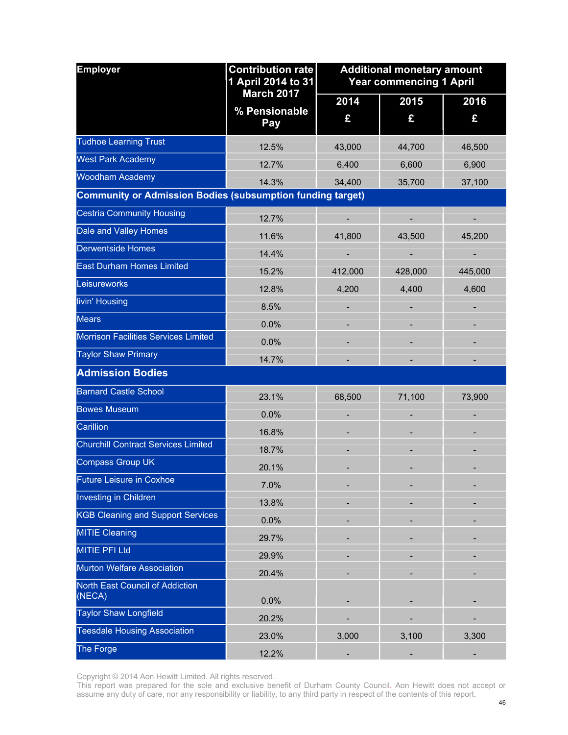| Employer | Contribution rate 1 April 2014 to 31 March 2017 | Additional monetary amount Year commencing 1 April | | |
|---|---|---|---|---|
| | % Pensionable Pay | 2014 £ | 2015 £ | 2016 £ |
| Tudhoe Learning Trust | 12.5% | 43,000 | 44,700 | 46,500 |
| West Park Academy | 12.7% | 6,400 | 6,600 | 6,900 |
| Woodham Academy | 14.3% | 34,400 | 35,700 | 37,100 |
| **Community or Admission Bodies (subsumption funding target)** | | | | |
| Cestria Community Housing | 12.7% | - | - | - |
| Dale and Valley Homes | 11.6% | 41,800 | 43,500 | 45,200 |
| Derwentside Homes | 14.4% | - | - | - |
| East Durham Homes Limited | 15.2% | 412,000 | 428,000 | 445,000 |
| Leisureworks | 12.8% | 4,200 | 4,400 | 4,600 |
| livin' Housing | 8.5% | - | - | - |
| Mears | 0.0% | - | - | - |
| Morrison Facilities Services Limited | 0.0% | - | - | - |
| Taylor Shaw Primary | 14.7% | - | - | - |
| **Admission Bodies** | | | | |
| Barnard Castle School | 23.1% | 68,500 | 71,100 | 73,900 |
| Bowes Museum | 0.0% | - | - | - |
| Carillion | 16.8% | - | - | - |
| Churchill Contract Services Limited | 18.7% | - | - | - |
| Compass Group UK | 20.1% | - | - | - |
| Future Leisure in Coxhoe | 7.0% | - | - | - |
| Investing in Children | 13.8% | - | - | - |
| KGB Cleaning and Support Services | 0.0% | - | - | - |
| MITIE Cleaning | 29.7% | - | - | - |
| MITIE PFI Ltd | 29.9% | - | - | - |
| Murton Welfare Association | 20.4% | - | - | - |
| North East Council of Addiction (NECA) | 0.0% | - | - | - |
| Taylor Shaw Longfield | 20.2% | - | - | - |
| Teesdale Housing Association | 23.0% | 3,000 | 3,100 | 3,300 |
| The Forge | 12.2% | - | - | - |

Copyright © 2014 Aon Hewitt Limited. All rights reserved.
This report was prepared for the sole and exclusive benefit of Durham County Council. Aon Hewitt does not accept or assume any duty of care, nor any responsibility or liability, to any third party in respect of the contents of this report.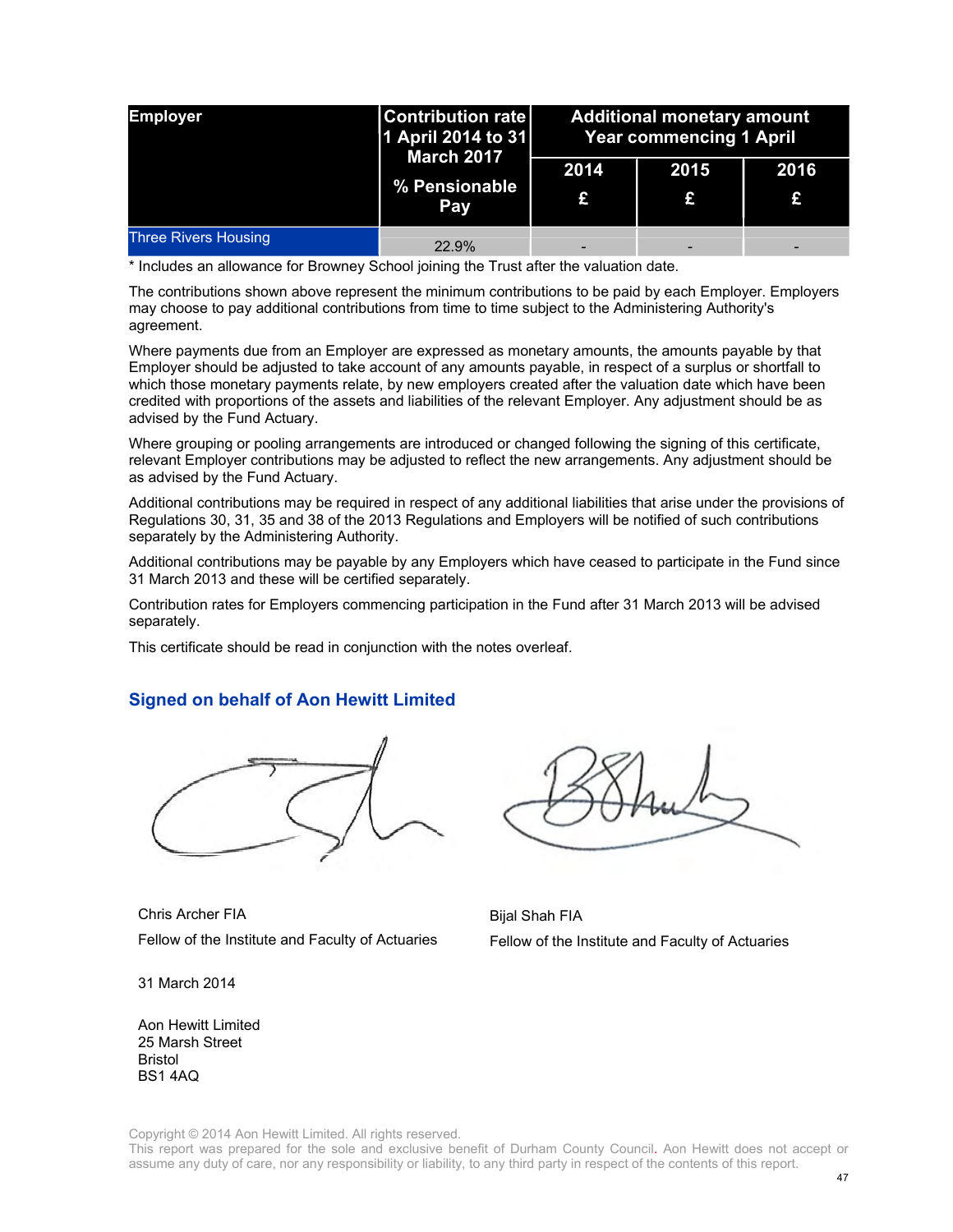| Employer | Contribution rate 1 April 2014 to 31 March 2017 | Additional monetary amount Year commencing 1 April | | |
|---|---|---|---|---|
| | % Pensionable Pay | 2014 £ | 2015 £ | 2016 £ |
| Three Rivers Housing | 22.9% | - | - | - |

* Includes an allowance for Browney School joining the Trust after the valuation date.

The contributions shown above represent the minimum contributions to be paid by each Employer. Employers may choose to pay additional contributions from time to time subject to the Administering Authority's agreement.

Where payments due from an Employer are expressed as monetary amounts, the amounts payable by that Employer should be adjusted to take account of any amounts payable, in respect of a surplus or shortfall to which those monetary payments relate, by new employers created after the valuation date which have been credited with proportions of the assets and liabilities of the relevant Employer. Any adjustment should be as advised by the Fund Actuary.

Where grouping or pooling arrangements are introduced or changed following the signing of this certificate, relevant Employer contributions may be adjusted to reflect the new arrangements. Any adjustment should be as advised by the Fund Actuary.

Additional contributions may be required in respect of any additional liabilities that arise under the provisions of Regulations 30, 31, 35 and 38 of the 2013 Regulations and Employers will be notified of such contributions separately by the Administering Authority.

Additional contributions may be payable by any Employers which have ceased to participate in the Fund since 31 March 2013 and these will be certified separately.

Contribution rates for Employers commencing participation in the Fund after 31 March 2013 will be advised separately.

This certificate should be read in conjunction with the notes overleaf.

## Signed on behalf of Aon Hewitt Limited

Chris Archer FIA
Fellow of the Institute and Faculty of Actuaries

Bijal Shah FIA
Fellow of the Institute and Faculty of Actuaries

31 March 2014

Aon Hewitt Limited
25 Marsh Street
Bristol
BS1 4AQ

Copyright © 2014 Aon Hewitt Limited. All rights reserved.
This report was prepared for the sole and exclusive benefit of Durham County Council. Aon Hewitt does not accept or assume any duty of care, nor any responsibility or liability, to any third party in respect of the contents of this report.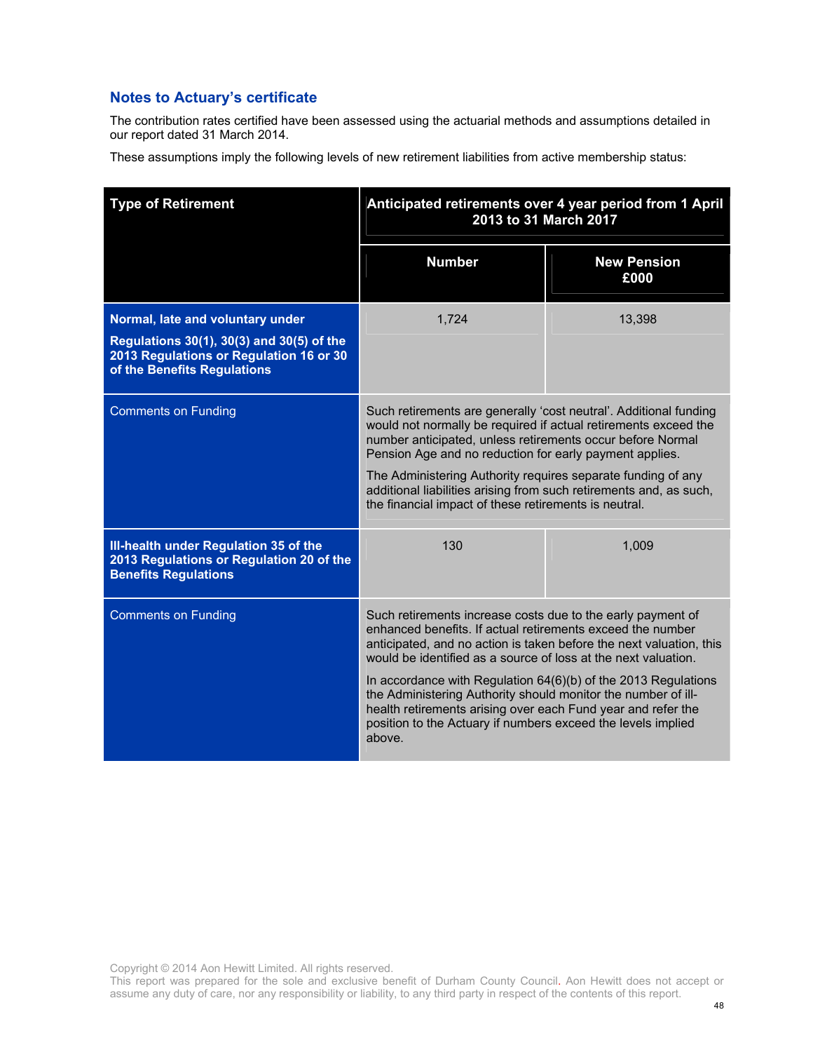## Notes to Actuary's certificate

The contribution rates certified have been assessed using the actuarial methods and assumptions detailed in our report dated 31 March 2014.

These assumptions imply the following levels of new retirement liabilities from active membership status:

| Type of Retirement | Anticipated retirements over 4 year period from 1 April 2013 to 31 March 2017 | |
|---|---|---|
| | **Number** | **New Pension £000** |
| **Normal, late and voluntary under Regulations 30(1), 30(3) and 30(5) of the 2013 Regulations or Regulation 16 or 30 of the Benefits Regulations** | 1,724 | 13,398 |
| Comments on Funding | Such retirements are generally 'cost neutral'. Additional funding would not normally be required if actual retirements exceed the number anticipated, unless retirements occur before Normal Pension Age and no reduction for early payment applies. The Administering Authority requires separate funding of any additional liabilities arising from such retirements and, as such, the financial impact of these retirements is neutral. | |
| **Ill-health under Regulation 35 of the 2013 Regulations or Regulation 20 of the Benefits Regulations** | 130 | 1,009 |
| Comments on Funding | Such retirements increase costs due to the early payment of enhanced benefits. If actual retirements exceed the number anticipated, and no action is taken before the next valuation, this would be identified as a source of loss at the next valuation. In accordance with Regulation 64(6)(b) of the 2013 Regulations the Administering Authority should monitor the number of ill-health retirements arising over each Fund year and refer the position to the Actuary if numbers exceed the levels implied above. | |

Copyright © 2014 Aon Hewitt Limited. All rights reserved.
This report was prepared for the sole and exclusive benefit of Durham County Council. Aon Hewitt does not accept or assume any duty of care, nor any responsibility or liability, to any third party in respect of the contents of this report.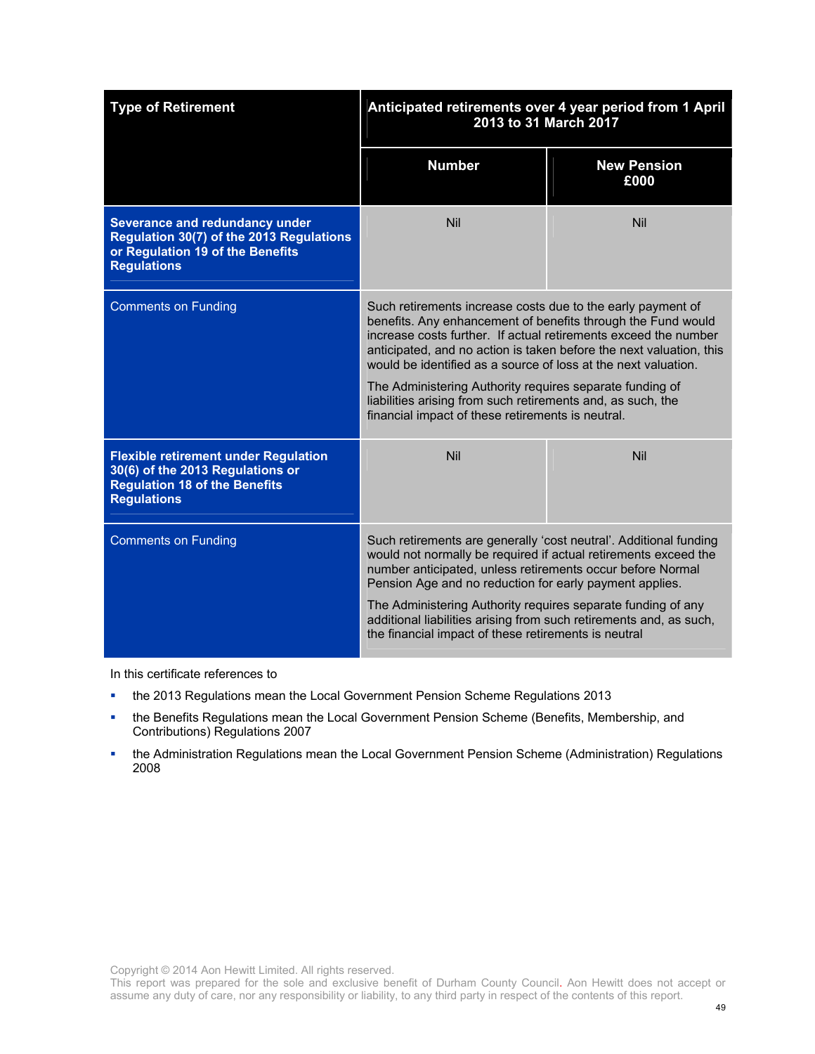| Type of Retirement | Anticipated retirements over 4 year period from 1 April 2013 to 31 March 2017 | |
|---|---|---|
| | **Number** | **New Pension £000** |
| **Severance and redundancy under Regulation 30(7) of the 2013 Regulations or Regulation 19 of the Benefits Regulations** | Nil | Nil |
| Comments on Funding | Such retirements increase costs due to the early payment of benefits. Any enhancement of benefits through the Fund would increase costs further. If actual retirements exceed the number anticipated, and no action is taken before the next valuation, this would be identified as a source of loss at the next valuation.<br><br>The Administering Authority requires separate funding of liabilities arising from such retirements and, as such, the financial impact of these retirements is neutral. | |
| **Flexible retirement under Regulation 30(6) of the 2013 Regulations or Regulation 18 of the Benefits Regulations** | Nil | Nil |
| Comments on Funding | Such retirements are generally 'cost neutral'. Additional funding would not normally be required if actual retirements exceed the number anticipated, unless retirements occur before Normal Pension Age and no reduction for early payment applies.<br><br>The Administering Authority requires separate funding of any additional liabilities arising from such retirements and, as such, the financial impact of these retirements is neutral | |

In this certificate references to

- the 2013 Regulations mean the Local Government Pension Scheme Regulations 2013
- the Benefits Regulations mean the Local Government Pension Scheme (Benefits, Membership, and Contributions) Regulations 2007
- the Administration Regulations mean the Local Government Pension Scheme (Administration) Regulations 2008

Copyright © 2014 Aon Hewitt Limited. All rights reserved.
This report was prepared for the sole and exclusive benefit of Durham County Council. Aon Hewitt does not accept or assume any duty of care, nor any responsibility or liability, to any third party in respect of the contents of this report.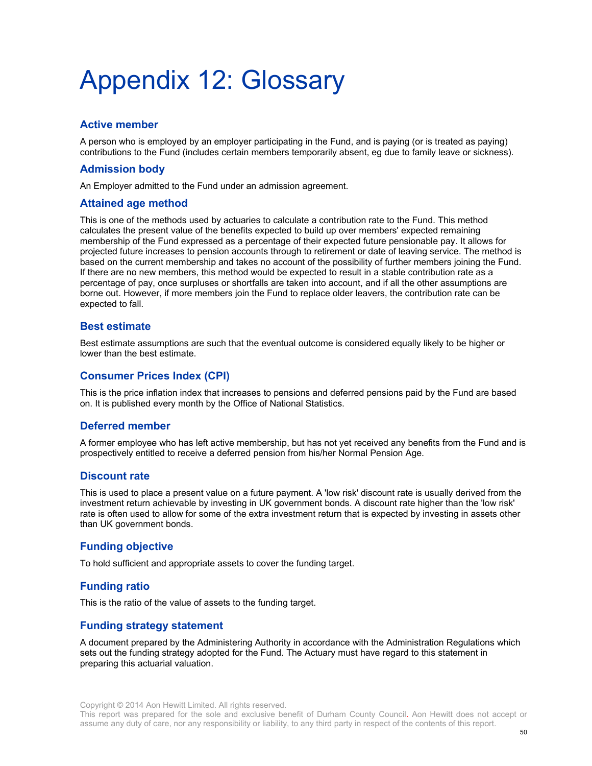# Appendix 12: Glossary

### Active member

A person who is employed by an employer participating in the Fund, and is paying (or is treated as paying) contributions to the Fund (includes certain members temporarily absent, eg due to family leave or sickness).

### Admission body

An Employer admitted to the Fund under an admission agreement.

### Attained age method

This is one of the methods used by actuaries to calculate a contribution rate to the Fund. This method calculates the present value of the benefits expected to build up over members' expected remaining membership of the Fund expressed as a percentage of their expected future pensionable pay. It allows for projected future increases to pension accounts through to retirement or date of leaving service. The method is based on the current membership and takes no account of the possibility of further members joining the Fund. If there are no new members, this method would be expected to result in a stable contribution rate as a percentage of pay, once surpluses or shortfalls are taken into account, and if all the other assumptions are borne out. However, if more members join the Fund to replace older leavers, the contribution rate can be expected to fall.

### Best estimate

Best estimate assumptions are such that the eventual outcome is considered equally likely to be higher or lower than the best estimate.

### Consumer Prices Index (CPI)

This is the price inflation index that increases to pensions and deferred pensions paid by the Fund are based on. It is published every month by the Office of National Statistics.

### Deferred member

A former employee who has left active membership, but has not yet received any benefits from the Fund and is prospectively entitled to receive a deferred pension from his/her Normal Pension Age.

### Discount rate

This is used to place a present value on a future payment. A 'low risk' discount rate is usually derived from the investment return achievable by investing in UK government bonds. A discount rate higher than the 'low risk' rate is often used to allow for some of the extra investment return that is expected by investing in assets other than UK government bonds.

### Funding objective

To hold sufficient and appropriate assets to cover the funding target.

### Funding ratio

This is the ratio of the value of assets to the funding target.

### Funding strategy statement

A document prepared by the Administering Authority in accordance with the Administration Regulations which sets out the funding strategy adopted for the Fund. The Actuary must have regard to this statement in preparing this actuarial valuation.

Copyright © 2014 Aon Hewitt Limited. All rights reserved.
This report was prepared for the sole and exclusive benefit of Durham County Council. Aon Hewitt does not accept or assume any duty of care, nor any responsibility or liability, to any third party in respect of the contents of this report.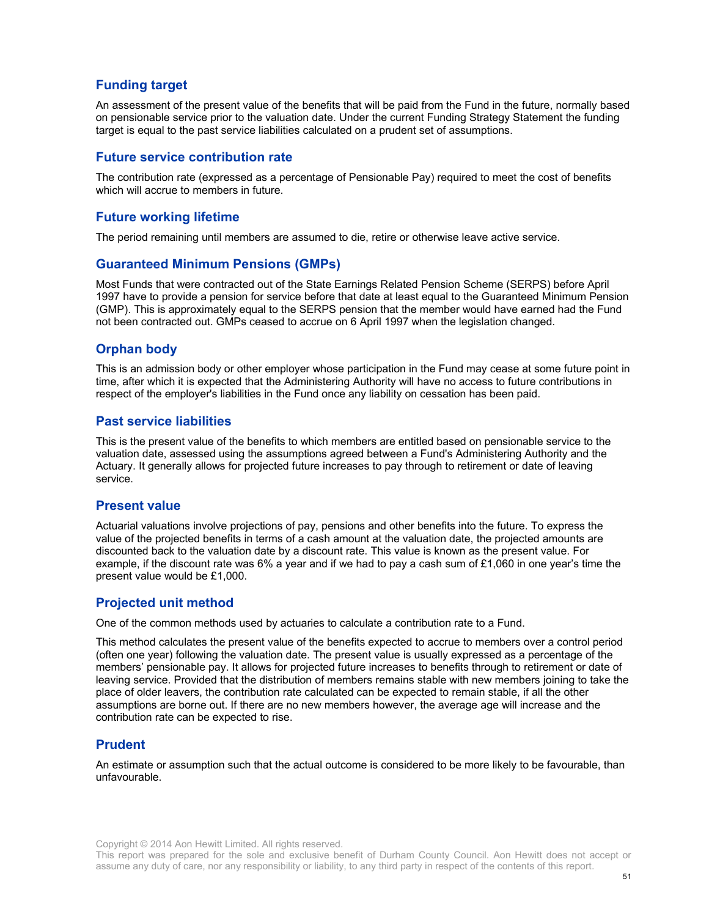## Funding target

An assessment of the present value of the benefits that will be paid from the Fund in the future, normally based on pensionable service prior to the valuation date. Under the current Funding Strategy Statement the funding target is equal to the past service liabilities calculated on a prudent set of assumptions.

## Future service contribution rate

The contribution rate (expressed as a percentage of Pensionable Pay) required to meet the cost of benefits which will accrue to members in future.

## Future working lifetime

The period remaining until members are assumed to die, retire or otherwise leave active service.

## Guaranteed Minimum Pensions (GMPs)

Most Funds that were contracted out of the State Earnings Related Pension Scheme (SERPS) before April 1997 have to provide a pension for service before that date at least equal to the Guaranteed Minimum Pension (GMP). This is approximately equal to the SERPS pension that the member would have earned had the Fund not been contracted out. GMPs ceased to accrue on 6 April 1997 when the legislation changed.

## Orphan body

This is an admission body or other employer whose participation in the Fund may cease at some future point in time, after which it is expected that the Administering Authority will have no access to future contributions in respect of the employer's liabilities in the Fund once any liability on cessation has been paid.

## Past service liabilities

This is the present value of the benefits to which members are entitled based on pensionable service to the valuation date, assessed using the assumptions agreed between a Fund's Administering Authority and the Actuary. It generally allows for projected future increases to pay through to retirement or date of leaving service.

## Present value

Actuarial valuations involve projections of pay, pensions and other benefits into the future. To express the value of the projected benefits in terms of a cash amount at the valuation date, the projected amounts are discounted back to the valuation date by a discount rate. This value is known as the present value. For example, if the discount rate was 6% a year and if we had to pay a cash sum of £1,060 in one year's time the present value would be £1,000.

## Projected unit method

One of the common methods used by actuaries to calculate a contribution rate to a Fund.

This method calculates the present value of the benefits expected to accrue to members over a control period (often one year) following the valuation date. The present value is usually expressed as a percentage of the members' pensionable pay. It allows for projected future increases to benefits through to retirement or date of leaving service. Provided that the distribution of members remains stable with new members joining to take the place of older leavers, the contribution rate calculated can be expected to remain stable, if all the other assumptions are borne out. If there are no new members however, the average age will increase and the contribution rate can be expected to rise.

## Prudent

An estimate or assumption such that the actual outcome is considered to be more likely to be favourable, than unfavourable.

Copyright © 2014 Aon Hewitt Limited. All rights reserved.
This report was prepared for the sole and exclusive benefit of Durham County Council. Aon Hewitt does not accept or assume any duty of care, nor any responsibility or liability, to any third party in respect of the contents of this report.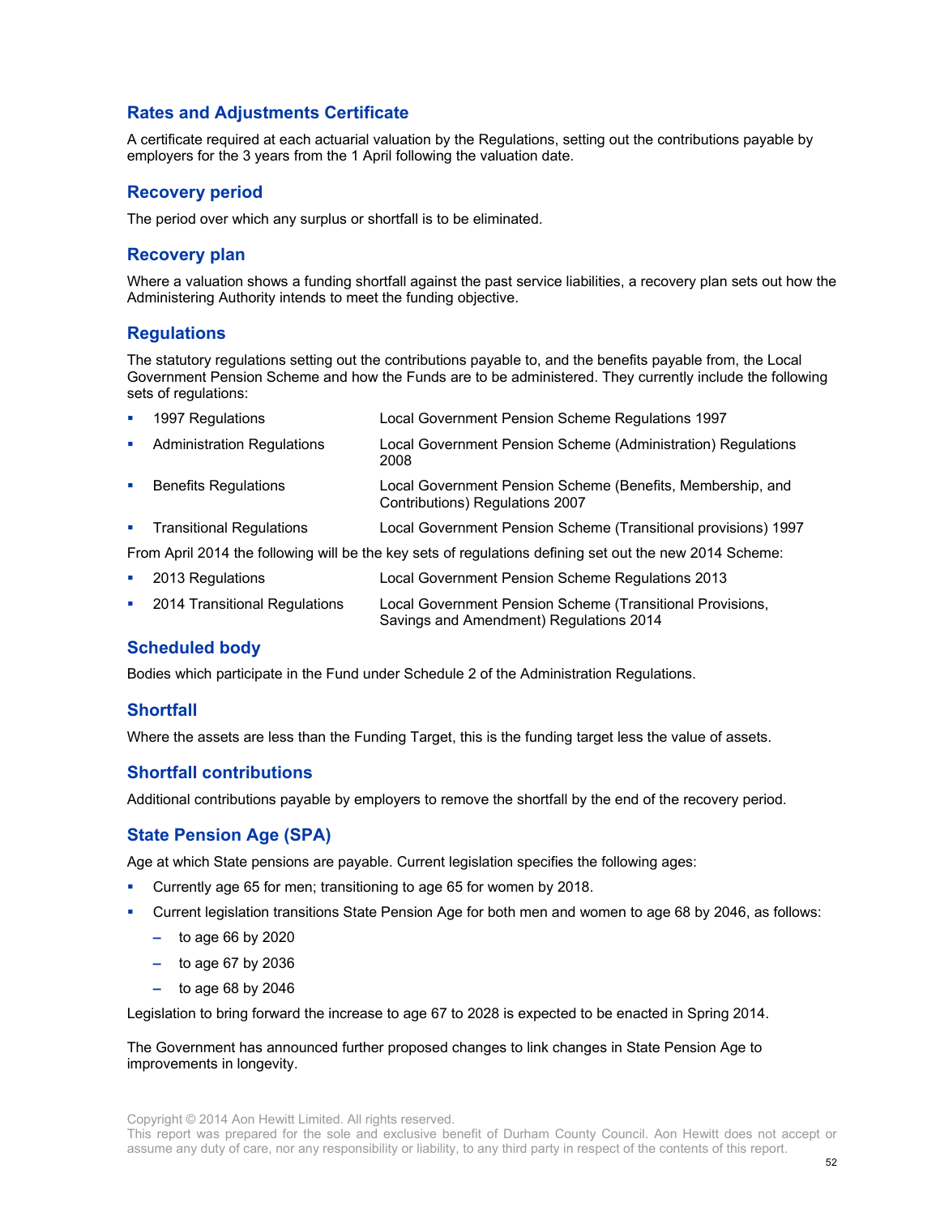## Rates and Adjustments Certificate

A certificate required at each actuarial valuation by the Regulations, setting out the contributions payable by employers for the 3 years from the 1 April following the valuation date.

## Recovery period

The period over which any surplus or shortfall is to be eliminated.

## Recovery plan

Where a valuation shows a funding shortfall against the past service liabilities, a recovery plan sets out how the Administering Authority intends to meet the funding objective.

## Regulations

The statutory regulations setting out the contributions payable to, and the benefits payable from, the Local Government Pension Scheme and how the Funds are to be administered. They currently include the following sets of regulations:

- 1997 Regulations — Local Government Pension Scheme Regulations 1997
- Administration Regulations — Local Government Pension Scheme (Administration) Regulations 2008
- Benefits Regulations — Local Government Pension Scheme (Benefits, Membership, and Contributions) Regulations 2007
- Transitional Regulations — Local Government Pension Scheme (Transitional provisions) 1997

From April 2014 the following will be the key sets of regulations defining set out the new 2014 Scheme:

- 2013 Regulations — Local Government Pension Scheme Regulations 2013
- 2014 Transitional Regulations — Local Government Pension Scheme (Transitional Provisions, Savings and Amendment) Regulations 2014

## Scheduled body

Bodies which participate in the Fund under Schedule 2 of the Administration Regulations.

## Shortfall

Where the assets are less than the Funding Target, this is the funding target less the value of assets.

## Shortfall contributions

Additional contributions payable by employers to remove the shortfall by the end of the recovery period.

## State Pension Age (SPA)

Age at which State pensions are payable. Current legislation specifies the following ages:

- Currently age 65 for men; transitioning to age 65 for women by 2018.
- Current legislation transitions State Pension Age for both men and women to age 68 by 2046, as follows:
  - to age 66 by 2020
  - to age 67 by 2036
  - to age 68 by 2046

Legislation to bring forward the increase to age 67 to 2028 is expected to be enacted in Spring 2014.

The Government has announced further proposed changes to link changes in State Pension Age to improvements in longevity.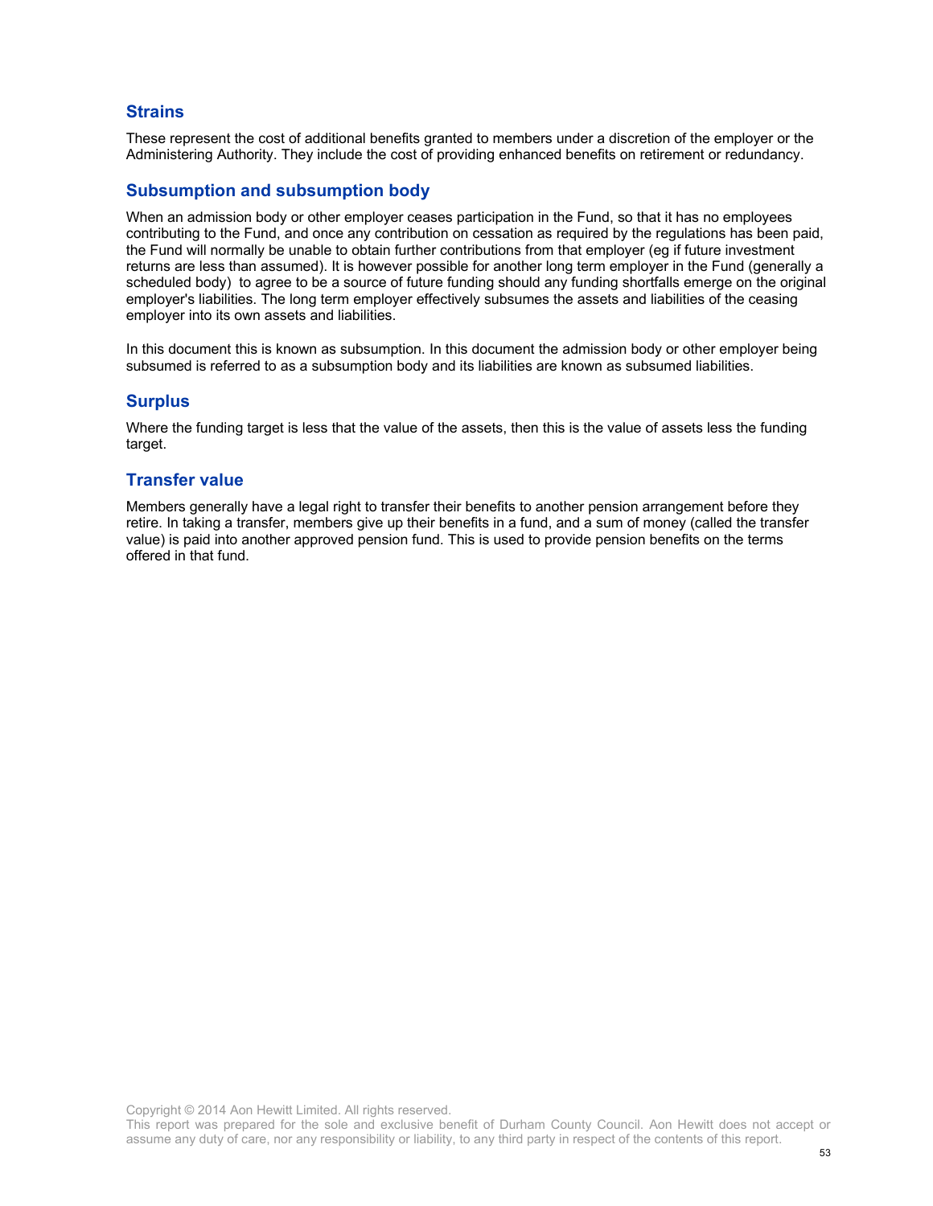## Strains

These represent the cost of additional benefits granted to members under a discretion of the employer or the Administering Authority. They include the cost of providing enhanced benefits on retirement or redundancy.

## Subsumption and subsumption body

When an admission body or other employer ceases participation in the Fund, so that it has no employees contributing to the Fund, and once any contribution on cessation as required by the regulations has been paid, the Fund will normally be unable to obtain further contributions from that employer (eg if future investment returns are less than assumed). It is however possible for another long term employer in the Fund (generally a scheduled body) to agree to be a source of future funding should any funding shortfalls emerge on the original employer's liabilities. The long term employer effectively subsumes the assets and liabilities of the ceasing employer into its own assets and liabilities.

In this document this is known as subsumption. In this document the admission body or other employer being subsumed is referred to as a subsumption body and its liabilities are known as subsumed liabilities.

## Surplus

Where the funding target is less that the value of the assets, then this is the value of assets less the funding target.

## Transfer value

Members generally have a legal right to transfer their benefits to another pension arrangement before they retire. In taking a transfer, members give up their benefits in a fund, and a sum of money (called the transfer value) is paid into another approved pension fund. This is used to provide pension benefits on the terms offered in that fund.